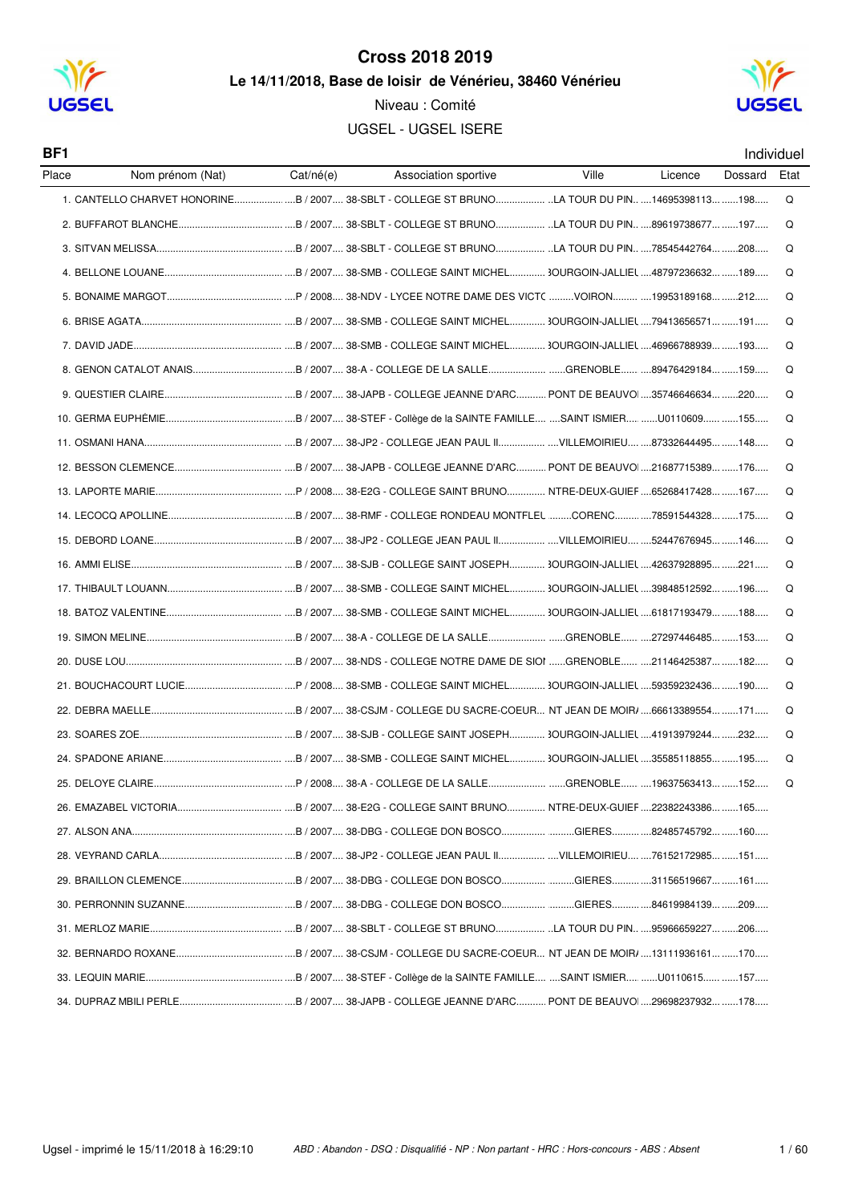# Cross 2018 2019

## Le 14/11/2018, Base de loisir de Vénérieu, 38460 Vénérieu

Niveau : Comité

UGSEL - UGSEL ISERE

**BF1** Individuel

| Place | Nom prénom (Nat) | Cat/né(e) | Association sportive | Ville | Licence | Dossard | Etat |
|---|---|---|---|---|---|---|---|
| 1. | CANTELLO CHARVET HONORINE | B / 2007 | 38-SBLT - COLLEGE ST BRUNO | LA TOUR DU PIN | 14695398113 | 198 | Q |
| 2. | BUFFAROT BLANCHE | B / 2007 | 38-SBLT - COLLEGE ST BRUNO | LA TOUR DU PIN | 89619738677 | 197 | Q |
| 3. | SITVAN MELISSA | B / 2007 | 38-SBLT - COLLEGE ST BRUNO | LA TOUR DU PIN | 78545442764 | 208 | Q |
| 4. | BELLONE LOUANE | B / 2007 | 38-SMB - COLLEGE SAINT MICHEL | BOURGOIN-JALLIEU | 48797236632 | 189 | Q |
| 5. | BONAIME MARGOT | P / 2008 | 38-NDV - LYCEE NOTRE DAME DES VICTO | VOIRON | 19953189168 | 212 | Q |
| 6. | BRISE AGATA | B / 2007 | 38-SMB - COLLEGE SAINT MICHEL | BOURGOIN-JALLIEU | 79413656571 | 191 | Q |
| 7. | DAVID JADE | B / 2007 | 38-SMB - COLLEGE SAINT MICHEL | BOURGOIN-JALLIEU | 46966788939 | 193 | Q |
| 8. | GENON CATALOT ANAIS | B / 2007 | 38-A - COLLEGE DE LA SALLE | GRENOBLE | 89476429184 | 159 | Q |
| 9. | QUESTIER CLAIRE | B / 2007 | 38-JAPB - COLLEGE JEANNE D'ARC | PONT DE BEAUVOI | 35746646634 | 220 | Q |
| 10. | GERMA EUPHÉMIE | B / 2007 | 38-STEF - Collège de la SAINTE FAMILLE | SAINT ISMIER | U0110609 | 155 | Q |
| 11. | OSMANI HANA | B / 2007 | 38-JP2 - COLLEGE JEAN PAUL II | VILLEMOIRIEU | 87332644495 | 148 | Q |
| 12. | BESSON CLEMENCE | B / 2007 | 38-JAPB - COLLEGE JEANNE D'ARC | PONT DE BEAUVOI | 21687715389 | 176 | Q |
| 13. | LAPORTE MARIE | P / 2008 | 38-E2G - COLLEGE SAINT BRUNO | NTRE-DEUX-GUIEF | 65268417428 | 167 | Q |
| 14. | LECOCQ APOLLINE | B / 2007 | 38-RMF - COLLEGE RONDEAU MONTFLEU | CORENC | 78591544328 | 175 | Q |
| 15. | DEBORD LOANE | B / 2007 | 38-JP2 - COLLEGE JEAN PAUL II | VILLEMOIRIEU | 52447676945 | 146 | Q |
| 16. | AMMI ELISE | B / 2007 | 38-SJB - COLLEGE SAINT JOSEPH | BOURGOIN-JALLIEU | 42637928895 | 221 | Q |
| 17. | THIBAULT LOUANN | B / 2007 | 38-SMB - COLLEGE SAINT MICHEL | BOURGOIN-JALLIEU | 39848512592 | 196 | Q |
| 18. | BATOZ VALENTINE | B / 2007 | 38-SMB - COLLEGE SAINT MICHEL | BOURGOIN-JALLIEU | 61817193479 | 188 | Q |
| 19. | SIMON MELINE | B / 2007 | 38-A - COLLEGE DE LA SALLE | GRENOBLE | 27297446485 | 153 | Q |
| 20. | DUSE LOU | B / 2007 | 38-NDS - COLLEGE NOTRE DAME DE SION | GRENOBLE | 21146425387 | 182 | Q |
| 21. | BOUCHACOURT LUCIE | P / 2008 | 38-SMB - COLLEGE SAINT MICHEL | BOURGOIN-JALLIEU | 59359232436 | 190 | Q |
| 22. | DEBRA MAELLE | B / 2007 | 38-CSJM - COLLEGE DU SACRE-COEUR | NT JEAN DE MOIR | 66613389554 | 171 | Q |
| 23. | SOARES ZOE | B / 2007 | 38-SJB - COLLEGE SAINT JOSEPH | BOURGOIN-JALLIEU | 41913979244 | 232 | Q |
| 24. | SPADONE ARIANE | B / 2007 | 38-SMB - COLLEGE SAINT MICHEL | BOURGOIN-JALLIEU | 35585118855 | 195 | Q |
| 25. | DELOYE CLAIRE | P / 2008 | 38-A - COLLEGE DE LA SALLE | GRENOBLE | 19637563413 | 152 | Q |
| 26. | EMAZABEL VICTORIA | B / 2007 | 38-E2G - COLLEGE SAINT BRUNO | NTRE-DEUX-GUIEF | 22382243386 | 165 | |
| 27. | ALSON ANA | B / 2007 | 38-DBG - COLLEGE DON BOSCO | GIERES | 82485745792 | 160 | |
| 28. | VEYRAND CARLA | B / 2007 | 38-JP2 - COLLEGE JEAN PAUL II | VILLEMOIRIEU | 76152172985 | 151 | |
| 29. | BRAILLON CLEMENCE | B / 2007 | 38-DBG - COLLEGE DON BOSCO | GIERES | 31156519667 | 161 | |
| 30. | PERRONNIN SUZANNE | B / 2007 | 38-DBG - COLLEGE DON BOSCO | GIERES | 84619984139 | 209 | |
| 31. | MERLOZ MARIE | B / 2007 | 38-SBLT - COLLEGE ST BRUNO | LA TOUR DU PIN | 95966659227 | 206 | |
| 32. | BERNARDO ROXANE | B / 2007 | 38-CSJM - COLLEGE DU SACRE-COEUR | NT JEAN DE MOIR | 13111936161 | 170 | |
| 33. | LEQUIN MARIE | B / 2007 | 38-STEF - Collège de la SAINTE FAMILLE | SAINT ISMIER | U0110615 | 157 | |
| 34. | DUPRAZ MBILI PERLE | B / 2007 | 38-JAPB - COLLEGE JEANNE D'ARC | PONT DE BEAUVOI | 29698237932 | 178 | |

Ugsel - imprimé le 15/11/2018 à 16:29:10

*ABD : Abandon - DSQ : Disqualifié - NP : Non partant - HRC : Hors-concours - ABS : Absent*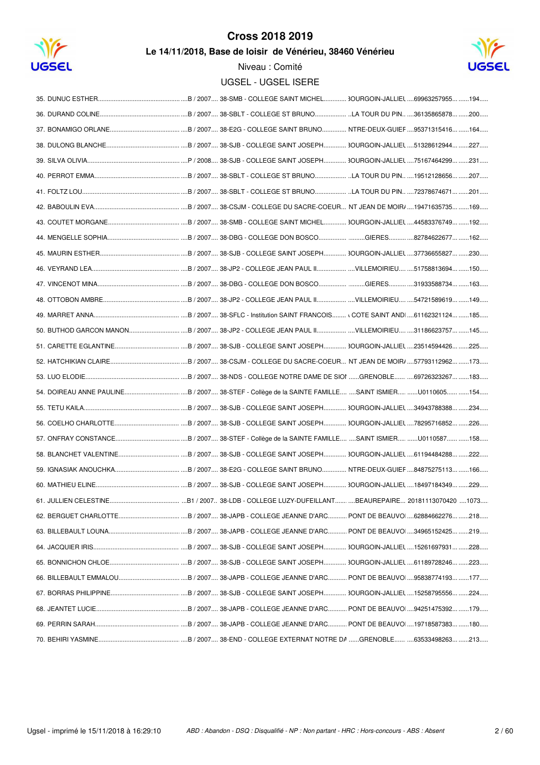# Cross 2018 2019

## Le 14/11/2018, Base de loisir de Vénérieu, 38460 Vénérieu

Niveau : Comité

UGSEL - UGSEL ISERE

| Rang | Nom | Cat. / Année | Établissement | Ville | Licence | Dossard |
|---|---|---|---|---|---|---|
| 35. | DUNUC ESTHER | B / 2007 | 38-SMB - COLLEGE SAINT MICHEL | BOURGOIN-JALLIEU | 69963257955 | 194 |
| 36. | DURAND COLINE | B / 2007 | 38-SBLT - COLLEGE ST BRUNO | LA TOUR DU PIN | 36135865878 | 200 |
| 37. | BONAMIGO ORLANE | B / 2007 | 38-E2G - COLLEGE SAINT BRUNO | NTRE-DEUX-GUIEF | 95371315416 | 164 |
| 38. | DULONG BLANCHE | B / 2007 | 38-SJB - COLLEGE SAINT JOSEPH | BOURGOIN-JALLIEU | 51328612944 | 227 |
| 39. | SILVA OLIVIA | P / 2008 | 38-SJB - COLLEGE SAINT JOSEPH | BOURGOIN-JALLIEU | 75167464299 | 231 |
| 40. | PERROT EMMA | B / 2007 | 38-SBLT - COLLEGE ST BRUNO | LA TOUR DU PIN | 19512128656 | 207 |
| 41. | FOLTZ LOU | B / 2007 | 38-SBLT - COLLEGE ST BRUNO | LA TOUR DU PIN | 72378674671 | 201 |
| 42. | BABOULIN EVA | B / 2007 | 38-CSJM - COLLEGE DU SACRE-COEUR | NT JEAN DE MOIR | 19471635735 | 169 |
| 43. | COUTET MORGANE | B / 2007 | 38-SMB - COLLEGE SAINT MICHEL | BOURGOIN-JALLIEU | 44583376749 | 192 |
| 44. | MENGELLE SOPHIA | B / 2007 | 38-DBG - COLLEGE DON BOSCO | GIERES | 82784622677 | 162 |
| 45. | MAURIN ESTHER | B / 2007 | 38-SJB - COLLEGE SAINT JOSEPH | BOURGOIN-JALLIEU | 37736655827 | 230 |
| 46. | VEYRAND LEA | B / 2007 | 38-JP2 - COLLEGE JEAN PAUL II | VILLEMOIRIEU | 51758813694 | 150 |
| 47. | VINCENOT MINA | B / 2007 | 38-DBG - COLLEGE DON BOSCO | GIERES | 31933588734 | 163 |
| 48. | OTTOBON AMBRE | B / 2007 | 38-JP2 - COLLEGE JEAN PAUL II | VILLEMOIRIEU | 54721589619 | 149 |
| 49. | MARRET ANNA | B / 2007 | 38-SFLC - Institution SAINT FRANCOIS | COTE SAINT ANDI | 61162321124 | 185 |
| 50. | BUTHOD GARCON MANON | B / 2007 | 38-JP2 - COLLEGE JEAN PAUL II | VILLEMOIRIEU | 31186623757 | 145 |
| 51. | CARETTE EGLANTINE | B / 2007 | 38-SJB - COLLEGE SAINT JOSEPH | BOURGOIN-JALLIEU | 23514594426 | 225 |
| 52. | HATCHIKIAN CLAIRE | B / 2007 | 38-CSJM - COLLEGE DU SACRE-COEUR | NT JEAN DE MOIR | 57793112962 | 173 |
| 53. | LUO ELODIE | B / 2007 | 38-NDS - COLLEGE NOTRE DAME DE SION | GRENOBLE | 69726323267 | 183 |
| 54. | DOIREAU ANNE PAULINE | B / 2007 | 38-STEF - Collège de la SAINTE FAMILLE | SAINT ISMIER | U0110605 | 154 |
| 55. | TETU KAILA | B / 2007 | 38-SJB - COLLEGE SAINT JOSEPH | BOURGOIN-JALLIEU | 34943788388 | 234 |
| 56. | COELHO CHARLOTTE | B / 2007 | 38-SJB - COLLEGE SAINT JOSEPH | BOURGOIN-JALLIEU | 78295716852 | 226 |
| 57. | ONFRAY CONSTANCE | B / 2007 | 38-STEF - Collège de la SAINTE FAMILLE | SAINT ISMIER | U0110587 | 158 |
| 58. | BLANCHET VALENTINE | B / 2007 | 38-SJB - COLLEGE SAINT JOSEPH | BOURGOIN-JALLIEU | 61194484288 | 222 |
| 59. | IGNASIAK ANOUCHKA | B / 2007 | 38-E2G - COLLEGE SAINT BRUNO | NTRE-DEUX-GUIEF | 84875275113 | 166 |
| 60. | MATHIEU ELINE | B / 2007 | 38-SJB - COLLEGE SAINT JOSEPH | BOURGOIN-JALLIEU | 18497184349 | 229 |
| 61. | JULLIEN CELESTINE | B1 / 2007 | 38-LDB - COLLEGE LUZY-DUFEILLANT | BEAUREPAIRE | 20181113070420 | 1073 |
| 62. | BERGUET CHARLOTTE | B / 2007 | 38-JAPB - COLLEGE JEANNE D'ARC | PONT DE BEAUVOI | 62884662276 | 218 |
| 63. | BILLEBAULT LOUNA | B / 2007 | 38-JAPB - COLLEGE JEANNE D'ARC | PONT DE BEAUVOI | 34965152425 | 219 |
| 64. | JACQUIER IRIS | B / 2007 | 38-SJB - COLLEGE SAINT JOSEPH | BOURGOIN-JALLIEU | 15261697931 | 228 |
| 65. | BONNICHON CHLOE | B / 2007 | 38-SJB - COLLEGE SAINT JOSEPH | BOURGOIN-JALLIEU | 61189728246 | 223 |
| 66. | BILLEBAULT EMMALOU | B / 2007 | 38-JAPB - COLLEGE JEANNE D'ARC | PONT DE BEAUVOI | 95838774193 | 177 |
| 67. | BORRAS PHILIPPINE | B / 2007 | 38-SJB - COLLEGE SAINT JOSEPH | BOURGOIN-JALLIEU | 15258795556 | 224 |
| 68. | JEANTET LUCIE | B / 2007 | 38-JAPB - COLLEGE JEANNE D'ARC | PONT DE BEAUVOI | 94251475392 | 179 |
| 69. | PERRIN SARAH | B / 2007 | 38-JAPB - COLLEGE JEANNE D'ARC | PONT DE BEAUVOI | 19718587383 | 180 |
| 70. | BEHIRI YASMINE | B / 2007 | 38-END - COLLEGE EXTERNAT NOTRE DA | GRENOBLE | 63533498263 | 213 |

Ugsel - imprimé le 15/11/2018 à 16:29:10

*ABD : Abandon - DSQ : Disqualifié - NP : Non partant - HRC : Hors-concours - ABS : Absent*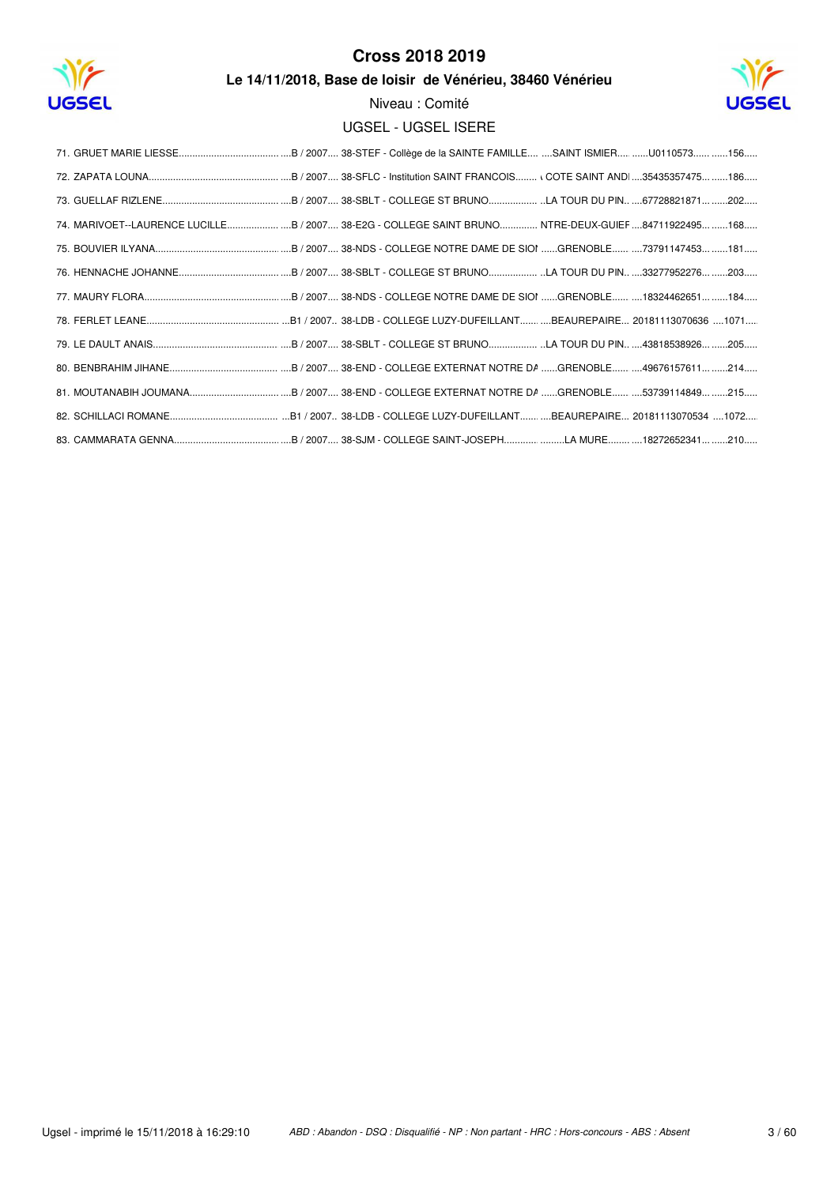# Cross 2018 2019

**Le 14/11/2018, Base de loisir de Vénérieu, 38460 Vénérieu**

Niveau : Comité

UGSEL - UGSEL ISERE

71. GRUET MARIE LIESSE...................................... ....B / 2007.... 38-STEF - Collège de la SAINTE FAMILLE.... ....SAINT ISMIER.... ......U0110573...... ......156.....
72. ZAPATA LOUNA................................................ ....B / 2007.... 38-SFLC - Institution SAINT FRANCOIS........ COTE SAINT ANDI ....35435357475... ......186.....
73. GUELLAF RIZLENE............................................ ....B / 2007.... 38-SBLT - COLLEGE ST BRUNO.................. ..LA TOUR DU PIN.. ....67728821871... ......202.....
74. MARIVOET--LAURENCE LUCILLE.................... ....B / 2007.... 38-E2G - COLLEGE SAINT BRUNO............. NTRE-DEUX-GUIEF ....84711922495... ......168.....
75. BOUVIER ILYANA............................................. ....B / 2007.... 38-NDS - COLLEGE NOTRE DAME DE SIOI ......GRENOBLE...... ....73791147453... ......181.....
76. HENNACHE JOHANNE....................................... ....B / 2007.... 38-SBLT - COLLEGE ST BRUNO.................. ..LA TOUR DU PIN.. ....33277952276... ......203.....
77. MAURY FLORA................................................... ....B / 2007.... 38-NDS - COLLEGE NOTRE DAME DE SIOI ......GRENOBLE...... ....18324462651... ......184.....
78. FERLET LEANE................................................. ...B1 / 2007.. 38-LDB - COLLEGE LUZY-DUFEILLANT....... ....BEAUREPAIRE... 20181113070636 ....1071....
79. LE DAULT ANAIS............................................... ....B / 2007.... 38-SBLT - COLLEGE ST BRUNO.................. ..LA TOUR DU PIN.. ....43818538926... ......205.....
80. BENBRAHIM JIHANE......................................... ....B / 2007.... 38-END - COLLEGE EXTERNAT NOTRE DA ......GRENOBLE...... ....49676157611... ......214.....
81. MOUTANABIH JOUMANA.................................. ....B / 2007.... 38-END - COLLEGE EXTERNAT NOTRE DA ......GRENOBLE...... ....53739114849... ......215.....
82. SCHILLACI ROMANE......................................... ...B1 / 2007.. 38-LDB - COLLEGE LUZY-DUFEILLANT....... ....BEAUREPAIRE... 20181113070534 ....1072....
83. CAMMARATA GENNA......................................... ....B / 2007.... 38-SJM - COLLEGE SAINT-JOSEPH............ .........LA MURE........ ....18272652341... ......210.....

Ugsel - imprimé le 15/11/2018 à 16:29:10 — *ABD : Abandon - DSQ : Disqualifié - NP : Non partant - HRC : Hors-concours - ABS : Absent*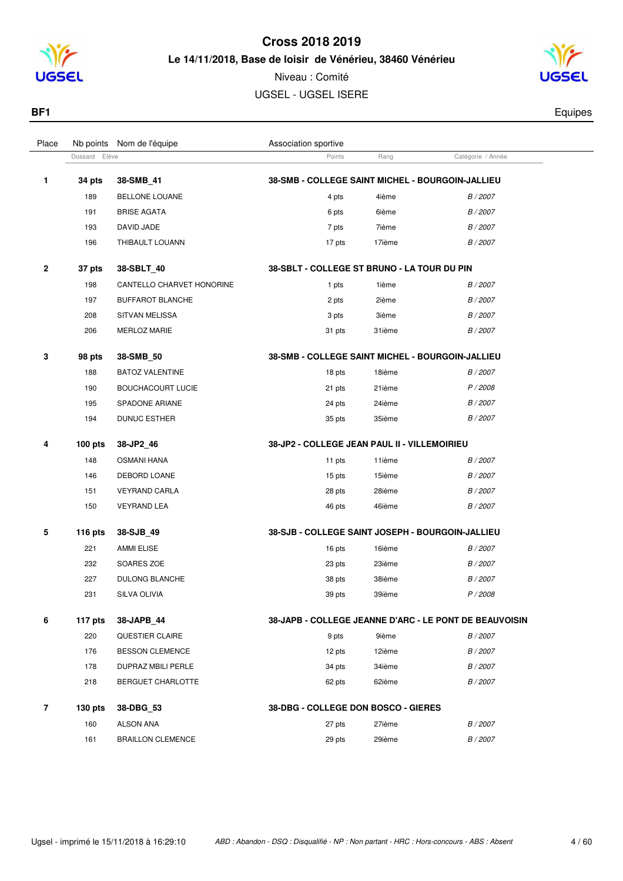# Cross 2018 2019

**Le 14/11/2018, Base de loisir de Vénérieu, 38460 Vénérieu**

Niveau : Comité

UGSEL - UGSEL ISERE

**BF1** — Equipes

| Place | Nb points | Nom de l'équipe | Association sportive | | |
|---|---|---|---|---|---|
| | Dossard | Elève | Points | Rang | Catégorie / Année |
| **1** | **34 pts** | **38-SMB_41** | **38-SMB - COLLEGE SAINT MICHEL - BOURGOIN-JALLIEU** | | |
| | 189 | BELLONE LOUANE | 4 pts | 4ième | *B / 2007* |
| | 191 | BRISE AGATA | 6 pts | 6ième | *B / 2007* |
| | 193 | DAVID JADE | 7 pts | 7ième | *B / 2007* |
| | 196 | THIBAULT LOUANN | 17 pts | 17ième | *B / 2007* |
| **2** | **37 pts** | **38-SBLT_40** | **38-SBLT - COLLEGE ST BRUNO - LA TOUR DU PIN** | | |
| | 198 | CANTELLO CHARVET HONORINE | 1 pts | 1ième | *B / 2007* |
| | 197 | BUFFAROT BLANCHE | 2 pts | 2ième | *B / 2007* |
| | 208 | SITVAN MELISSA | 3 pts | 3ième | *B / 2007* |
| | 206 | MERLOZ MARIE | 31 pts | 31ième | *B / 2007* |
| **3** | **98 pts** | **38-SMB_50** | **38-SMB - COLLEGE SAINT MICHEL - BOURGOIN-JALLIEU** | | |
| | 188 | BATOZ VALENTINE | 18 pts | 18ième | *B / 2007* |
| | 190 | BOUCHACOURT LUCIE | 21 pts | 21ième | *P / 2008* |
| | 195 | SPADONE ARIANE | 24 pts | 24ième | *B / 2007* |
| | 194 | DUNUC ESTHER | 35 pts | 35ième | *B / 2007* |
| **4** | **100 pts** | **38-JP2_46** | **38-JP2 - COLLEGE JEAN PAUL II - VILLEMOIRIEU** | | |
| | 148 | OSMANI HANA | 11 pts | 11ième | *B / 2007* |
| | 146 | DEBORD LOANE | 15 pts | 15ième | *B / 2007* |
| | 151 | VEYRAND CARLA | 28 pts | 28ième | *B / 2007* |
| | 150 | VEYRAND LEA | 46 pts | 46ième | *B / 2007* |
| **5** | **116 pts** | **38-SJB_49** | **38-SJB - COLLEGE SAINT JOSEPH - BOURGOIN-JALLIEU** | | |
| | 221 | AMMI ELISE | 16 pts | 16ième | *B / 2007* |
| | 232 | SOARES ZOE | 23 pts | 23ième | *B / 2007* |
| | 227 | DULONG BLANCHE | 38 pts | 38ième | *B / 2007* |
| | 231 | SILVA OLIVIA | 39 pts | 39ième | *P / 2008* |
| **6** | **117 pts** | **38-JAPB_44** | **38-JAPB - COLLEGE JEANNE D'ARC - LE PONT DE BEAUVOISIN** | | |
| | 220 | QUESTIER CLAIRE | 9 pts | 9ième | *B / 2007* |
| | 176 | BESSON CLEMENCE | 12 pts | 12ième | *B / 2007* |
| | 178 | DUPRAZ MBILI PERLE | 34 pts | 34ième | *B / 2007* |
| | 218 | BERGUET CHARLOTTE | 62 pts | 62ième | *B / 2007* |
| **7** | **130 pts** | **38-DBG_53** | **38-DBG - COLLEGE DON BOSCO - GIERES** | | |
| | 160 | ALSON ANA | 27 pts | 27ième | *B / 2007* |
| | 161 | BRAILLON CLEMENCE | 29 pts | 29ième | *B / 2007* |

Ugsel - imprimé le 15/11/2018 à 16:29:10 — *ABD : Abandon - DSQ : Disqualifié - NP : Non partant - HRC : Hors-concours - ABS : Absent*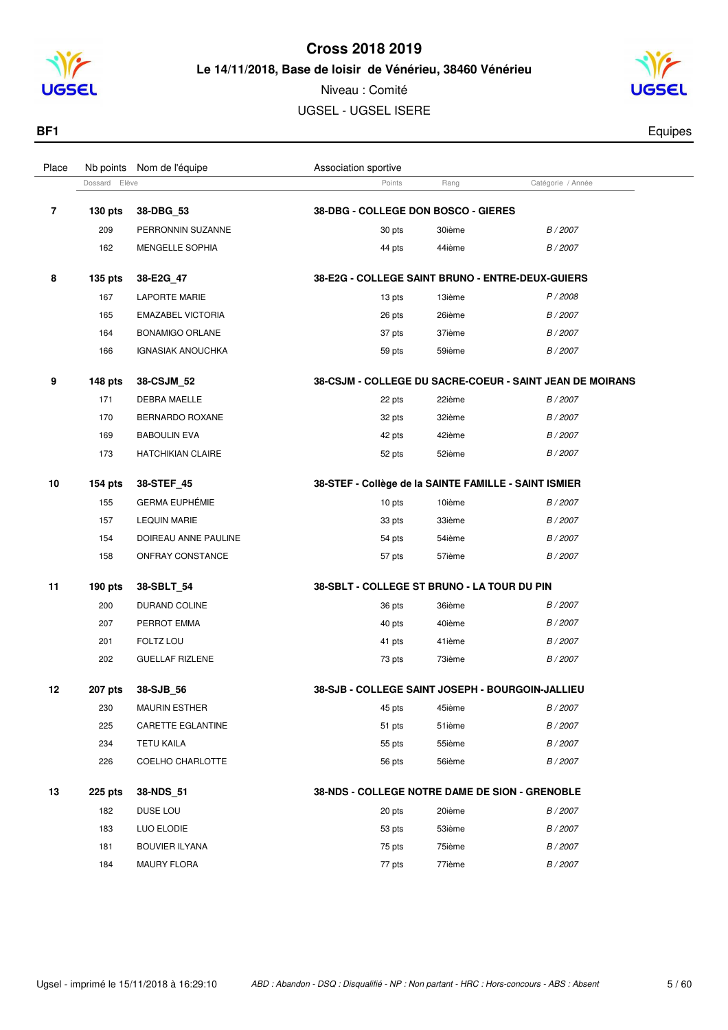# Cross 2018 2019

**Le 14/11/2018, Base de loisir de Vénérieu, 38460 Vénérieu**

Niveau : Comité

UGSEL - UGSEL ISERE

**BF1** — Equipes

| Place | Nb points / Dossard | Nom de l'équipe / Elève | Association sportive / Points | Rang | Catégorie / Année |
|---|---|---|---|---|---|
| **7** | **130 pts** | **38-DBG_53** | **38-DBG - COLLEGE DON BOSCO - GIERES** | | |
| | 209 | PERRONNIN SUZANNE | 30 pts | 30ième | *B / 2007* |
| | 162 | MENGELLE SOPHIA | 44 pts | 44ième | *B / 2007* |
| **8** | **135 pts** | **38-E2G_47** | **38-E2G - COLLEGE SAINT BRUNO - ENTRE-DEUX-GUIERS** | | |
| | 167 | LAPORTE MARIE | 13 pts | 13ième | *P / 2008* |
| | 165 | EMAZABEL VICTORIA | 26 pts | 26ième | *B / 2007* |
| | 164 | BONAMIGO ORLANE | 37 pts | 37ième | *B / 2007* |
| | 166 | IGNASIAK ANOUCHKA | 59 pts | 59ième | *B / 2007* |
| **9** | **148 pts** | **38-CSJM_52** | **38-CSJM - COLLEGE DU SACRE-COEUR - SAINT JEAN DE MOIRANS** | | |
| | 171 | DEBRA MAELLE | 22 pts | 22ième | *B / 2007* |
| | 170 | BERNARDO ROXANE | 32 pts | 32ième | *B / 2007* |
| | 169 | BABOULIN EVA | 42 pts | 42ième | *B / 2007* |
| | 173 | HATCHIKIAN CLAIRE | 52 pts | 52ième | *B / 2007* |
| **10** | **154 pts** | **38-STEF_45** | **38-STEF - Collège de la SAINTE FAMILLE - SAINT ISMIER** | | |
| | 155 | GERMA EUPHÉMIE | 10 pts | 10ième | *B / 2007* |
| | 157 | LEQUIN MARIE | 33 pts | 33ième | *B / 2007* |
| | 154 | DOIREAU ANNE PAULINE | 54 pts | 54ième | *B / 2007* |
| | 158 | ONFRAY CONSTANCE | 57 pts | 57ième | *B / 2007* |
| **11** | **190 pts** | **38-SBLT_54** | **38-SBLT - COLLEGE ST BRUNO - LA TOUR DU PIN** | | |
| | 200 | DURAND COLINE | 36 pts | 36ième | *B / 2007* |
| | 207 | PERROT EMMA | 40 pts | 40ième | *B / 2007* |
| | 201 | FOLTZ LOU | 41 pts | 41ième | *B / 2007* |
| | 202 | GUELLAF RIZLENE | 73 pts | 73ième | *B / 2007* |
| **12** | **207 pts** | **38-SJB_56** | **38-SJB - COLLEGE SAINT JOSEPH - BOURGOIN-JALLIEU** | | |
| | 230 | MAURIN ESTHER | 45 pts | 45ième | *B / 2007* |
| | 225 | CARETTE EGLANTINE | 51 pts | 51ième | *B / 2007* |
| | 234 | TETU KAILA | 55 pts | 55ième | *B / 2007* |
| | 226 | COELHO CHARLOTTE | 56 pts | 56ième | *B / 2007* |
| **13** | **225 pts** | **38-NDS_51** | **38-NDS - COLLEGE NOTRE DAME DE SION - GRENOBLE** | | |
| | 182 | DUSE LOU | 20 pts | 20ième | *B / 2007* |
| | 183 | LUO ELODIE | 53 pts | 53ième | *B / 2007* |
| | 181 | BOUVIER ILYANA | 75 pts | 75ième | *B / 2007* |
| | 184 | MAURY FLORA | 77 pts | 77ième | *B / 2007* |

Ugsel - imprimé le 15/11/2018 à 16:29:10 — *ABD : Abandon - DSQ : Disqualifié - NP : Non partant - HRC : Hors-concours - ABS : Absent*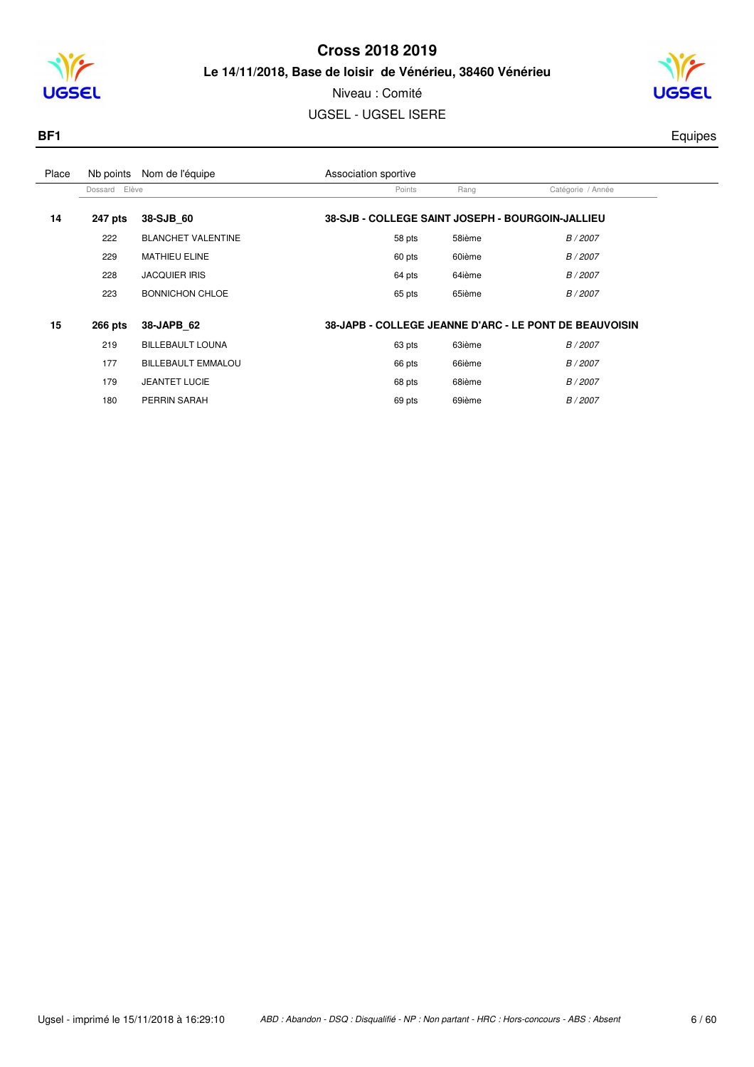# Cross 2018 2019

**Le 14/11/2018, Base de loisir de Vénérieu, 38460 Vénérieu**

Niveau : Comité

UGSEL - UGSEL ISERE

**BF1** Equipes

| Place | Nb points | Nom de l'équipe | Association sportive | | |
|---|---|---|---|---|---|
| | Dossard | Elève | Points | Rang | Catégorie / Année |
| **14** | **247 pts** | **38-SJB_60** | **38-SJB - COLLEGE SAINT JOSEPH - BOURGOIN-JALLIEU** | | |
| | 222 | BLANCHET VALENTINE | 58 pts | 58ième | *B / 2007* |
| | 229 | MATHIEU ELINE | 60 pts | 60ième | *B / 2007* |
| | 228 | JACQUIER IRIS | 64 pts | 64ième | *B / 2007* |
| | 223 | BONNICHON CHLOE | 65 pts | 65ième | *B / 2007* |
| **15** | **266 pts** | **38-JAPB_62** | **38-JAPB - COLLEGE JEANNE D'ARC - LE PONT DE BEAUVOISIN** | | |
| | 219 | BILLEBAULT LOUNA | 63 pts | 63ième | *B / 2007* |
| | 177 | BILLEBAULT EMMALOU | 66 pts | 66ième | *B / 2007* |
| | 179 | JEANTET LUCIE | 68 pts | 68ième | *B / 2007* |
| | 180 | PERRIN SARAH | 69 pts | 69ième | *B / 2007* |

Ugsel - imprimé le 15/11/2018 à 16:29:10

*ABD : Abandon - DSQ : Disqualifié - NP : Non partant - HRC : Hors-concours - ABS : Absent*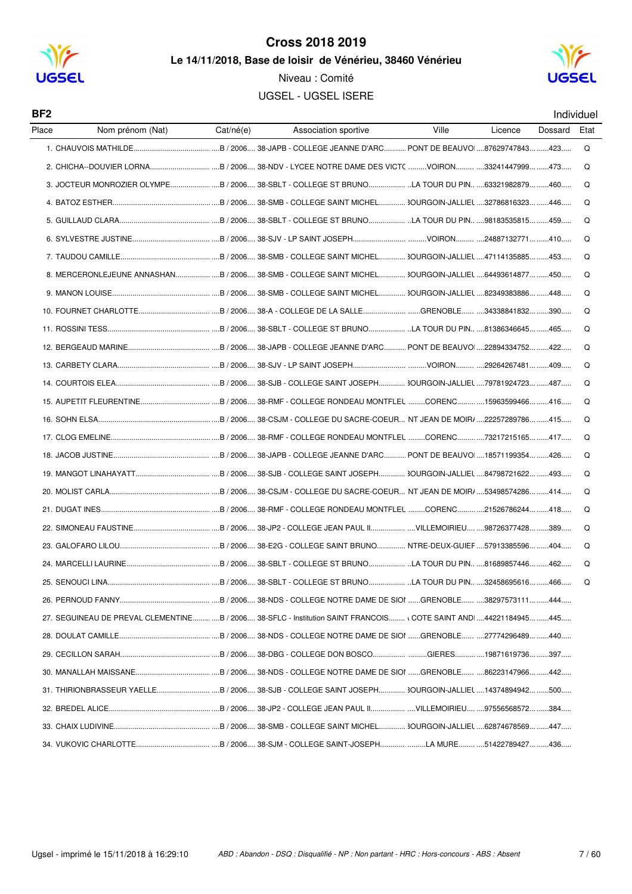# Cross 2018 2019

**Le 14/11/2018, Base de loisir de Vénérieu, 38460 Vénérieu**

Niveau : Comité

UGSEL - UGSEL ISERE

**BF2** Individuel

| Place | Nom prénom (Nat) | Cat/né(e) | Association sportive | Ville | Licence | Dossard | Etat |
|---|---|---|---|---|---|---|---|
| 1. | CHAUVOIS MATHILDE | B / 2006 | 38-JAPB - COLLEGE JEANNE D'ARC | PONT DE BEAUVOI | 87629747843 | 423 | Q |
| 2. | CHICHA--DOUVIER LORNA | B / 2006 | 38-NDV - LYCEE NOTRE DAME DES VICTC | VOIRON | 33241447999 | 473 | Q |
| 3. | JOCTEUR MONROZIER OLYMPE | B / 2006 | 38-SBLT - COLLEGE ST BRUNO | LA TOUR DU PIN | 63321982879 | 460 | Q |
| 4. | BATOZ ESTHER | B / 2006 | 38-SMB - COLLEGE SAINT MICHEL | 3OURGOIN-JALLIEL | 32786816323 | 446 | Q |
| 5. | GUILLAUD CLARA | B / 2006 | 38-SBLT - COLLEGE ST BRUNO | LA TOUR DU PIN | 98183535815 | 459 | Q |
| 6. | SYLVESTRE JUSTINE | B / 2006 | 38-SJV - LP SAINT JOSEPH | VOIRON | 24887132771 | 410 | Q |
| 7. | TAUDOU CAMILLE | B / 2006 | 38-SMB - COLLEGE SAINT MICHEL | 3OURGOIN-JALLIEL | 47114135885 | 453 | Q |
| 8. | MERCERONLEJEUNE ANNASHAN | B / 2006 | 38-SMB - COLLEGE SAINT MICHEL | 3OURGOIN-JALLIEL | 64493614877 | 450 | Q |
| 9. | MANON LOUISE | B / 2006 | 38-SMB - COLLEGE SAINT MICHEL | 3OURGOIN-JALLIEL | 82349383886 | 448 | Q |
| 10. | FOURNET CHARLOTTE | B / 2006 | 38-A - COLLEGE DE LA SALLE | GRENOBLE | 34338841832 | 390 | Q |
| 11. | ROSSINI TESS | B / 2006 | 38-SBLT - COLLEGE ST BRUNO | LA TOUR DU PIN | 81386346645 | 465 | Q |
| 12. | BERGEAUD MARINE | B / 2006 | 38-JAPB - COLLEGE JEANNE D'ARC | PONT DE BEAUVOI | 22894334752 | 422 | Q |
| 13. | CARBETY CLARA | B / 2006 | 38-SJV - LP SAINT JOSEPH | VOIRON | 29264267481 | 409 | Q |
| 14. | COURTOIS ELEA | B / 2006 | 38-SJB - COLLEGE SAINT JOSEPH | 3OURGOIN-JALLIEL | 79781924723 | 487 | Q |
| 15. | AUPETIT FLEURENTINE | B / 2006 | 38-RMF - COLLEGE RONDEAU MONTFLEL | CORENC | 15963599466 | 416 | Q |
| 16. | SOHN ELSA | B / 2006 | 38-CSJM - COLLEGE DU SACRE-COEUR | NT JEAN DE MOIR/ | 22257289786 | 415 | Q |
| 17. | CLOG EMELINE | B / 2006 | 38-RMF - COLLEGE RONDEAU MONTFLEL | CORENC | 73217215165 | 417 | Q |
| 18. | JACOB JUSTINE | B / 2006 | 38-JAPB - COLLEGE JEANNE D'ARC | PONT DE BEAUVOI | 18571199354 | 426 | Q |
| 19. | MANGOT LINAHAYATT | B / 2006 | 38-SJB - COLLEGE SAINT JOSEPH | 3OURGOIN-JALLIEL | 84798721622 | 493 | Q |
| 20. | MOLIST CARLA | B / 2006 | 38-CSJM - COLLEGE DU SACRE-COEUR | NT JEAN DE MOIR/ | 53498574286 | 414 | Q |
| 21. | DUGAT INES | B / 2006 | 38-RMF - COLLEGE RONDEAU MONTFLEL | CORENC | 21526786244 | 418 | Q |
| 22. | SIMONEAU FAUSTINE | B / 2006 | 38-JP2 - COLLEGE JEAN PAUL II | VILLEMOIRIEU | 98726377428 | 389 | Q |
| 23. | GALOFARO LILOU | B / 2006 | 38-E2G - COLLEGE SAINT BRUNO | NTRE-DEUX-GUIEF | 57913385596 | 404 | Q |
| 24. | MARCELLI LAURINE | B / 2006 | 38-SBLT - COLLEGE ST BRUNO | LA TOUR DU PIN | 81689857446 | 462 | Q |
| 25. | SENOUCI LINA | B / 2006 | 38-SBLT - COLLEGE ST BRUNO | LA TOUR DU PIN | 32458695616 | 466 | Q |
| 26. | PERNOUD FANNY | B / 2006 | 38-NDS - COLLEGE NOTRE DAME DE SIOI | GRENOBLE | 38297573111 | 444 | |
| 27. | SEGUINEAU DE PREVAL CLEMENTINE | B / 2006 | 38-SFLC - Institution SAINT FRANCOIS | COTE SAINT ANDI | 44221184945 | 445 | |
| 28. | DOULAT CAMILLE | B / 2006 | 38-NDS - COLLEGE NOTRE DAME DE SIOI | GRENOBLE | 27774296489 | 440 | |
| 29. | CECILLON SARAH | B / 2006 | 38-DBG - COLLEGE DON BOSCO | GIERES | 19871619736 | 397 | |
| 30. | MANALLAH MAISSANE | B / 2006 | 38-NDS - COLLEGE NOTRE DAME DE SIOI | GRENOBLE | 86223147966 | 442 | |
| 31. | THIRIONBRASSEUR YAELLE | B / 2006 | 38-SJB - COLLEGE SAINT JOSEPH | 3OURGOIN-JALLIEL | 14374894942 | 500 | |
| 32. | BREDEL ALICE | B / 2006 | 38-JP2 - COLLEGE JEAN PAUL II | VILLEMOIRIEU | 97556568572 | 384 | |
| 33. | CHAIX LUDIVINE | B / 2006 | 38-SMB - COLLEGE SAINT MICHEL | 3OURGOIN-JALLIEL | 62874678569 | 447 | |
| 34. | VUKOVIC CHARLOTTE | B / 2006 | 38-SJM - COLLEGE SAINT-JOSEPH | LA MURE | 51422789427 | 436 | |

Ugsel - imprimé le 15/11/2018 à 16:29:10

*ABD : Abandon - DSQ : Disqualifié - NP : Non partant - HRC : Hors-concours - ABS : Absent*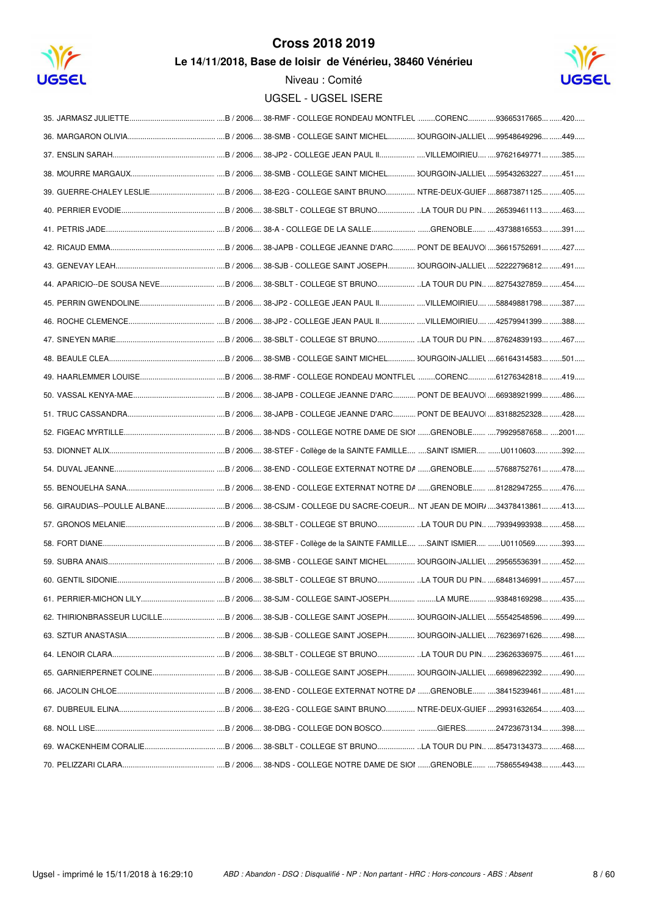# Cross 2018 2019

### Le 14/11/2018, Base de loisir de Vénérieu, 38460 Vénérieu

Niveau : Comité

UGSEL - UGSEL ISERE

| Rang | Nom | Cat. / Année | Établissement | Ville | Licence | Dossard |
|---|---|---|---|---|---|---|
| 35. | JARMASZ JULIETTE | B / 2006 | 38-RMF - COLLEGE RONDEAU MONTFLEU | CORENC | 93665317665 | 420 |
| 36. | MARGARON OLIVIA | B / 2006 | 38-SMB - COLLEGE SAINT MICHEL | BOURGOIN-JALLIEU | 99548649296 | 449 |
| 37. | ENSLIN SARAH | B / 2006 | 38-JP2 - COLLEGE JEAN PAUL II | VILLEMOIRIEU | 97621649771 | 385 |
| 38. | MOURRE MARGAUX | B / 2006 | 38-SMB - COLLEGE SAINT MICHEL | BOURGOIN-JALLIEU | 59543263227 | 451 |
| 39. | GUERRE-CHALEY LESLIE | B / 2006 | 38-E2G - COLLEGE SAINT BRUNO | ENTRE-DEUX-GUIER | 86873871125 | 405 |
| 40. | PERRIER EVODIE | B / 2006 | 38-SBLT - COLLEGE ST BRUNO | LA TOUR DU PIN | 26539461113 | 463 |
| 41. | PETRIS JADE | B / 2006 | 38-A - COLLEGE DE LA SALLE | GRENOBLE | 43738816553 | 391 |
| 42. | RICAUD EMMA | B / 2006 | 38-JAPB - COLLEGE JEANNE D'ARC | PONT DE BEAUVOI | 36615752691 | 427 |
| 43. | GENEVAY LEAH | B / 2006 | 38-SJB - COLLEGE SAINT JOSEPH | BOURGOIN-JALLIEU | 52222796812 | 491 |
| 44. | APARICIO--DE SOUSA NEVE | B / 2006 | 38-SBLT - COLLEGE ST BRUNO | LA TOUR DU PIN | 82754327859 | 454 |
| 45. | PERRIN GWENDOLINE | B / 2006 | 38-JP2 - COLLEGE JEAN PAUL II | VILLEMOIRIEU | 58849881798 | 387 |
| 46. | ROCHE CLEMENCE | B / 2006 | 38-JP2 - COLLEGE JEAN PAUL II | VILLEMOIRIEU | 42579941399 | 388 |
| 47. | SINEYEN MARIE | B / 2006 | 38-SBLT - COLLEGE ST BRUNO | LA TOUR DU PIN | 87624839193 | 467 |
| 48. | BEAULE CLEA | B / 2006 | 38-SMB - COLLEGE SAINT MICHEL | BOURGOIN-JALLIEU | 66164314583 | 501 |
| 49. | HAARLEMMER LOUISE | B / 2006 | 38-RMF - COLLEGE RONDEAU MONTFLEU | CORENC | 61276342818 | 419 |
| 50. | VASSAL KENYA-MAE | B / 2006 | 38-JAPB - COLLEGE JEANNE D'ARC | PONT DE BEAUVOI | 66938921999 | 486 |
| 51. | TRUC CASSANDRA | B / 2006 | 38-JAPB - COLLEGE JEANNE D'ARC | PONT DE BEAUVOI | 83188252328 | 428 |
| 52. | FIGEAC MYRTILLE | B / 2006 | 38-NDS - COLLEGE NOTRE DAME DE SION | GRENOBLE | 79929587658 | 2001 |
| 53. | DIONNET ALIX | B / 2006 | 38-STEF - Collège de la SAINTE FAMILLE | SAINT ISMIER | U0110603 | 392 |
| 54. | DUVAL JEANNE | B / 2006 | 38-END - COLLEGE EXTERNAT NOTRE DA | GRENOBLE | 57688752761 | 478 |
| 55. | BENOUELHA SANA | B / 2006 | 38-END - COLLEGE EXTERNAT NOTRE DA | GRENOBLE | 81282947255 | 476 |
| 56. | GIRAUDIAS--POULLE ALBANE | B / 2006 | 38-CSJM - COLLEGE DU SACRE-COEUR | NT JEAN DE MOIRA | 34378413861 | 413 |
| 57. | GRONOS MELANIE | B / 2006 | 38-SBLT - COLLEGE ST BRUNO | LA TOUR DU PIN | 79394993938 | 458 |
| 58. | FORT DIANE | B / 2006 | 38-STEF - Collège de la SAINTE FAMILLE | SAINT ISMIER | U0110569 | 393 |
| 59. | SUBRA ANAIS | B / 2006 | 38-SMB - COLLEGE SAINT MICHEL | BOURGOIN-JALLIEU | 29565536391 | 452 |
| 60. | GENTIL SIDONIE | B / 2006 | 38-SBLT - COLLEGE ST BRUNO | LA TOUR DU PIN | 68481346991 | 457 |
| 61. | PERRIER-MICHON LILY | B / 2006 | 38-SJM - COLLEGE SAINT-JOSEPH | LA MURE | 93848169298 | 435 |
| 62. | THIRIONBRASSEUR LUCILLE | B / 2006 | 38-SJB - COLLEGE SAINT JOSEPH | BOURGOIN-JALLIEU | 55542548596 | 499 |
| 63. | SZTUR ANASTASIA | B / 2006 | 38-SJB - COLLEGE SAINT JOSEPH | BOURGOIN-JALLIEU | 76236971626 | 498 |
| 64. | LENOIR CLARA | B / 2006 | 38-SBLT - COLLEGE ST BRUNO | LA TOUR DU PIN | 23626336975 | 461 |
| 65. | GARNIERPERNET COLINE | B / 2006 | 38-SJB - COLLEGE SAINT JOSEPH | BOURGOIN-JALLIEU | 66989622392 | 490 |
| 66. | JACOLIN CHLOE | B / 2006 | 38-END - COLLEGE EXTERNAT NOTRE DA | GRENOBLE | 38415239461 | 481 |
| 67. | DUBREUIL ELINA | B / 2006 | 38-E2G - COLLEGE SAINT BRUNO | ENTRE-DEUX-GUIER | 29931632654 | 403 |
| 68. | NOLL LISE | B / 2006 | 38-DBG - COLLEGE DON BOSCO | GIERES | 24723673134 | 398 |
| 69. | WACKENHEIM CORALIE | B / 2006 | 38-SBLT - COLLEGE ST BRUNO | LA TOUR DU PIN | 85473134373 | 468 |
| 70. | PELIZZARI CLARA | B / 2006 | 38-NDS - COLLEGE NOTRE DAME DE SION | GRENOBLE | 75865549438 | 443 |

Ugsel - imprimé le 15/11/2018 à 16:29:10

*ABD : Abandon - DSQ : Disqualifié - NP : Non partant - HRC : Hors-concours - ABS : Absent*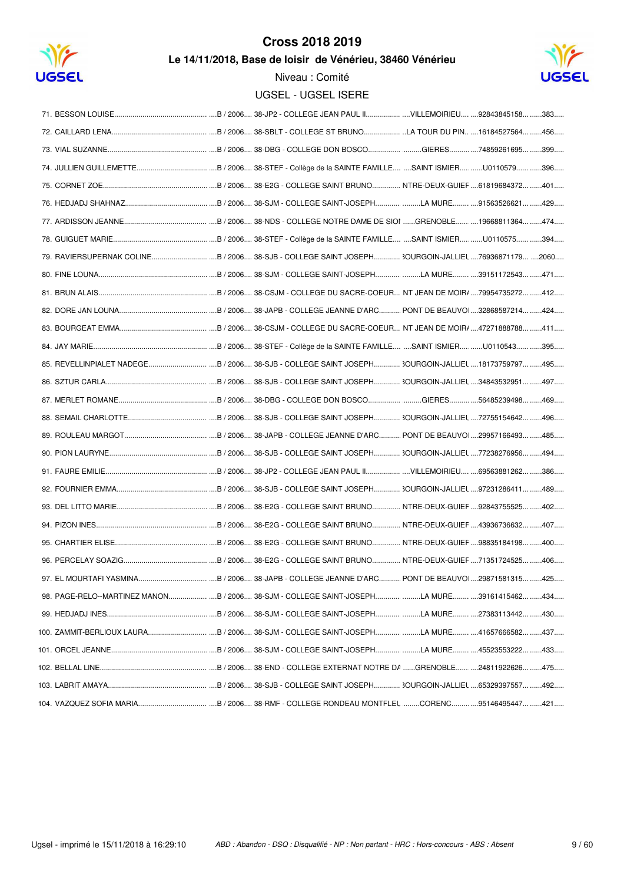# Cross 2018 2019

## Le 14/11/2018, Base de loisir de Vénérieu, 38460 Vénérieu

Niveau : Comité

UGSEL - UGSEL ISERE

| Rang | Nom | Cat. | Établissement | Ville | Licence | Dossard |
|---|---|---|---|---|---|---|
| 71. | BESSON LOUISE | B / 2006 | 38-JP2 - COLLEGE JEAN PAUL II | VILLEMOIRIEU | 92843845158 | 383 |
| 72. | CAILLARD LENA | B / 2006 | 38-SBLT - COLLEGE ST BRUNO | LA TOUR DU PIN | 16184527564 | 456 |
| 73. | VIAL SUZANNE | B / 2006 | 38-DBG - COLLEGE DON BOSCO | GIERES | 74859261695 | 399 |
| 74. | JULLIEN GUILLEMETTE | B / 2006 | 38-STEF - Collège de la SAINTE FAMILLE | SAINT ISMIER | U0110579 | 396 |
| 75. | CORNET ZOE | B / 2006 | 38-E2G - COLLEGE SAINT BRUNO | NTRE-DEUX-GUIEF | 61819684372 | 401 |
| 76. | HEDJADJ SHAHNAZ | B / 2006 | 38-SJM - COLLEGE SAINT-JOSEPH | LA MURE | 91563526621 | 429 |
| 77. | ARDISSON JEANNE | B / 2006 | 38-NDS - COLLEGE NOTRE DAME DE SIOI | GRENOBLE | 19668811364 | 474 |
| 78. | GUIGUET MARIE | B / 2006 | 38-STEF - Collège de la SAINTE FAMILLE | SAINT ISMIER | U0110575 | 394 |
| 79. | RAVIERSUPERNAK COLINE | B / 2006 | 38-SJB - COLLEGE SAINT JOSEPH | 3OURGOIN-JALLIEL | 76936871179 | 2060 |
| 80. | FINE LOUNA | B / 2006 | 38-SJM - COLLEGE SAINT-JOSEPH | LA MURE | 39151172543 | 471 |
| 81. | BRUN ALAIS | B / 2006 | 38-CSJM - COLLEGE DU SACRE-COEUR | NT JEAN DE MOIR/ | 79954735272 | 412 |
| 82. | DORE JAN LOUNA | B / 2006 | 38-JAPB - COLLEGE JEANNE D'ARC | PONT DE BEAUVOI | 32868587214 | 424 |
| 83. | BOURGEAT EMMA | B / 2006 | 38-CSJM - COLLEGE DU SACRE-COEUR | NT JEAN DE MOIR/ | 47271888788 | 411 |
| 84. | JAY MARIE | B / 2006 | 38-STEF - Collège de la SAINTE FAMILLE | SAINT ISMIER | U0110543 | 395 |
| 85. | REVELLINPIALET NADEGE | B / 2006 | 38-SJB - COLLEGE SAINT JOSEPH | 3OURGOIN-JALLIEL | 18173759797 | 495 |
| 86. | SZTUR CARLA | B / 2006 | 38-SJB - COLLEGE SAINT JOSEPH | 3OURGOIN-JALLIEL | 34843532951 | 497 |
| 87. | MERLET ROMANE | B / 2006 | 38-DBG - COLLEGE DON BOSCO | GIERES | 56485239498 | 469 |
| 88. | SEMAIL CHARLOTTE | B / 2006 | 38-SJB - COLLEGE SAINT JOSEPH | 3OURGOIN-JALLIEL | 72755154642 | 496 |
| 89. | ROULEAU MARGOT | B / 2006 | 38-JAPB - COLLEGE JEANNE D'ARC | PONT DE BEAUVOI | 29957166493 | 485 |
| 90. | PION LAURYNE | B / 2006 | 38-SJB - COLLEGE SAINT JOSEPH | 3OURGOIN-JALLIEL | 77238276956 | 494 |
| 91. | FAURE EMILIE | B / 2006 | 38-JP2 - COLLEGE JEAN PAUL II | VILLEMOIRIEU | 69563881262 | 386 |
| 92. | FOURNIER EMMA | B / 2006 | 38-SJB - COLLEGE SAINT JOSEPH | 3OURGOIN-JALLIEL | 97231286411 | 489 |
| 93. | DEL LITTO MARIE | B / 2006 | 38-E2G - COLLEGE SAINT BRUNO | NTRE-DEUX-GUIEF | 92843755525 | 402 |
| 94. | PIZON INES | B / 2006 | 38-E2G - COLLEGE SAINT BRUNO | NTRE-DEUX-GUIEF | 43936736632 | 407 |
| 95. | CHARTIER ELISE | B / 2006 | 38-E2G - COLLEGE SAINT BRUNO | NTRE-DEUX-GUIEF | 98835184198 | 400 |
| 96. | PERCELAY SOAZIG | B / 2006 | 38-E2G - COLLEGE SAINT BRUNO | NTRE-DEUX-GUIEF | 71351724525 | 406 |
| 97. | EL MOURTAFI YASMINA | B / 2006 | 38-JAPB - COLLEGE JEANNE D'ARC | PONT DE BEAUVOI | 29871581315 | 425 |
| 98. | PAGE-RELO--MARTINEZ MANON | B / 2006 | 38-SJM - COLLEGE SAINT-JOSEPH | LA MURE | 39161415462 | 434 |
| 99. | HEDJADJ INES | B / 2006 | 38-SJM - COLLEGE SAINT-JOSEPH | LA MURE | 27383113442 | 430 |
| 100. | ZAMMIT-BERLIOUX LAURA | B / 2006 | 38-SJM - COLLEGE SAINT-JOSEPH | LA MURE | 41657666582 | 437 |
| 101. | ORCEL JEANNE | B / 2006 | 38-SJM - COLLEGE SAINT-JOSEPH | LA MURE | 45523553222 | 433 |
| 102. | BELLAL LINE | B / 2006 | 38-END - COLLEGE EXTERNAT NOTRE DA | GRENOBLE | 24811922626 | 475 |
| 103. | LABRIT AMAYA | B / 2006 | 38-SJB - COLLEGE SAINT JOSEPH | 3OURGOIN-JALLIEL | 65329397557 | 492 |
| 104. | VAZQUEZ SOFIA MARIA | B / 2006 | 38-RMF - COLLEGE RONDEAU MONTFLEL | CORENC | 95146495447 | 421 |

Ugsel - imprimé le 15/11/2018 à 16:29:10

*ABD : Abandon - DSQ : Disqualifié - NP : Non partant - HRC : Hors-concours - ABS : Absent*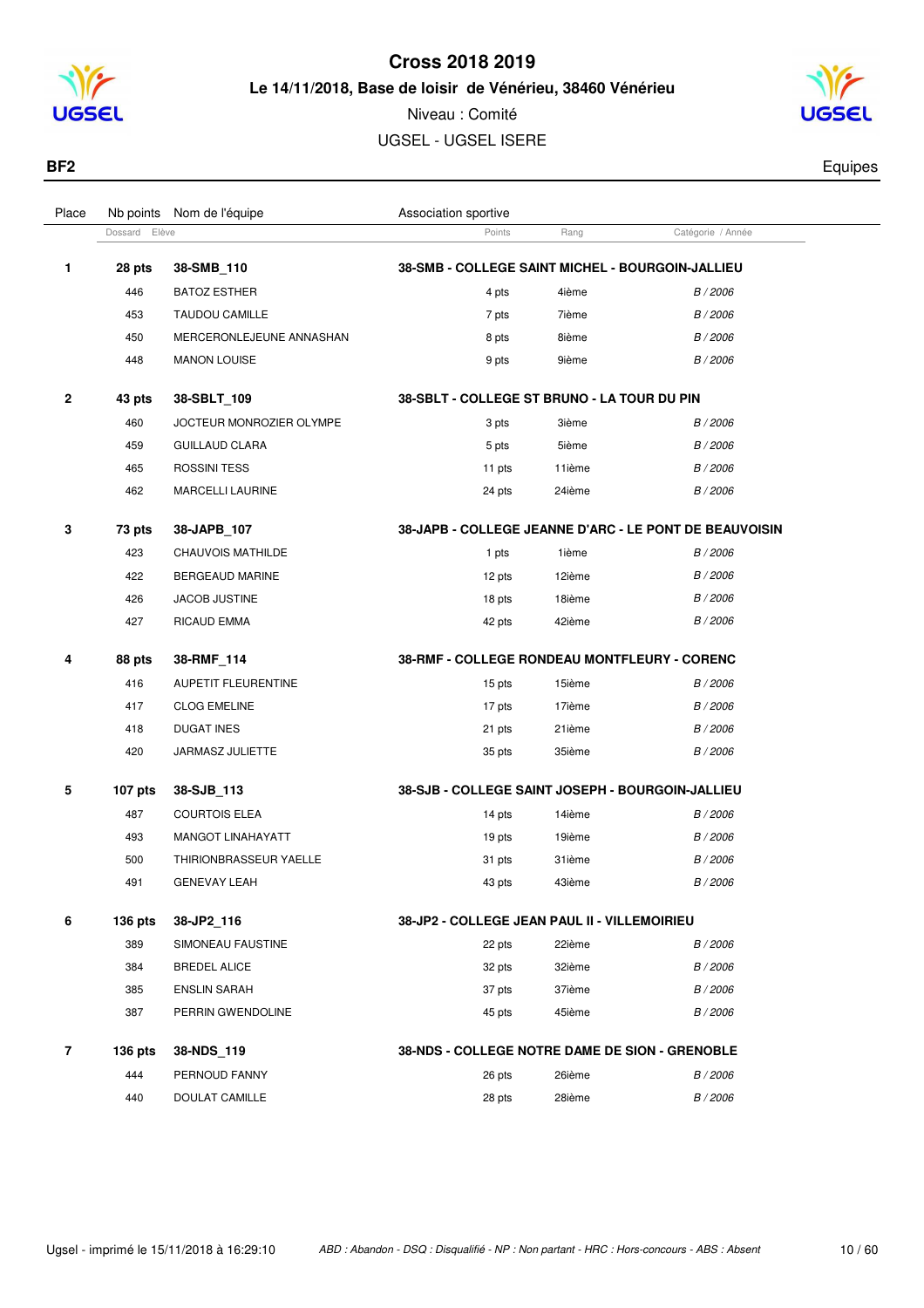# Cross 2018 2019

**Le 14/11/2018, Base de loisir de Vénérieu, 38460 Vénérieu**

Niveau : Comité

UGSEL - UGSEL ISERE

**BF2** Equipes

| Place | Nb points / Dossard | Nom de l'équipe / Elève | Association sportive / Points | Rang | Catégorie / Année |
|---|---|---|---|---|---|
| **1** | **28 pts** | **38-SMB_110** | **38-SMB - COLLEGE SAINT MICHEL - BOURGOIN-JALLIEU** | | |
| | 446 | BATOZ ESTHER | 4 pts | 4ième | *B / 2006* |
| | 453 | TAUDOU CAMILLE | 7 pts | 7ième | *B / 2006* |
| | 450 | MERCERONLEJEUNE ANNASHAN | 8 pts | 8ième | *B / 2006* |
| | 448 | MANON LOUISE | 9 pts | 9ième | *B / 2006* |
| **2** | **43 pts** | **38-SBLT_109** | **38-SBLT - COLLEGE ST BRUNO - LA TOUR DU PIN** | | |
| | 460 | JOCTEUR MONROZIER OLYMPE | 3 pts | 3ième | *B / 2006* |
| | 459 | GUILLAUD CLARA | 5 pts | 5ième | *B / 2006* |
| | 465 | ROSSINI TESS | 11 pts | 11ième | *B / 2006* |
| | 462 | MARCELLI LAURINE | 24 pts | 24ième | *B / 2006* |
| **3** | **73 pts** | **38-JAPB_107** | **38-JAPB - COLLEGE JEANNE D'ARC - LE PONT DE BEAUVOISIN** | | |
| | 423 | CHAUVOIS MATHILDE | 1 pts | 1ième | *B / 2006* |
| | 422 | BERGEAUD MARINE | 12 pts | 12ième | *B / 2006* |
| | 426 | JACOB JUSTINE | 18 pts | 18ième | *B / 2006* |
| | 427 | RICAUD EMMA | 42 pts | 42ième | *B / 2006* |
| **4** | **88 pts** | **38-RMF_114** | **38-RMF - COLLEGE RONDEAU MONTFLEURY - CORENC** | | |
| | 416 | AUPETIT FLEURENTINE | 15 pts | 15ième | *B / 2006* |
| | 417 | CLOG EMELINE | 17 pts | 17ième | *B / 2006* |
| | 418 | DUGAT INES | 21 pts | 21ième | *B / 2006* |
| | 420 | JARMASZ JULIETTE | 35 pts | 35ième | *B / 2006* |
| **5** | **107 pts** | **38-SJB_113** | **38-SJB - COLLEGE SAINT JOSEPH - BOURGOIN-JALLIEU** | | |
| | 487 | COURTOIS ELEA | 14 pts | 14ième | *B / 2006* |
| | 493 | MANGOT LINAHAYATT | 19 pts | 19ième | *B / 2006* |
| | 500 | THIRIONBRASSEUR YAELLE | 31 pts | 31ième | *B / 2006* |
| | 491 | GENEVAY LEAH | 43 pts | 43ième | *B / 2006* |
| **6** | **136 pts** | **38-JP2_116** | **38-JP2 - COLLEGE JEAN PAUL II - VILLEMOIRIEU** | | |
| | 389 | SIMONEAU FAUSTINE | 22 pts | 22ième | *B / 2006* |
| | 384 | BREDEL ALICE | 32 pts | 32ième | *B / 2006* |
| | 385 | ENSLIN SARAH | 37 pts | 37ième | *B / 2006* |
| | 387 | PERRIN GWENDOLINE | 45 pts | 45ième | *B / 2006* |
| **7** | **136 pts** | **38-NDS_119** | **38-NDS - COLLEGE NOTRE DAME DE SION - GRENOBLE** | | |
| | 444 | PERNOUD FANNY | 26 pts | 26ième | *B / 2006* |
| | 440 | DOULAT CAMILLE | 28 pts | 28ième | *B / 2006* |

Ugsel - imprimé le 15/11/2018 à 16:29:10 — *ABD : Abandon - DSQ : Disqualifié - NP : Non partant - HRC : Hors-concours - ABS : Absent*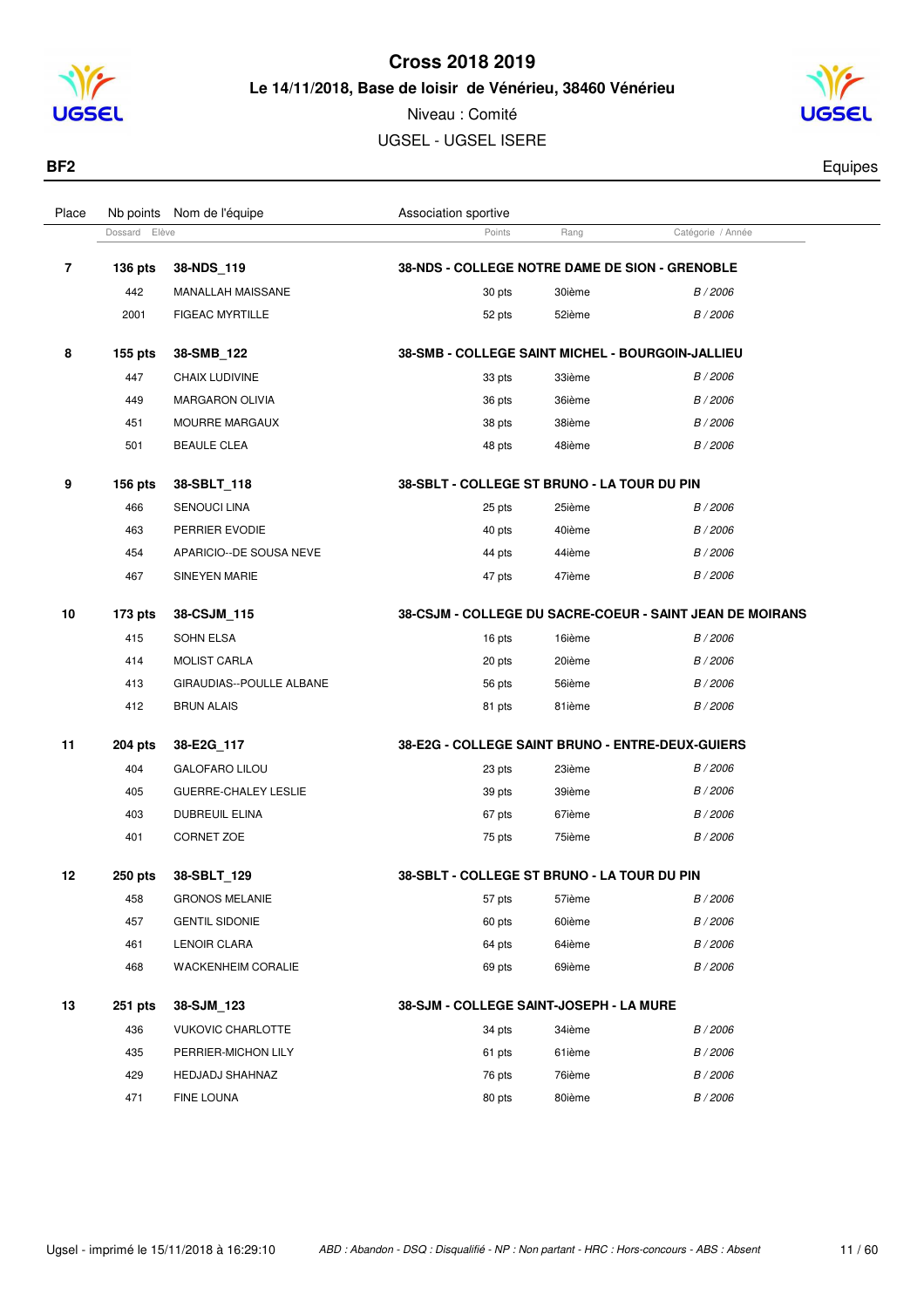# Cross 2018 2019

**Le 14/11/2018, Base de loisir de Vénérieu, 38460 Vénérieu**

Niveau : Comité

UGSEL - UGSEL ISERE

**BF2** — Equipes

| Place | Nb points / Dossard | Nom de l'équipe / Elève | Association sportive / Points | Rang | Catégorie / Année |
|---|---|---|---|---|---|
| **7** | **136 pts** | **38-NDS_119** | **38-NDS - COLLEGE NOTRE DAME DE SION - GRENOBLE** | | |
| | 442 | MANALLAH MAISSANE | 30 pts | 30ième | *B / 2006* |
| | 2001 | FIGEAC MYRTILLE | 52 pts | 52ième | *B / 2006* |
| **8** | **155 pts** | **38-SMB_122** | **38-SMB - COLLEGE SAINT MICHEL - BOURGOIN-JALLIEU** | | |
| | 447 | CHAIX LUDIVINE | 33 pts | 33ième | *B / 2006* |
| | 449 | MARGARON OLIVIA | 36 pts | 36ième | *B / 2006* |
| | 451 | MOURRE MARGAUX | 38 pts | 38ième | *B / 2006* |
| | 501 | BEAULE CLEA | 48 pts | 48ième | *B / 2006* |
| **9** | **156 pts** | **38-SBLT_118** | **38-SBLT - COLLEGE ST BRUNO - LA TOUR DU PIN** | | |
| | 466 | SENOUCI LINA | 25 pts | 25ième | *B / 2006* |
| | 463 | PERRIER EVODIE | 40 pts | 40ième | *B / 2006* |
| | 454 | APARICIO--DE SOUSA NEVE | 44 pts | 44ième | *B / 2006* |
| | 467 | SINEYEN MARIE | 47 pts | 47ième | *B / 2006* |
| **10** | **173 pts** | **38-CSJM_115** | **38-CSJM - COLLEGE DU SACRE-COEUR - SAINT JEAN DE MOIRANS** | | |
| | 415 | SOHN ELSA | 16 pts | 16ième | *B / 2006* |
| | 414 | MOLIST CARLA | 20 pts | 20ième | *B / 2006* |
| | 413 | GIRAUDIAS--POULLE ALBANE | 56 pts | 56ième | *B / 2006* |
| | 412 | BRUN ALAIS | 81 pts | 81ième | *B / 2006* |
| **11** | **204 pts** | **38-E2G_117** | **38-E2G - COLLEGE SAINT BRUNO - ENTRE-DEUX-GUIERS** | | |
| | 404 | GALOFARO LILOU | 23 pts | 23ième | *B / 2006* |
| | 405 | GUERRE-CHALEY LESLIE | 39 pts | 39ième | *B / 2006* |
| | 403 | DUBREUIL ELINA | 67 pts | 67ième | *B / 2006* |
| | 401 | CORNET ZOE | 75 pts | 75ième | *B / 2006* |
| **12** | **250 pts** | **38-SBLT_129** | **38-SBLT - COLLEGE ST BRUNO - LA TOUR DU PIN** | | |
| | 458 | GRONOS MELANIE | 57 pts | 57ième | *B / 2006* |
| | 457 | GENTIL SIDONIE | 60 pts | 60ième | *B / 2006* |
| | 461 | LENOIR CLARA | 64 pts | 64ième | *B / 2006* |
| | 468 | WACKENHEIM CORALIE | 69 pts | 69ième | *B / 2006* |
| **13** | **251 pts** | **38-SJM_123** | **38-SJM - COLLEGE SAINT-JOSEPH - LA MURE** | | |
| | 436 | VUKOVIC CHARLOTTE | 34 pts | 34ième | *B / 2006* |
| | 435 | PERRIER-MICHON LILY | 61 pts | 61ième | *B / 2006* |
| | 429 | HEDJADJ SHAHNAZ | 76 pts | 76ième | *B / 2006* |
| | 471 | FINE LOUNA | 80 pts | 80ième | *B / 2006* |

Ugsel - imprimé le 15/11/2018 à 16:29:10

*ABD : Abandon - DSQ : Disqualifié - NP : Non partant - HRC : Hors-concours - ABS : Absent*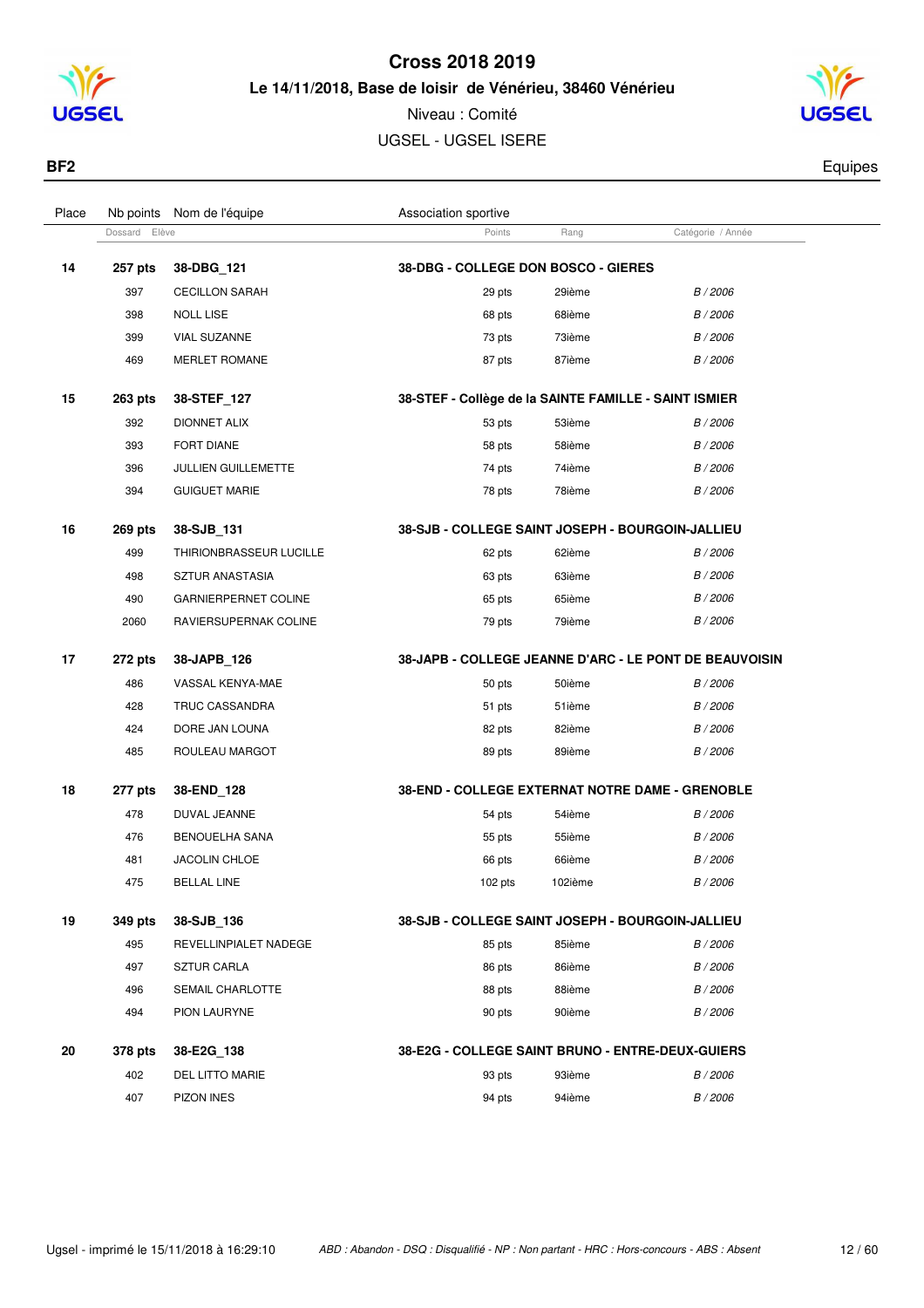# Cross 2018 2019

**Le 14/11/2018, Base de loisir de Vénérieu, 38460 Vénérieu**

Niveau : Comité

UGSEL - UGSEL ISERE

**BF2** — Equipes

| Place | Nb points | Nom de l'équipe | Association sportive | | |
|---|---|---|---|---|---|
| | Dossard | Elève | Points | Rang | Catégorie / Année |
| **14** | **257 pts** | **38-DBG_121** | **38-DBG - COLLEGE DON BOSCO - GIERES** | | |
| | 397 | CECILLON SARAH | 29 pts | 29ième | *B / 2006* |
| | 398 | NOLL LISE | 68 pts | 68ième | *B / 2006* |
| | 399 | VIAL SUZANNE | 73 pts | 73ième | *B / 2006* |
| | 469 | MERLET ROMANE | 87 pts | 87ième | *B / 2006* |
| **15** | **263 pts** | **38-STEF_127** | **38-STEF - Collège de la SAINTE FAMILLE - SAINT ISMIER** | | |
| | 392 | DIONNET ALIX | 53 pts | 53ième | *B / 2006* |
| | 393 | FORT DIANE | 58 pts | 58ième | *B / 2006* |
| | 396 | JULLIEN GUILLEMETTE | 74 pts | 74ième | *B / 2006* |
| | 394 | GUIGUET MARIE | 78 pts | 78ième | *B / 2006* |
| **16** | **269 pts** | **38-SJB_131** | **38-SJB - COLLEGE SAINT JOSEPH - BOURGOIN-JALLIEU** | | |
| | 499 | THIRIONBRASSEUR LUCILLE | 62 pts | 62ième | *B / 2006* |
| | 498 | SZTUR ANASTASIA | 63 pts | 63ième | *B / 2006* |
| | 490 | GARNIERPERNET COLINE | 65 pts | 65ième | *B / 2006* |
| | 2060 | RAVIERSUPERNAK COLINE | 79 pts | 79ième | *B / 2006* |
| **17** | **272 pts** | **38-JAPB_126** | **38-JAPB - COLLEGE JEANNE D'ARC - LE PONT DE BEAUVOISIN** | | |
| | 486 | VASSAL KENYA-MAE | 50 pts | 50ième | *B / 2006* |
| | 428 | TRUC CASSANDRA | 51 pts | 51ième | *B / 2006* |
| | 424 | DORE JAN LOUNA | 82 pts | 82ième | *B / 2006* |
| | 485 | ROULEAU MARGOT | 89 pts | 89ième | *B / 2006* |
| **18** | **277 pts** | **38-END_128** | **38-END - COLLEGE EXTERNAT NOTRE DAME - GRENOBLE** | | |
| | 478 | DUVAL JEANNE | 54 pts | 54ième | *B / 2006* |
| | 476 | BENOUELHA SANA | 55 pts | 55ième | *B / 2006* |
| | 481 | JACOLIN CHLOE | 66 pts | 66ième | *B / 2006* |
| | 475 | BELLAL LINE | 102 pts | 102ième | *B / 2006* |
| **19** | **349 pts** | **38-SJB_136** | **38-SJB - COLLEGE SAINT JOSEPH - BOURGOIN-JALLIEU** | | |
| | 495 | REVELLINPIALET NADEGE | 85 pts | 85ième | *B / 2006* |
| | 497 | SZTUR CARLA | 86 pts | 86ième | *B / 2006* |
| | 496 | SEMAIL CHARLOTTE | 88 pts | 88ième | *B / 2006* |
| | 494 | PION LAURYNE | 90 pts | 90ième | *B / 2006* |
| **20** | **378 pts** | **38-E2G_138** | **38-E2G - COLLEGE SAINT BRUNO - ENTRE-DEUX-GUIERS** | | |
| | 402 | DEL LITTO MARIE | 93 pts | 93ième | *B / 2006* |
| | 407 | PIZON INES | 94 pts | 94ième | *B / 2006* |

Ugsel - imprimé le 15/11/2018 à 16:29:10

*ABD : Abandon - DSQ : Disqualifié - NP : Non partant - HRC : Hors-concours - ABS : Absent*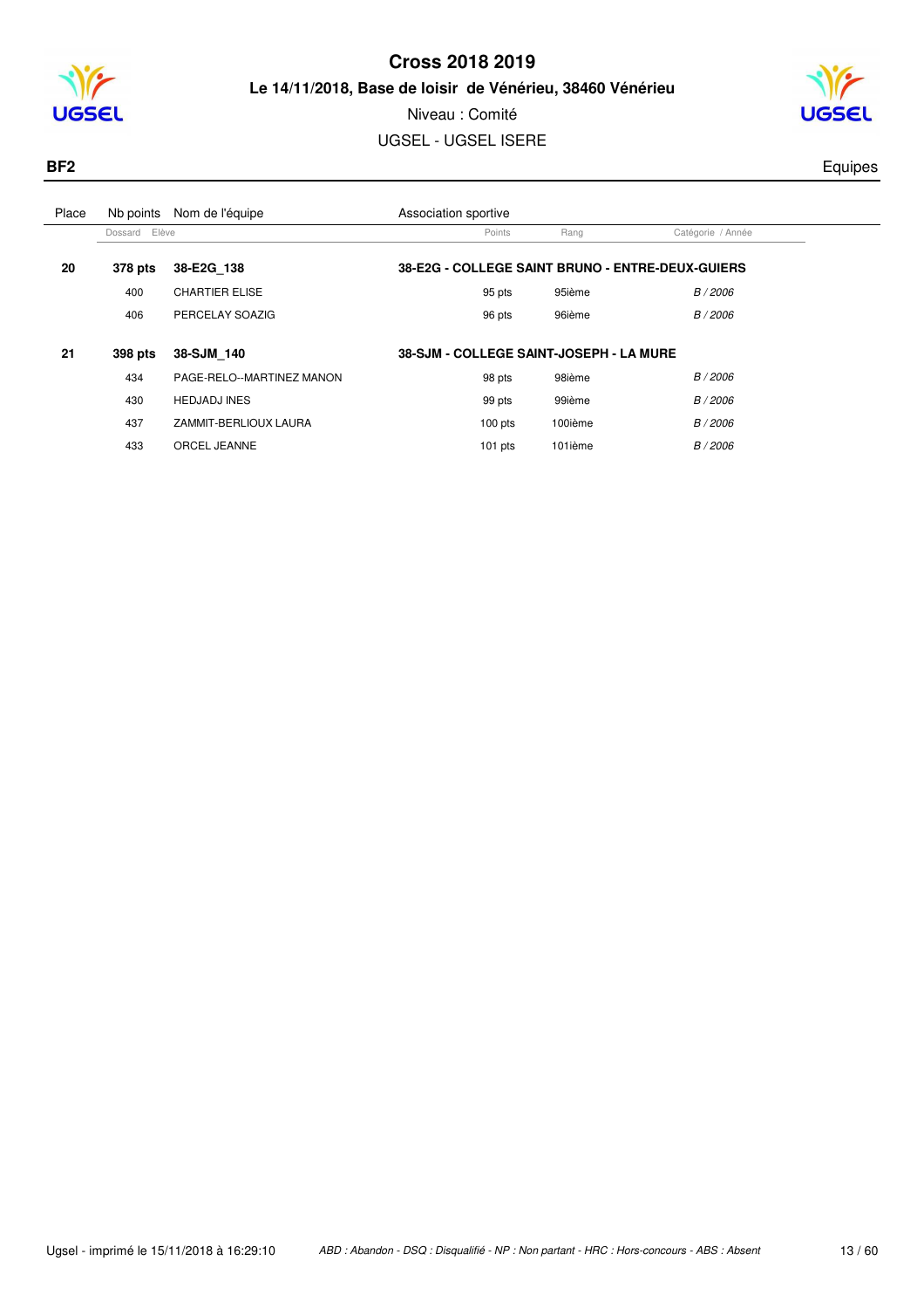# Cross 2018 2019

**Le 14/11/2018, Base de loisir de Vénérieu, 38460 Vénérieu**

Niveau : Comité

UGSEL - UGSEL ISERE

**BF2** Equipes

| Place | Nb points | Nom de l'équipe | Association sportive | | |
|---|---|---|---|---|---|
| | Dossard | Elève | Points | Rang | Catégorie / Année |
| **20** | **378 pts** | **38-E2G_138** | **38-E2G - COLLEGE SAINT BRUNO - ENTRE-DEUX-GUIERS** | | |
| | 400 | CHARTIER ELISE | 95 pts | 95ième | *B / 2006* |
| | 406 | PERCELAY SOAZIG | 96 pts | 96ième | *B / 2006* |
| **21** | **398 pts** | **38-SJM_140** | **38-SJM - COLLEGE SAINT-JOSEPH - LA MURE** | | |
| | 434 | PAGE-RELO--MARTINEZ MANON | 98 pts | 98ième | *B / 2006* |
| | 430 | HEDJADJ INES | 99 pts | 99ième | *B / 2006* |
| | 437 | ZAMMIT-BERLIOUX LAURA | 100 pts | 100ième | *B / 2006* |
| | 433 | ORCEL JEANNE | 101 pts | 101ième | *B / 2006* |

Ugsel - imprimé le 15/11/2018 à 16:29:10

*ABD : Abandon - DSQ : Disqualifié - NP : Non partant - HRC : Hors-concours - ABS : Absent*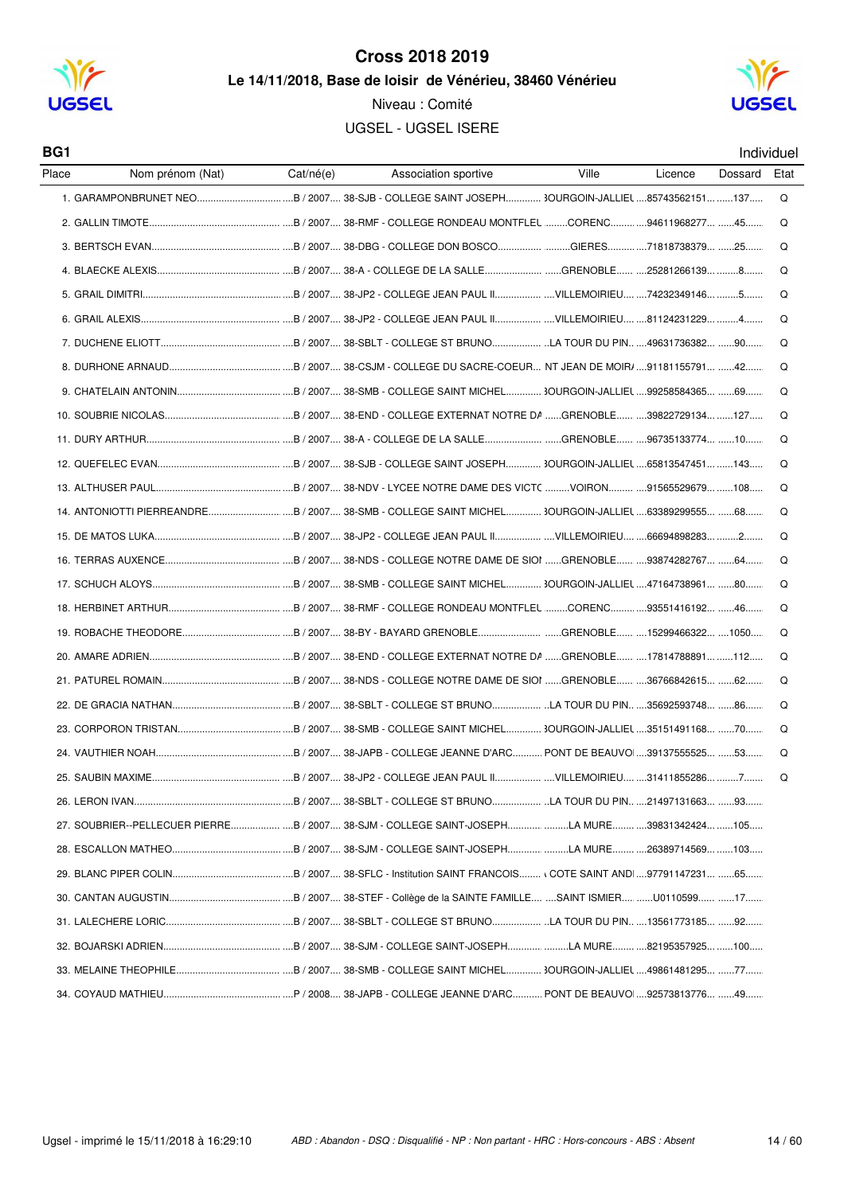# Cross 2018 2019

**Le 14/11/2018, Base de loisir de Vénérieu, 38460 Vénérieu**

Niveau : Comité

UGSEL - UGSEL ISERE

**BG1** Individuel

| Place | Nom prénom (Nat) | Cat/né(e) | Association sportive | Ville | Licence | Dossard | Etat |
|---|---|---|---|---|---|---|---|
| 1. | GARAMPONBRUNET NEO | B / 2007 | 38-SJB - COLLEGE SAINT JOSEPH | BOURGOIN-JALLIEU | 85743562151 | 137 | Q |
| 2. | GALLIN TIMOTE | B / 2007 | 38-RMF - COLLEGE RONDEAU MONTFLEU | CORENC | 94611968277 | 45 | Q |
| 3. | BERTSCH EVAN | B / 2007 | 38-DBG - COLLEGE DON BOSCO | GIERES | 71818738379 | 25 | Q |
| 4. | BLAECKE ALEXIS | B / 2007 | 38-A - COLLEGE DE LA SALLE | GRENOBLE | 25281266139 | 8 | Q |
| 5. | GRAIL DIMITRI | B / 2007 | 38-JP2 - COLLEGE JEAN PAUL II | VILLEMOIRIEU | 74232349146 | 5 | Q |
| 6. | GRAIL ALEXIS | B / 2007 | 38-JP2 - COLLEGE JEAN PAUL II | VILLEMOIRIEU | 81124231229 | 4 | Q |
| 7. | DUCHENE ELIOTT | B / 2007 | 38-SBLT - COLLEGE ST BRUNO | LA TOUR DU PIN | 49631736382 | 90 | Q |
| 8. | DURHONE ARNAUD | B / 2007 | 38-CSJM - COLLEGE DU SACRE-COEUR | NT JEAN DE MOIR | 91181155791 | 42 | Q |
| 9. | CHATELAIN ANTONIN | B / 2007 | 38-SMB - COLLEGE SAINT MICHEL | BOURGOIN-JALLIEU | 99258584365 | 69 | Q |
| 10. | SOUBRIE NICOLAS | B / 2007 | 38-END - COLLEGE EXTERNAT NOTRE DA | GRENOBLE | 39822729134 | 127 | Q |
| 11. | DURY ARTHUR | B / 2007 | 38-A - COLLEGE DE LA SALLE | GRENOBLE | 96735133774 | 10 | Q |
| 12. | QUEFELEC EVAN | B / 2007 | 38-SJB - COLLEGE SAINT JOSEPH | BOURGOIN-JALLIEU | 65813547451 | 143 | Q |
| 13. | ALTHUSER PAUL | B / 2007 | 38-NDV - LYCEE NOTRE DAME DES VICTO | VOIRON | 91565529679 | 108 | Q |
| 14. | ANTONIOTTI PIERREANDRE | B / 2007 | 38-SMB - COLLEGE SAINT MICHEL | BOURGOIN-JALLIEU | 63389299555 | 68 | Q |
| 15. | DE MATOS LUKA | B / 2007 | 38-JP2 - COLLEGE JEAN PAUL II | VILLEMOIRIEU | 66694898283 | 2 | Q |
| 16. | TERRAS AUXENCE | B / 2007 | 38-NDS - COLLEGE NOTRE DAME DE SION | GRENOBLE | 93874282767 | 64 | Q |
| 17. | SCHUCH ALOYS | B / 2007 | 38-SMB - COLLEGE SAINT MICHEL | BOURGOIN-JALLIEU | 47164738961 | 80 | Q |
| 18. | HERBINET ARTHUR | B / 2007 | 38-RMF - COLLEGE RONDEAU MONTFLEU | CORENC | 93551416192 | 46 | Q |
| 19. | ROBACHE THEODORE | B / 2007 | 38-BY - BAYARD GRENOBLE | GRENOBLE | 15299466322 | 1050 | Q |
| 20. | AMARE ADRIEN | B / 2007 | 38-END - COLLEGE EXTERNAT NOTRE DA | GRENOBLE | 17814788891 | 112 | Q |
| 21. | PATUREL ROMAIN | B / 2007 | 38-NDS - COLLEGE NOTRE DAME DE SION | GRENOBLE | 36766842615 | 62 | Q |
| 22. | DE GRACIA NATHAN | B / 2007 | 38-SBLT - COLLEGE ST BRUNO | LA TOUR DU PIN | 35692593748 | 86 | Q |
| 23. | CORPORON TRISTAN | B / 2007 | 38-SMB - COLLEGE SAINT MICHEL | BOURGOIN-JALLIEU | 35151491168 | 70 | Q |
| 24. | VAUTHIER NOAH | B / 2007 | 38-JAPB - COLLEGE JEANNE D'ARC | PONT DE BEAUVOI | 39137555525 | 53 | Q |
| 25. | SAUBIN MAXIME | B / 2007 | 38-JP2 - COLLEGE JEAN PAUL II | VILLEMOIRIEU | 31411855286 | 7 | Q |
| 26. | LERON IVAN | B / 2007 | 38-SBLT - COLLEGE ST BRUNO | LA TOUR DU PIN | 21497131663 | 93 | |
| 27. | SOUBRIER--PELLECUER PIERRE | B / 2007 | 38-SJM - COLLEGE SAINT-JOSEPH | LA MURE | 39831342424 | 105 | |
| 28. | ESCALLON MATHEO | B / 2007 | 38-SJM - COLLEGE SAINT-JOSEPH | LA MURE | 26389714569 | 103 | |
| 29. | BLANC PIPER COLIN | B / 2007 | 38-SFLC - Institution SAINT FRANCOIS | COTE SAINT ANDI | 97791147231 | 65 | |
| 30. | CANTAN AUGUSTIN | B / 2007 | 38-STEF - Collège de la SAINTE FAMILLE | SAINT ISMIER | U0110599 | 17 | |
| 31. | LALECHERE LORIC | B / 2007 | 38-SBLT - COLLEGE ST BRUNO | LA TOUR DU PIN | 13561773185 | 92 | |
| 32. | BOJARSKI ADRIEN | B / 2007 | 38-SJM - COLLEGE SAINT-JOSEPH | LA MURE | 82195357925 | 100 | |
| 33. | MELAINE THEOPHILE | B / 2007 | 38-SMB - COLLEGE SAINT MICHEL | BOURGOIN-JALLIEU | 49861481295 | 77 | |
| 34. | COYAUD MATHIEU | P / 2008 | 38-JAPB - COLLEGE JEANNE D'ARC | PONT DE BEAUVOI | 92573813776 | 49 | |

Ugsel - imprimé le 15/11/2018 à 16:29:10

*ABD : Abandon - DSQ : Disqualifié - NP : Non partant - HRC : Hors-concours - ABS : Absent*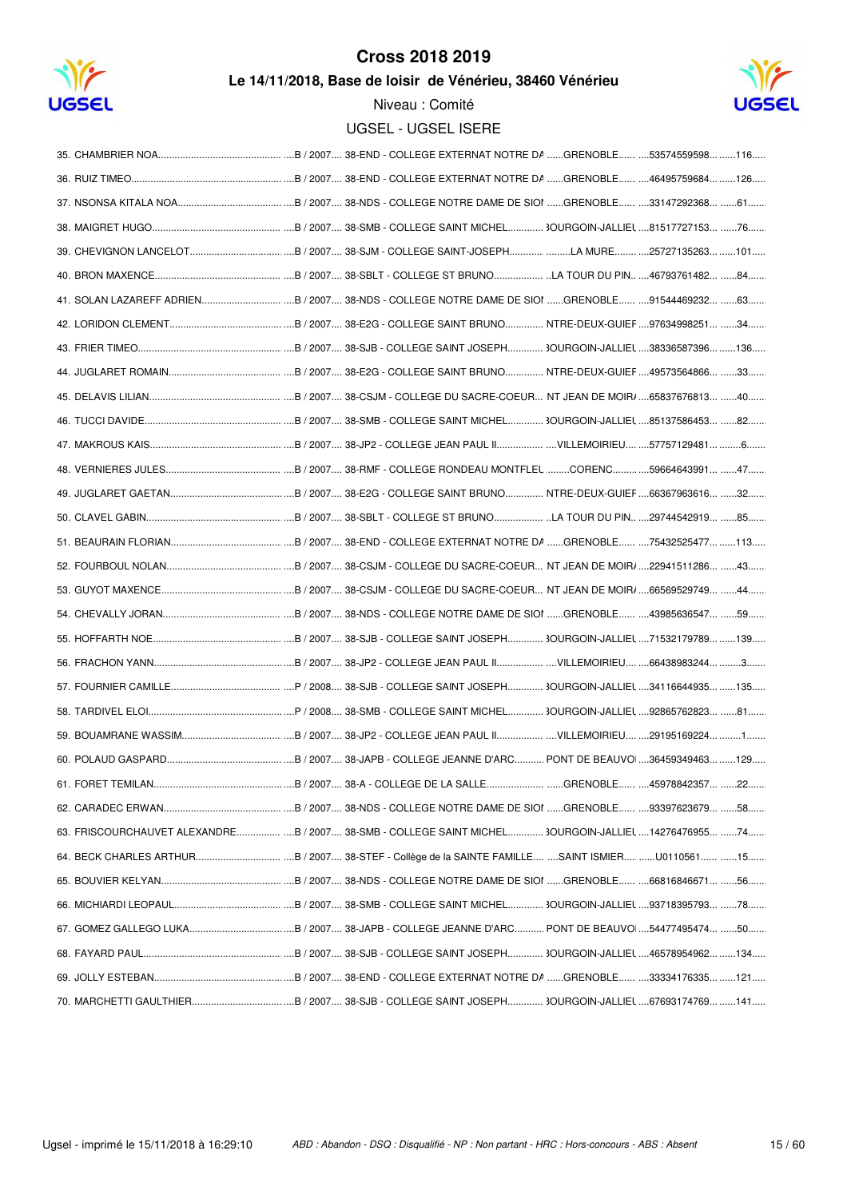# Cross 2018 2019

### Le 14/11/2018, Base de loisir de Vénérieu, 38460 Vénérieu

Niveau : Comité

UGSEL - UGSEL ISERE

| | | | | | | |
|---|---|---|---|---|---|---|
| 35. CHAMBRIER NOA | B / 2007 | 38-END - COLLEGE EXTERNAT NOTRE DA | GRENOBLE | 53574559598 | 116 |
| 36. RUIZ TIMEO | B / 2007 | 38-END - COLLEGE EXTERNAT NOTRE DA | GRENOBLE | 46495759684 | 126 |
| 37. NSONSA KITALA NOA | B / 2007 | 38-NDS - COLLEGE NOTRE DAME DE SION | GRENOBLE | 33147292368 | 61 |
| 38. MAIGRET HUGO | B / 2007 | 38-SMB - COLLEGE SAINT MICHEL | BOURGOIN-JALLIEU | 81517727153 | 76 |
| 39. CHEVIGNON LANCELOT | B / 2007 | 38-SJM - COLLEGE SAINT-JOSEPH | LA MURE | 25727135263 | 101 |
| 40. BRON MAXENCE | B / 2007 | 38-SBLT - COLLEGE ST BRUNO | LA TOUR DU PIN | 46793761482 | 84 |
| 41. SOLAN LAZAREFF ADRIEN | B / 2007 | 38-NDS - COLLEGE NOTRE DAME DE SION | GRENOBLE | 91544469232 | 63 |
| 42. LORIDON CLEMENT | B / 2007 | 38-E2G - COLLEGE SAINT BRUNO | ENTRE-DEUX-GUIER | 97634998251 | 34 |
| 43. FRIER TIMEO | B / 2007 | 38-SJB - COLLEGE SAINT JOSEPH | BOURGOIN-JALLIEU | 38336587396 | 136 |
| 44. JUGLARET ROMAIN | B / 2007 | 38-E2G - COLLEGE SAINT BRUNO | ENTRE-DEUX-GUIER | 49573564866 | 33 |
| 45. DELAVIS LILIAN | B / 2007 | 38-CSJM - COLLEGE DU SACRE-COEUR | SAINT JEAN DE MOIRANS | 65837676813 | 40 |
| 46. TUCCI DAVIDE | B / 2007 | 38-SMB - COLLEGE SAINT MICHEL | BOURGOIN-JALLIEU | 85137586453 | 82 |
| 47. MAKROUS KAIS | B / 2007 | 38-JP2 - COLLEGE JEAN PAUL II | VILLEMOIRIEU | 57757129481 | 6 |
| 48. VERNIERES JULES | B / 2007 | 38-RMF - COLLEGE RONDEAU MONTFLEURY | CORENC | 59664643991 | 47 |
| 49. JUGLARET GAETAN | B / 2007 | 38-E2G - COLLEGE SAINT BRUNO | ENTRE-DEUX-GUIER | 66367963616 | 32 |
| 50. CLAVEL GABIN | B / 2007 | 38-SBLT - COLLEGE ST BRUNO | LA TOUR DU PIN | 29744542919 | 85 |
| 51. BEAURAIN FLORIAN | B / 2007 | 38-END - COLLEGE EXTERNAT NOTRE DA | GRENOBLE | 75432525477 | 113 |
| 52. FOURBOUL NOLAN | B / 2007 | 38-CSJM - COLLEGE DU SACRE-COEUR | SAINT JEAN DE MOIRANS | 22941511286 | 43 |
| 53. GUYOT MAXENCE | B / 2007 | 38-CSJM - COLLEGE DU SACRE-COEUR | SAINT JEAN DE MOIRANS | 66569529749 | 44 |
| 54. CHEVALLY JORAN | B / 2007 | 38-NDS - COLLEGE NOTRE DAME DE SION | GRENOBLE | 43985636547 | 59 |
| 55. HOFFARTH NOE | B / 2007 | 38-SJB - COLLEGE SAINT JOSEPH | BOURGOIN-JALLIEU | 71532179789 | 139 |
| 56. FRACHON YANN | B / 2007 | 38-JP2 - COLLEGE JEAN PAUL II | VILLEMOIRIEU | 66438983244 | 3 |
| 57. FOURNIER CAMILLE | P / 2008 | 38-SJB - COLLEGE SAINT JOSEPH | BOURGOIN-JALLIEU | 34116644935 | 135 |
| 58. TARDIVEL ELOI | P / 2008 | 38-SMB - COLLEGE SAINT MICHEL | BOURGOIN-JALLIEU | 92865762823 | 81 |
| 59. BOUAMRANE WASSIM | B / 2007 | 38-JP2 - COLLEGE JEAN PAUL II | VILLEMOIRIEU | 29195169224 | 1 |
| 60. POLAUD GASPARD | B / 2007 | 38-JAPB - COLLEGE JEANNE D'ARC | PONT DE BEAUVOISIN | 36459349463 | 129 |
| 61. FORET TEMILAN | B / 2007 | 38-A - COLLEGE DE LA SALLE | GRENOBLE | 45978842357 | 22 |
| 62. CARADEC ERWAN | B / 2007 | 38-NDS - COLLEGE NOTRE DAME DE SION | GRENOBLE | 93397623679 | 58 |
| 63. FRISCOURCHAUVET ALEXANDRE | B / 2007 | 38-SMB - COLLEGE SAINT MICHEL | BOURGOIN-JALLIEU | 14276476955 | 74 |
| 64. BECK CHARLES ARTHUR | B / 2007 | 38-STEF - Collège de la SAINTE FAMILLE | SAINT ISMIER | U0110561 | 15 |
| 65. BOUVIER KELYAN | B / 2007 | 38-NDS - COLLEGE NOTRE DAME DE SION | GRENOBLE | 66816846671 | 56 |
| 66. MICHIARDI LEOPAUL | B / 2007 | 38-SMB - COLLEGE SAINT MICHEL | BOURGOIN-JALLIEU | 93718395793 | 78 |
| 67. GOMEZ GALLEGO LUKA | B / 2007 | 38-JAPB - COLLEGE JEANNE D'ARC | PONT DE BEAUVOISIN | 54477495474 | 50 |
| 68. FAYARD PAUL | B / 2007 | 38-SJB - COLLEGE SAINT JOSEPH | BOURGOIN-JALLIEU | 46578954962 | 134 |
| 69. JOLLY ESTEBAN | B / 2007 | 38-END - COLLEGE EXTERNAT NOTRE DA | GRENOBLE | 33334176335 | 121 |
| 70. MARCHETTI GAULTHIER | B / 2007 | 38-SJB - COLLEGE SAINT JOSEPH | BOURGOIN-JALLIEU | 67693174769 | 141 |

Ugsel - imprimé le 15/11/2018 à 16:29:10

*ABD : Abandon - DSQ : Disqualifié - NP : Non partant - HRC : Hors-concours - ABS : Absent*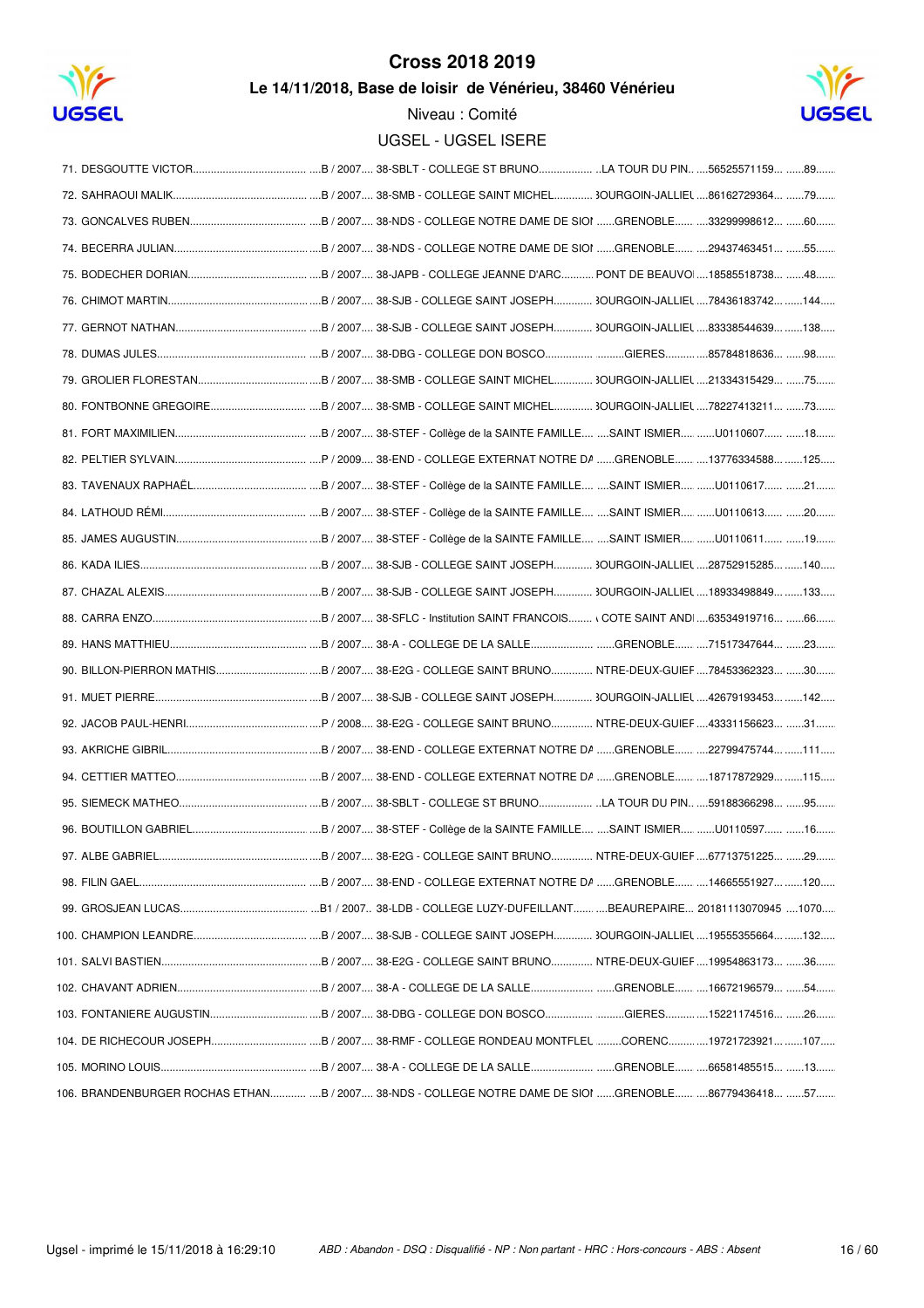# Cross 2018 2019

### Le 14/11/2018, Base de loisir de Vénérieu, 38460 Vénérieu

Niveau : Comité

UGSEL - UGSEL ISERE

| | | | | | | |
|---|---|---|---|---|---|---|
| 71. | DESGOUTTE VICTOR | B / 2007 | 38-SBLT - COLLEGE ST BRUNO | LA TOUR DU PIN | 56525571159 | 89 |
| 72. | SAHRAOUI MALIK | B / 2007 | 38-SMB - COLLEGE SAINT MICHEL | BOURGOIN-JALLIEU | 86162729364 | 79 |
| 73. | GONCALVES RUBEN | B / 2007 | 38-NDS - COLLEGE NOTRE DAME DE SION | GRENOBLE | 33299998612 | 60 |
| 74. | BECERRA JULIAN | B / 2007 | 38-NDS - COLLEGE NOTRE DAME DE SION | GRENOBLE | 29437463451 | 55 |
| 75. | BODECHER DORIAN | B / 2007 | 38-JAPB - COLLEGE JEANNE D'ARC | PONT DE BEAUVOISIN | 18585518738 | 48 |
| 76. | CHIMOT MARTIN | B / 2007 | 38-SJB - COLLEGE SAINT JOSEPH | BOURGOIN-JALLIEU | 78436183742 | 144 |
| 77. | GERNOT NATHAN | B / 2007 | 38-SJB - COLLEGE SAINT JOSEPH | BOURGOIN-JALLIEU | 83338544639 | 138 |
| 78. | DUMAS JULES | B / 2007 | 38-DBG - COLLEGE DON BOSCO | GIERES | 85784818636 | 98 |
| 79. | GROLIER FLORESTAN | B / 2007 | 38-SMB - COLLEGE SAINT MICHEL | BOURGOIN-JALLIEU | 21334315429 | 75 |
| 80. | FONTBONNE GREGOIRE | B / 2007 | 38-SMB - COLLEGE SAINT MICHEL | BOURGOIN-JALLIEU | 78227413211 | 73 |
| 81. | FORT MAXIMILIEN | B / 2007 | 38-STEF - Collège de la SAINTE FAMILLE | SAINT ISMIER | U0110607 | 18 |
| 82. | PELTIER SYLVAIN | P / 2009 | 38-END - COLLEGE EXTERNAT NOTRE DAME | GRENOBLE | 13776334588 | 125 |
| 83. | TAVENAUX RAPHAËL | B / 2007 | 38-STEF - Collège de la SAINTE FAMILLE | SAINT ISMIER | U0110617 | 21 |
| 84. | LATHOUD RÉMI | B / 2007 | 38-STEF - Collège de la SAINTE FAMILLE | SAINT ISMIER | U0110613 | 20 |
| 85. | JAMES AUGUSTIN | B / 2007 | 38-STEF - Collège de la SAINTE FAMILLE | SAINT ISMIER | U0110611 | 19 |
| 86. | KADA ILIES | B / 2007 | 38-SJB - COLLEGE SAINT JOSEPH | BOURGOIN-JALLIEU | 28752915285 | 140 |
| 87. | CHAZAL ALEXIS | B / 2007 | 38-SJB - COLLEGE SAINT JOSEPH | BOURGOIN-JALLIEU | 18933498849 | 133 |
| 88. | CARRA ENZO | B / 2007 | 38-SFLC - Institution SAINT FRANCOIS | LA COTE SAINT ANDRE | 63534919716 | 66 |
| 89. | HANS MATTHIEU | B / 2007 | 38-A - COLLEGE DE LA SALLE | GRENOBLE | 71517347644 | 23 |
| 90. | BILLON-PIERRON MATHIS | B / 2007 | 38-E2G - COLLEGE SAINT BRUNO | ENTRE-DEUX-GUIERS | 78453362323 | 30 |
| 91. | MUET PIERRE | B / 2007 | 38-SJB - COLLEGE SAINT JOSEPH | BOURGOIN-JALLIEU | 42679193453 | 142 |
| 92. | JACOB PAUL-HENRI | P / 2008 | 38-E2G - COLLEGE SAINT BRUNO | ENTRE-DEUX-GUIERS | 43331156623 | 31 |
| 93. | AKRICHE GIBRIL | B / 2007 | 38-END - COLLEGE EXTERNAT NOTRE DAME | GRENOBLE | 22799475744 | 111 |
| 94. | CETTIER MATTEO | B / 2007 | 38-END - COLLEGE EXTERNAT NOTRE DAME | GRENOBLE | 18717872929 | 115 |
| 95. | SIEMECK MATHEO | B / 2007 | 38-SBLT - COLLEGE ST BRUNO | LA TOUR DU PIN | 59188366298 | 95 |
| 96. | BOUTILLON GABRIEL | B / 2007 | 38-STEF - Collège de la SAINTE FAMILLE | SAINT ISMIER | U0110597 | 16 |
| 97. | ALBE GABRIEL | B / 2007 | 38-E2G - COLLEGE SAINT BRUNO | ENTRE-DEUX-GUIERS | 67713751225 | 29 |
| 98. | FILIN GAEL | B / 2007 | 38-END - COLLEGE EXTERNAT NOTRE DAME | GRENOBLE | 14665551927 | 120 |
| 99. | GROSJEAN LUCAS | B1 / 2007 | 38-LDB - COLLEGE LUZY-DUFEILLANT | BEAUREPAIRE | 20181113070945 | 1070 |
| 100. | CHAMPION LEANDRE | B / 2007 | 38-SJB - COLLEGE SAINT JOSEPH | BOURGOIN-JALLIEU | 19555355664 | 132 |
| 101. | SALVI BASTIEN | B / 2007 | 38-E2G - COLLEGE SAINT BRUNO | ENTRE-DEUX-GUIERS | 19954863173 | 36 |
| 102. | CHAVANT ADRIEN | B / 2007 | 38-A - COLLEGE DE LA SALLE | GRENOBLE | 16672196579 | 54 |
| 103. | FONTANIERE AUGUSTIN | B / 2007 | 38-DBG - COLLEGE DON BOSCO | GIERES | 15221174516 | 26 |
| 104. | DE RICHECOUR JOSEPH | B / 2007 | 38-RMF - COLLEGE RONDEAU MONTFLEURY | CORENC | 19721723921 | 107 |
| 105. | MORINO LOUIS | B / 2007 | 38-A - COLLEGE DE LA SALLE | GRENOBLE | 66581485515 | 13 |
| 106. | BRANDENBURGER ROCHAS ETHAN | B / 2007 | 38-NDS - COLLEGE NOTRE DAME DE SION | GRENOBLE | 86779436418 | 57 |

Ugsel - imprimé le 15/11/2018 à 16:29:10 — *ABD : Abandon - DSQ : Disqualifié - NP : Non partant - HRC : Hors-concours - ABS : Absent*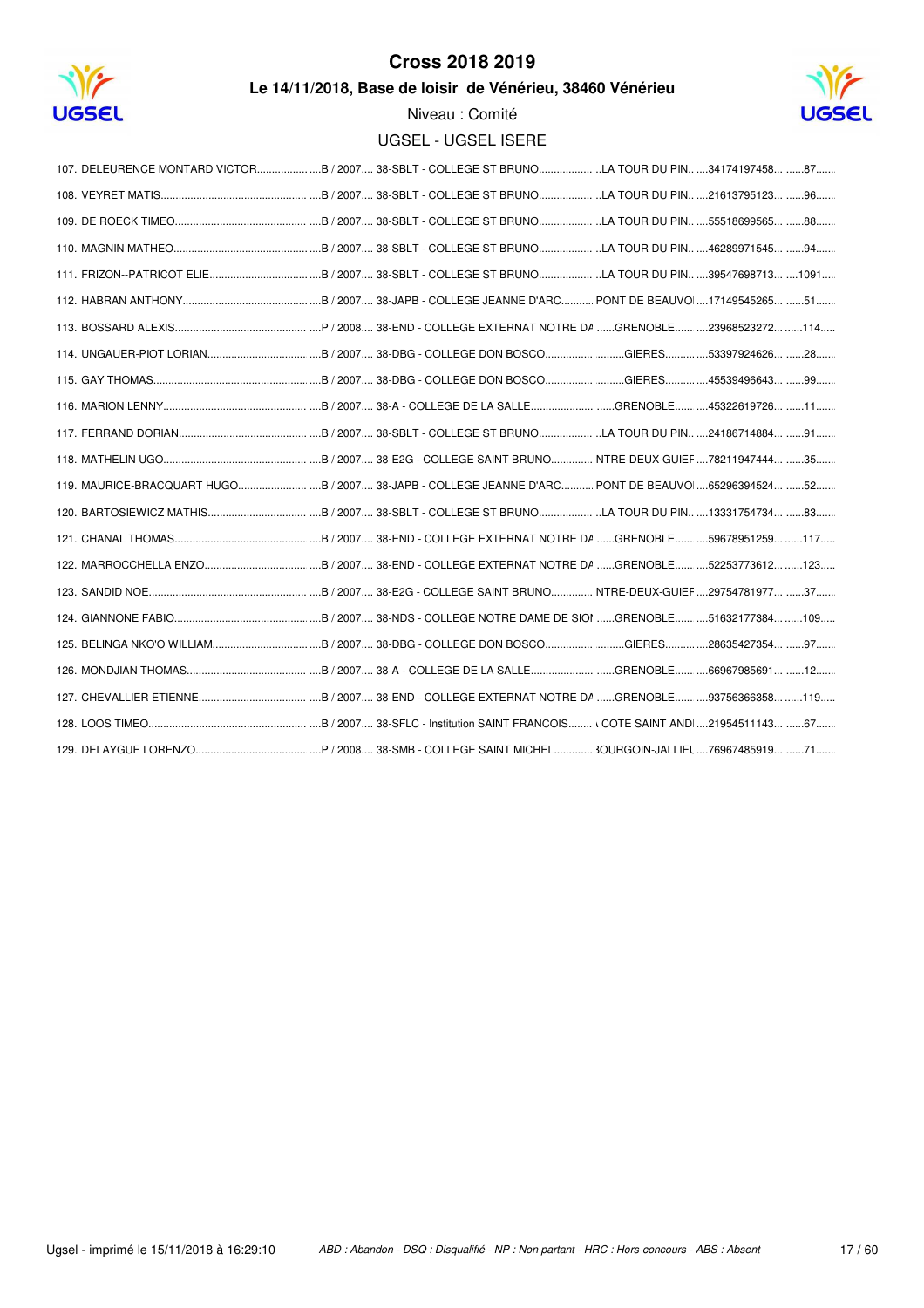# Cross 2018 2019

**Le 14/11/2018, Base de loisir de Vénérieu, 38460 Vénérieu**

Niveau : Comité

UGSEL - UGSEL ISERE

107. DELEURENCE MONTARD VICTOR.................. ....B / 2007.... 38-SBLT - COLLEGE ST BRUNO.................. ..LA TOUR DU PIN.. ....34174197458... ......87......
108. VEYRET MATIS.................................................. ....B / 2007.... 38-SBLT - COLLEGE ST BRUNO.................. ..LA TOUR DU PIN.. ....21613795123... ......96......
109. DE ROECK TIMEO............................................ ....B / 2007.... 38-SBLT - COLLEGE ST BRUNO.................. ..LA TOUR DU PIN.. ....55518699565... ......88......
110. MAGNIN MATHEO............................................. ....B / 2007.... 38-SBLT - COLLEGE ST BRUNO.................. ..LA TOUR DU PIN.. ....46289971545... ......94......
111. FRIZON--PATRICOT ELIE.................................. ....B / 2007.... 38-SBLT - COLLEGE ST BRUNO.................. ..LA TOUR DU PIN.. ....39547698713... .....1091....
112. HABRAN ANTHONY.......................................... ....B / 2007.... 38-JAPB - COLLEGE JEANNE D'ARC........... PONT DE BEAUVOI ....17149545265... ......51......
113. BOSSARD ALEXIS............................................. ....P / 2008.... 38-END - COLLEGE EXTERNAT NOTRE DA ......GRENOBLE...... ....23968523272... ......114.....
114. UNGAUER-PIOT LORIAN.................................. ....B / 2007.... 38-DBG - COLLEGE DON BOSCO............... .........GIERES.......... ....53397924626... ......28......
115. GAY THOMAS..................................................... ....B / 2007.... 38-DBG - COLLEGE DON BOSCO............... .........GIERES.......... ....45539496643... ......99......
116. MARION LENNY................................................ ....B / 2007.... 38-A - COLLEGE DE LA SALLE..................... ......GRENOBLE...... ....45322619726... ......11......
117. FERRAND DORIAN............................................ ....B / 2007.... 38-SBLT - COLLEGE ST BRUNO.................. ..LA TOUR DU PIN.. ....24186714884... ......91......
118. MATHELIN UGO................................................. ....B / 2007.... 38-E2G - COLLEGE SAINT BRUNO.............. NTRE-DEUX-GUIEF ....78211947444... ......35......
119. MAURICE-BRACQUART HUGO........................ ....B / 2007.... 38-JAPB - COLLEGE JEANNE D'ARC........... PONT DE BEAUVOI ....65296394524... ......52......
120. BARTOSIEWICZ MATHIS.................................. ....B / 2007.... 38-SBLT - COLLEGE ST BRUNO.................. ..LA TOUR DU PIN.. ....13331754734... ......83......
121. CHANAL THOMAS............................................ ....B / 2007.... 38-END - COLLEGE EXTERNAT NOTRE DA ......GRENOBLE...... ....59678951259... ......117.....
122. MARROCCHELLA ENZO.................................. ....B / 2007.... 38-END - COLLEGE EXTERNAT NOTRE DA ......GRENOBLE...... ....52253773612... ......123.....
123. SANDID NOE...................................................... ....B / 2007.... 38-E2G - COLLEGE SAINT BRUNO.............. NTRE-DEUX-GUIEF ....29754781977... ......37......
124. GIANNONE FABIO............................................. ....B / 2007.... 38-NDS - COLLEGE NOTRE DAME DE SIOI ......GRENOBLE...... ....51632177384... ......109.....
125. BELINGA NKO'O WILLIAM................................. ....B / 2007.... 38-DBG - COLLEGE DON BOSCO............... .........GIERES.......... ....28635427354... ......97......
126. MONDJIAN THOMAS......................................... ....B / 2007.... 38-A - COLLEGE DE LA SALLE..................... ......GRENOBLE...... ....66967985691... ......12......
127. CHEVALLIER ETIENNE..................................... ....B / 2007.... 38-END - COLLEGE EXTERNAT NOTRE DA ......GRENOBLE...... ....93756366358... ......119.....
128. LOOS TIMEO..................................................... ....B / 2007.... 38-SFLC - Institution SAINT FRANCOIS........ ι COTE SAINT ANDI ....21954511143... ......67......
129. DELAYGUE LORENZO...................................... ....P / 2008.... 38-SMB - COLLEGE SAINT MICHEL............ 3OURGOIN-JALLIEU ....76967485919... ......71......

*ABD : Abandon - DSQ : Disqualifié - NP : Non partant - HRC : Hors-concours - ABS : Absent*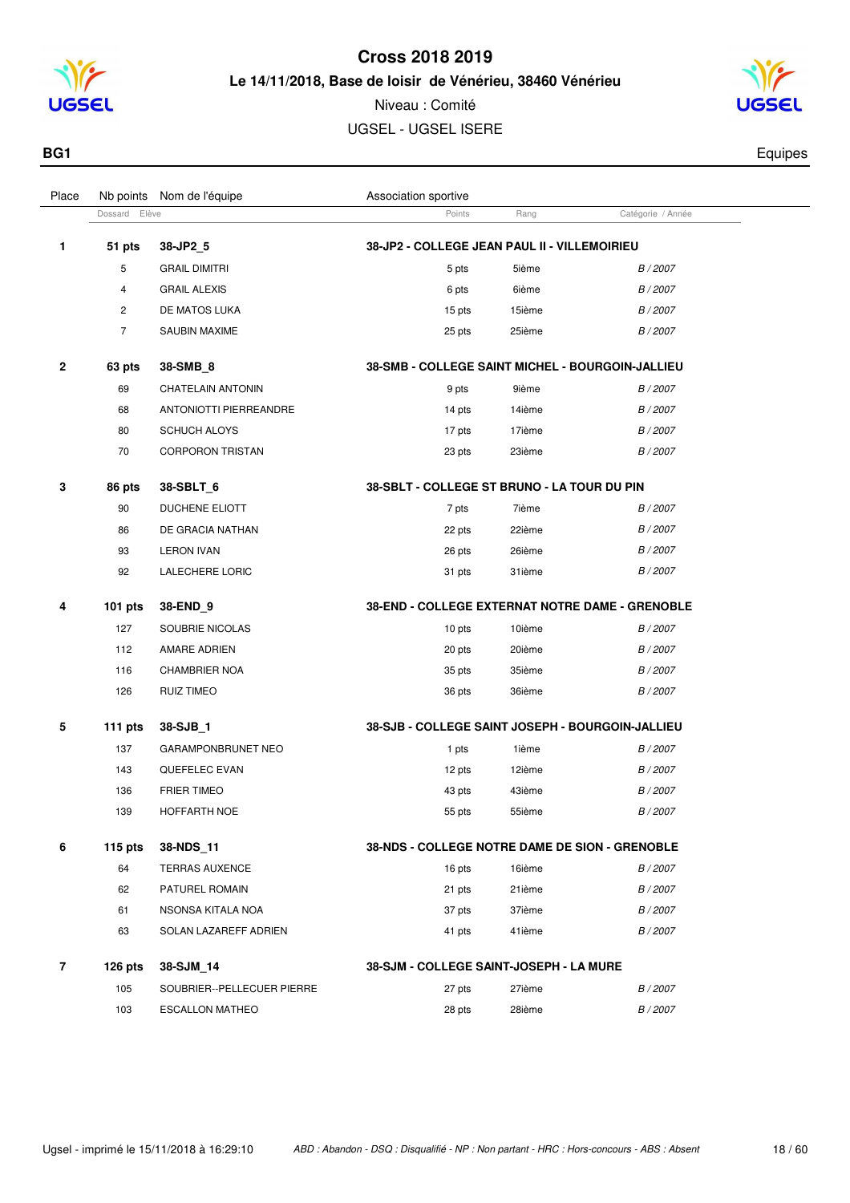# Cross 2018 2019

**Le 14/11/2018, Base de loisir de Vénérieu, 38460 Vénérieu**

Niveau : Comité

UGSEL - UGSEL ISERE

**BG1** — Equipes

| Place | Nb points | Nom de l'équipe | Association sportive | | |
|---|---|---|---|---|---|
| | Dossard | Elève | Points | Rang | Catégorie / Année |
| **1** | **51 pts** | **38-JP2_5** | **38-JP2 - COLLEGE JEAN PAUL II - VILLEMOIRIEU** | | |
| | 5 | GRAIL DIMITRI | 5 pts | 5ième | *B / 2007* |
| | 4 | GRAIL ALEXIS | 6 pts | 6ième | *B / 2007* |
| | 2 | DE MATOS LUKA | 15 pts | 15ième | *B / 2007* |
| | 7 | SAUBIN MAXIME | 25 pts | 25ième | *B / 2007* |
| **2** | **63 pts** | **38-SMB_8** | **38-SMB - COLLEGE SAINT MICHEL - BOURGOIN-JALLIEU** | | |
| | 69 | CHATELAIN ANTONIN | 9 pts | 9ième | *B / 2007* |
| | 68 | ANTONIOTTI PIERREANDRE | 14 pts | 14ième | *B / 2007* |
| | 80 | SCHUCH ALOYS | 17 pts | 17ième | *B / 2007* |
| | 70 | CORPORON TRISTAN | 23 pts | 23ième | *B / 2007* |
| **3** | **86 pts** | **38-SBLT_6** | **38-SBLT - COLLEGE ST BRUNO - LA TOUR DU PIN** | | |
| | 90 | DUCHENE ELIOTT | 7 pts | 7ième | *B / 2007* |
| | 86 | DE GRACIA NATHAN | 22 pts | 22ième | *B / 2007* |
| | 93 | LERON IVAN | 26 pts | 26ième | *B / 2007* |
| | 92 | LALECHERE LORIC | 31 pts | 31ième | *B / 2007* |
| **4** | **101 pts** | **38-END_9** | **38-END - COLLEGE EXTERNAT NOTRE DAME - GRENOBLE** | | |
| | 127 | SOUBRIE NICOLAS | 10 pts | 10ième | *B / 2007* |
| | 112 | AMARE ADRIEN | 20 pts | 20ième | *B / 2007* |
| | 116 | CHAMBRIER NOA | 35 pts | 35ième | *B / 2007* |
| | 126 | RUIZ TIMEO | 36 pts | 36ième | *B / 2007* |
| **5** | **111 pts** | **38-SJB_1** | **38-SJB - COLLEGE SAINT JOSEPH - BOURGOIN-JALLIEU** | | |
| | 137 | GARAMPONBRUNET NEO | 1 pts | 1ième | *B / 2007* |
| | 143 | QUEFELEC EVAN | 12 pts | 12ième | *B / 2007* |
| | 136 | FRIER TIMEO | 43 pts | 43ième | *B / 2007* |
| | 139 | HOFFARTH NOE | 55 pts | 55ième | *B / 2007* |
| **6** | **115 pts** | **38-NDS_11** | **38-NDS - COLLEGE NOTRE DAME DE SION - GRENOBLE** | | |
| | 64 | TERRAS AUXENCE | 16 pts | 16ième | *B / 2007* |
| | 62 | PATUREL ROMAIN | 21 pts | 21ième | *B / 2007* |
| | 61 | NSONSA KITALA NOA | 37 pts | 37ième | *B / 2007* |
| | 63 | SOLAN LAZAREFF ADRIEN | 41 pts | 41ième | *B / 2007* |
| **7** | **126 pts** | **38-SJM_14** | **38-SJM - COLLEGE SAINT-JOSEPH - LA MURE** | | |
| | 105 | SOUBRIER--PELLECUER PIERRE | 27 pts | 27ième | *B / 2007* |
| | 103 | ESCALLON MATHEO | 28 pts | 28ième | *B / 2007* |

Ugsel - imprimé le 15/11/2018 à 16:29:10

*ABD : Abandon - DSQ : Disqualifié - NP : Non partant - HRC : Hors-concours - ABS : Absent*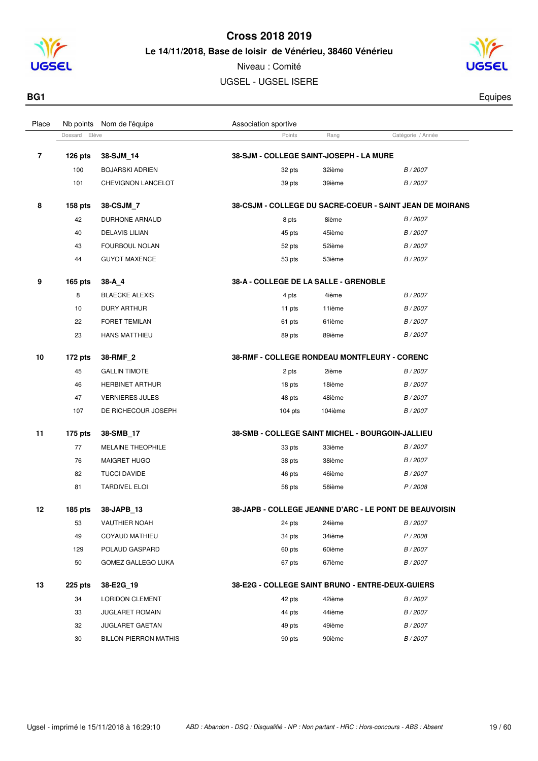# Cross 2018 2019

**Le 14/11/2018, Base de loisir de Vénérieu, 38460 Vénérieu**

Niveau : Comité

UGSEL - UGSEL ISERE

**BG1** — Equipes

| Place | Nb points / Dossard | Nom de l'équipe / Elève | Association sportive / Points | Rang | Catégorie / Année |
|---|---|---|---|---|---|
| **7** | **126 pts** | **38-SJM_14** | **38-SJM - COLLEGE SAINT-JOSEPH - LA MURE** | | |
| | 100 | BOJARSKI ADRIEN | 32 pts | 32ième | *B / 2007* |
| | 101 | CHEVIGNON LANCELOT | 39 pts | 39ième | *B / 2007* |
| **8** | **158 pts** | **38-CSJM_7** | **38-CSJM - COLLEGE DU SACRE-COEUR - SAINT JEAN DE MOIRANS** | | |
| | 42 | DURHONE ARNAUD | 8 pts | 8ième | *B / 2007* |
| | 40 | DELAVIS LILIAN | 45 pts | 45ième | *B / 2007* |
| | 43 | FOURBOUL NOLAN | 52 pts | 52ième | *B / 2007* |
| | 44 | GUYOT MAXENCE | 53 pts | 53ième | *B / 2007* |
| **9** | **165 pts** | **38-A_4** | **38-A - COLLEGE DE LA SALLE - GRENOBLE** | | |
| | 8 | BLAECKE ALEXIS | 4 pts | 4ième | *B / 2007* |
| | 10 | DURY ARTHUR | 11 pts | 11ième | *B / 2007* |
| | 22 | FORET TEMILAN | 61 pts | 61ième | *B / 2007* |
| | 23 | HANS MATTHIEU | 89 pts | 89ième | *B / 2007* |
| **10** | **172 pts** | **38-RMF_2** | **38-RMF - COLLEGE RONDEAU MONTFLEURY - CORENC** | | |
| | 45 | GALLIN TIMOTE | 2 pts | 2ième | *B / 2007* |
| | 46 | HERBINET ARTHUR | 18 pts | 18ième | *B / 2007* |
| | 47 | VERNIERES JULES | 48 pts | 48ième | *B / 2007* |
| | 107 | DE RICHECOUR JOSEPH | 104 pts | 104ième | *B / 2007* |
| **11** | **175 pts** | **38-SMB_17** | **38-SMB - COLLEGE SAINT MICHEL - BOURGOIN-JALLIEU** | | |
| | 77 | MELAINE THEOPHILE | 33 pts | 33ième | *B / 2007* |
| | 76 | MAIGRET HUGO | 38 pts | 38ième | *B / 2007* |
| | 82 | TUCCI DAVIDE | 46 pts | 46ième | *B / 2007* |
| | 81 | TARDIVEL ELOI | 58 pts | 58ième | *P / 2008* |
| **12** | **185 pts** | **38-JAPB_13** | **38-JAPB - COLLEGE JEANNE D'ARC - LE PONT DE BEAUVOISIN** | | |
| | 53 | VAUTHIER NOAH | 24 pts | 24ième | *B / 2007* |
| | 49 | COYAUD MATHIEU | 34 pts | 34ième | *P / 2008* |
| | 129 | POLAUD GASPARD | 60 pts | 60ième | *B / 2007* |
| | 50 | GOMEZ GALLEGO LUKA | 67 pts | 67ième | *B / 2007* |
| **13** | **225 pts** | **38-E2G_19** | **38-E2G - COLLEGE SAINT BRUNO - ENTRE-DEUX-GUIERS** | | |
| | 34 | LORIDON CLEMENT | 42 pts | 42ième | *B / 2007* |
| | 33 | JUGLARET ROMAIN | 44 pts | 44ième | *B / 2007* |
| | 32 | JUGLARET GAETAN | 49 pts | 49ième | *B / 2007* |
| | 30 | BILLON-PIERRON MATHIS | 90 pts | 90ième | *B / 2007* |

Ugsel - imprimé le 15/11/2018 à 16:29:10 — *ABD : Abandon - DSQ : Disqualifié - NP : Non partant - HRC : Hors-concours - ABS : Absent*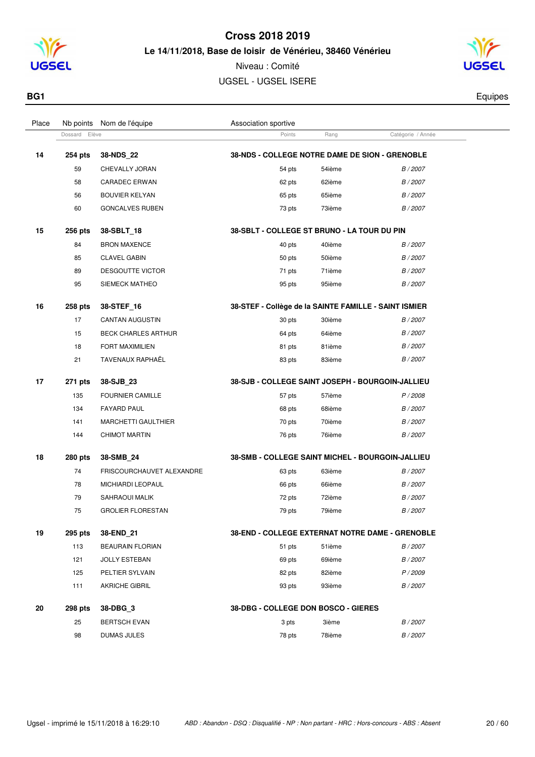# Cross 2018 2019

**Le 14/11/2018, Base de loisir de Vénérieu, 38460 Vénérieu**

Niveau : Comité

UGSEL - UGSEL ISERE

**BG1** — Equipes

| Place | Nb points | Nom de l'équipe | Association sportive | | |
|---|---|---|---|---|---|
| | Dossard | Elève | Points | Rang | Catégorie / Année |
| **14** | **254 pts** | **38-NDS_22** | **38-NDS - COLLEGE NOTRE DAME DE SION - GRENOBLE** | | |
| | 59 | CHEVALLY JORAN | 54 pts | 54ième | *B / 2007* |
| | 58 | CARADEC ERWAN | 62 pts | 62ième | *B / 2007* |
| | 56 | BOUVIER KELYAN | 65 pts | 65ième | *B / 2007* |
| | 60 | GONCALVES RUBEN | 73 pts | 73ième | *B / 2007* |
| **15** | **256 pts** | **38-SBLT_18** | **38-SBLT - COLLEGE ST BRUNO - LA TOUR DU PIN** | | |
| | 84 | BRON MAXENCE | 40 pts | 40ième | *B / 2007* |
| | 85 | CLAVEL GABIN | 50 pts | 50ième | *B / 2007* |
| | 89 | DESGOUTTE VICTOR | 71 pts | 71ième | *B / 2007* |
| | 95 | SIEMECK MATHEO | 95 pts | 95ième | *B / 2007* |
| **16** | **258 pts** | **38-STEF_16** | **38-STEF - Collège de la SAINTE FAMILLE - SAINT ISMIER** | | |
| | 17 | CANTAN AUGUSTIN | 30 pts | 30ième | *B / 2007* |
| | 15 | BECK CHARLES ARTHUR | 64 pts | 64ième | *B / 2007* |
| | 18 | FORT MAXIMILIEN | 81 pts | 81ième | *B / 2007* |
| | 21 | TAVENAUX RAPHAËL | 83 pts | 83ième | *B / 2007* |
| **17** | **271 pts** | **38-SJB_23** | **38-SJB - COLLEGE SAINT JOSEPH - BOURGOIN-JALLIEU** | | |
| | 135 | FOURNIER CAMILLE | 57 pts | 57ième | *P / 2008* |
| | 134 | FAYARD PAUL | 68 pts | 68ième | *B / 2007* |
| | 141 | MARCHETTI GAULTHIER | 70 pts | 70ième | *B / 2007* |
| | 144 | CHIMOT MARTIN | 76 pts | 76ième | *B / 2007* |
| **18** | **280 pts** | **38-SMB_24** | **38-SMB - COLLEGE SAINT MICHEL - BOURGOIN-JALLIEU** | | |
| | 74 | FRISCOURCHAUVET ALEXANDRE | 63 pts | 63ième | *B / 2007* |
| | 78 | MICHIARDI LEOPAUL | 66 pts | 66ième | *B / 2007* |
| | 79 | SAHRAOUI MALIK | 72 pts | 72ième | *B / 2007* |
| | 75 | GROLIER FLORESTAN | 79 pts | 79ième | *B / 2007* |
| **19** | **295 pts** | **38-END_21** | **38-END - COLLEGE EXTERNAT NOTRE DAME - GRENOBLE** | | |
| | 113 | BEAURAIN FLORIAN | 51 pts | 51ième | *B / 2007* |
| | 121 | JOLLY ESTEBAN | 69 pts | 69ième | *B / 2007* |
| | 125 | PELTIER SYLVAIN | 82 pts | 82ième | *P / 2009* |
| | 111 | AKRICHE GIBRIL | 93 pts | 93ième | *B / 2007* |
| **20** | **298 pts** | **38-DBG_3** | **38-DBG - COLLEGE DON BOSCO - GIERES** | | |
| | 25 | BERTSCH EVAN | 3 pts | 3ième | *B / 2007* |
| | 98 | DUMAS JULES | 78 pts | 78ième | *B / 2007* |

Ugsel - imprimé le 15/11/2018 à 16:29:10 — *ABD : Abandon - DSQ : Disqualifié - NP : Non partant - HRC : Hors-concours - ABS : Absent*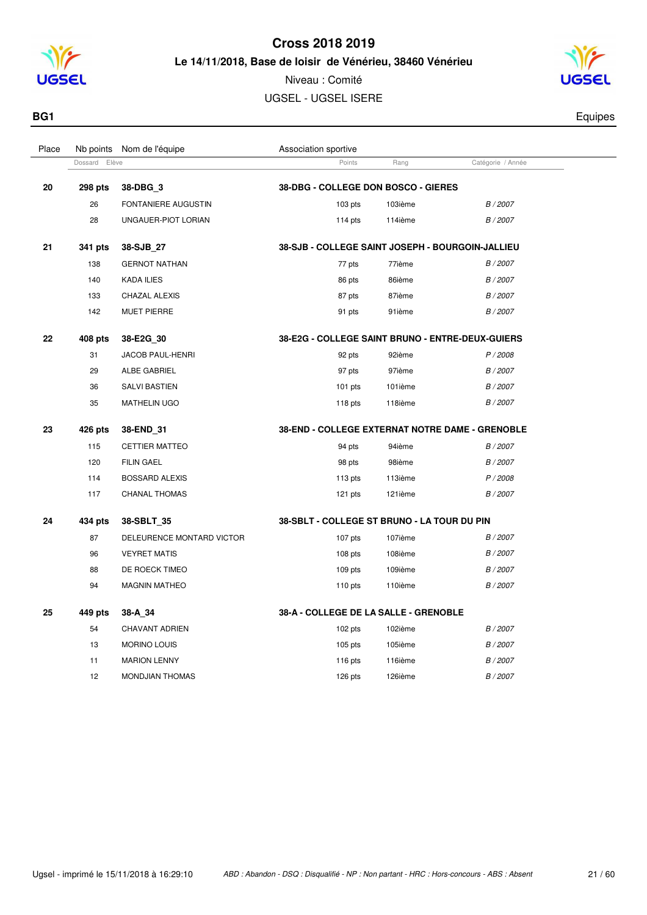# Cross 2018 2019

**Le 14/11/2018, Base de loisir de Vénérieu, 38460 Vénérieu**

Niveau : Comité

UGSEL - UGSEL ISERE

**BG1** — Equipes

| Place | Nb points | Nom de l'équipe | Association sportive | | |
|---|---|---|---|---|---|
| | Dossard | Elève | Points | Rang | Catégorie / Année |
| **20** | **298 pts** | **38-DBG_3** | **38-DBG - COLLEGE DON BOSCO - GIERES** | | |
| | 26 | FONTANIERE AUGUSTIN | 103 pts | 103ième | *B / 2007* |
| | 28 | UNGAUER-PIOT LORIAN | 114 pts | 114ième | *B / 2007* |
| **21** | **341 pts** | **38-SJB_27** | **38-SJB - COLLEGE SAINT JOSEPH - BOURGOIN-JALLIEU** | | |
| | 138 | GERNOT NATHAN | 77 pts | 77ième | *B / 2007* |
| | 140 | KADA ILIES | 86 pts | 86ième | *B / 2007* |
| | 133 | CHAZAL ALEXIS | 87 pts | 87ième | *B / 2007* |
| | 142 | MUET PIERRE | 91 pts | 91ième | *B / 2007* |
| **22** | **408 pts** | **38-E2G_30** | **38-E2G - COLLEGE SAINT BRUNO - ENTRE-DEUX-GUIERS** | | |
| | 31 | JACOB PAUL-HENRI | 92 pts | 92ième | *P / 2008* |
| | 29 | ALBE GABRIEL | 97 pts | 97ième | *B / 2007* |
| | 36 | SALVI BASTIEN | 101 pts | 101ième | *B / 2007* |
| | 35 | MATHELIN UGO | 118 pts | 118ième | *B / 2007* |
| **23** | **426 pts** | **38-END_31** | **38-END - COLLEGE EXTERNAT NOTRE DAME - GRENOBLE** | | |
| | 115 | CETTIER MATTEO | 94 pts | 94ième | *B / 2007* |
| | 120 | FILIN GAEL | 98 pts | 98ième | *B / 2007* |
| | 114 | BOSSARD ALEXIS | 113 pts | 113ième | *P / 2008* |
| | 117 | CHANAL THOMAS | 121 pts | 121ième | *B / 2007* |
| **24** | **434 pts** | **38-SBLT_35** | **38-SBLT - COLLEGE ST BRUNO - LA TOUR DU PIN** | | |
| | 87 | DELEURENCE MONTARD VICTOR | 107 pts | 107ième | *B / 2007* |
| | 96 | VEYRET MATIS | 108 pts | 108ième | *B / 2007* |
| | 88 | DE ROECK TIMEO | 109 pts | 109ième | *B / 2007* |
| | 94 | MAGNIN MATHEO | 110 pts | 110ième | *B / 2007* |
| **25** | **449 pts** | **38-A_34** | **38-A - COLLEGE DE LA SALLE - GRENOBLE** | | |
| | 54 | CHAVANT ADRIEN | 102 pts | 102ième | *B / 2007* |
| | 13 | MORINO LOUIS | 105 pts | 105ième | *B / 2007* |
| | 11 | MARION LENNY | 116 pts | 116ième | *B / 2007* |
| | 12 | MONDJIAN THOMAS | 126 pts | 126ième | *B / 2007* |

Ugsel - imprimé le 15/11/2018 à 16:29:10

*ABD : Abandon - DSQ : Disqualifié - NP : Non partant - HRC : Hors-concours - ABS : Absent*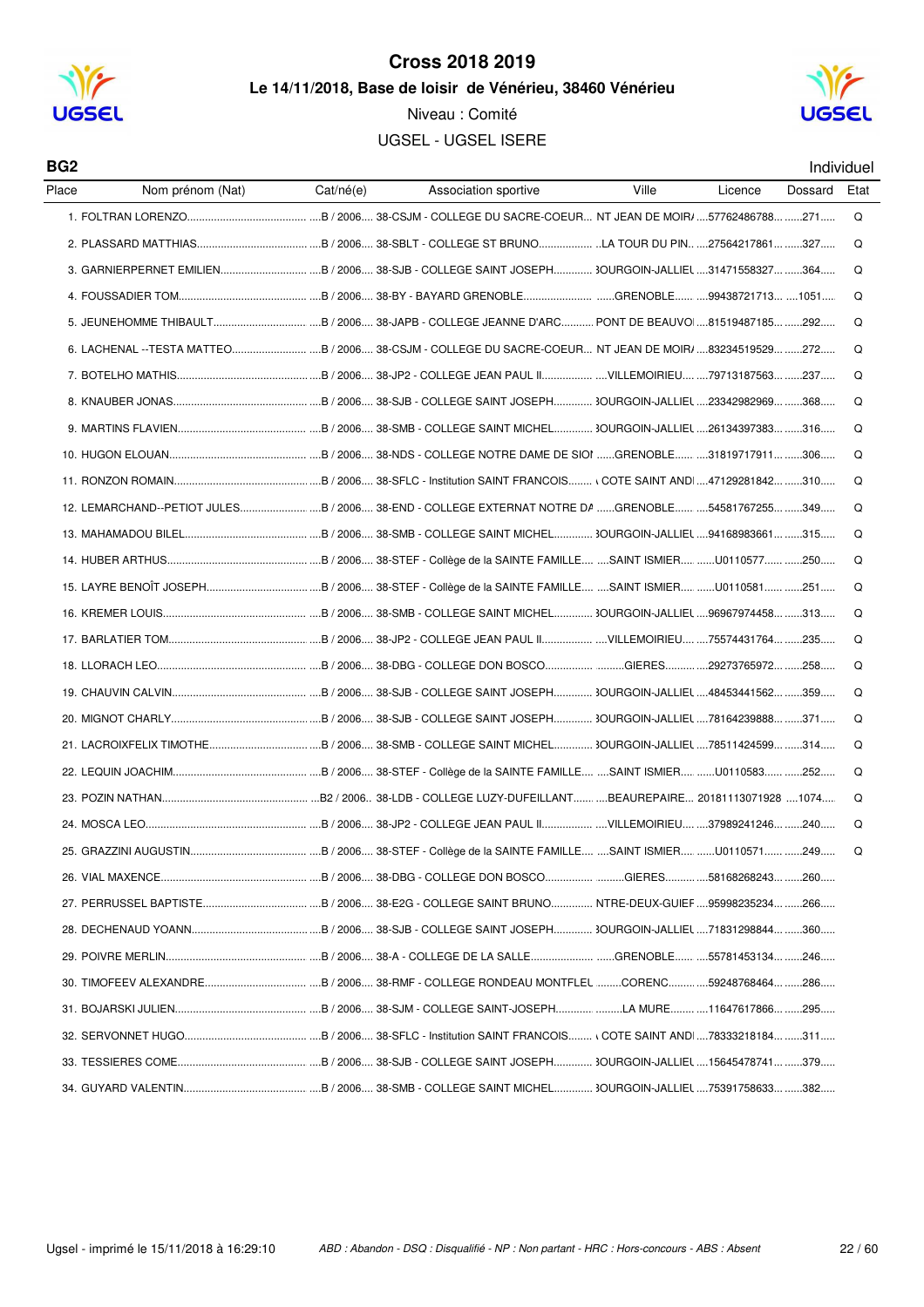# Cross 2018 2019

## Le 14/11/2018, Base de loisir de Vénérieu, 38460 Vénérieu

Niveau : Comité

UGSEL - UGSEL ISERE

**BG2** Individuel

| Place | Nom prénom (Nat) | Cat/né(e) | Association sportive | Ville | Licence | Dossard | Etat |
|---|---|---|---|---|---|---|---|
| 1. | FOLTRAN LORENZO | B / 2006 | 38-CSJM - COLLEGE DU SACRE-COEUR | NT JEAN DE MOIR/ | 57762486788 | 271 | Q |
| 2. | PLASSARD MATTHIAS | B / 2006 | 38-SBLT - COLLEGE ST BRUNO | LA TOUR DU PIN | 27564217861 | 327 | Q |
| 3. | GARNIERPERNET EMILIEN | B / 2006 | 38-SJB - COLLEGE SAINT JOSEPH | 3OURGOIN-JALLIEL | 31471558327 | 364 | Q |
| 4. | FOUSSADIER TOM | B / 2006 | 38-BY - BAYARD GRENOBLE | GRENOBLE | 99438721713 | 1051 | Q |
| 5. | JEUNEHOMME THIBAULT | B / 2006 | 38-JAPB - COLLEGE JEANNE D'ARC | PONT DE BEAUVOI | 81519487185 | 292 | Q |
| 6. | LACHENAL --TESTA MATTEO | B / 2006 | 38-CSJM - COLLEGE DU SACRE-COEUR | NT JEAN DE MOIR/ | 83234519529 | 272 | Q |
| 7. | BOTELHO MATHIS | B / 2006 | 38-JP2 - COLLEGE JEAN PAUL II | VILLEMOIRIEU | 79713187563 | 237 | Q |
| 8. | KNAUBER JONAS | B / 2006 | 38-SJB - COLLEGE SAINT JOSEPH | 3OURGOIN-JALLIEL | 23342982969 | 368 | Q |
| 9. | MARTINS FLAVIEN | B / 2006 | 38-SMB - COLLEGE SAINT MICHEL | 3OURGOIN-JALLIEL | 26134397383 | 316 | Q |
| 10. | HUGON ELOUAN | B / 2006 | 38-NDS - COLLEGE NOTRE DAME DE SIOI | GRENOBLE | 31819717911 | 306 | Q |
| 11. | RONZON ROMAIN | B / 2006 | 38-SFLC - Institution SAINT FRANCOIS | COTE SAINT ANDI | 47129281842 | 310 | Q |
| 12. | LEMARCHAND--PETIOT JULES | B / 2006 | 38-END - COLLEGE EXTERNAT NOTRE DA | GRENOBLE | 54581767255 | 349 | Q |
| 13. | MAHAMADOU BILEL | B / 2006 | 38-SMB - COLLEGE SAINT MICHEL | 3OURGOIN-JALLIEL | 94168983661 | 315 | Q |
| 14. | HUBER ARTHUS | B / 2006 | 38-STEF - Collège de la SAINTE FAMILLE | SAINT ISMIER | U0110577 | 250 | Q |
| 15. | LAYRE BENOÎT JOSEPH | B / 2006 | 38-STEF - Collège de la SAINTE FAMILLE | SAINT ISMIER | U0110581 | 251 | Q |
| 16. | KREMER LOUIS | B / 2006 | 38-SMB - COLLEGE SAINT MICHEL | 3OURGOIN-JALLIEL | 96967974458 | 313 | Q |
| 17. | BARLATIER TOM | B / 2006 | 38-JP2 - COLLEGE JEAN PAUL II | VILLEMOIRIEU | 75574431764 | 235 | Q |
| 18. | LLORACH LEO | B / 2006 | 38-DBG - COLLEGE DON BOSCO | GIERES | 29273765972 | 258 | Q |
| 19. | CHAUVIN CALVIN | B / 2006 | 38-SJB - COLLEGE SAINT JOSEPH | 3OURGOIN-JALLIEL | 48453441562 | 359 | Q |
| 20. | MIGNOT CHARLY | B / 2006 | 38-SJB - COLLEGE SAINT JOSEPH | 3OURGOIN-JALLIEL | 78164239888 | 371 | Q |
| 21. | LACROIXFELIX TIMOTHE | B / 2006 | 38-SMB - COLLEGE SAINT MICHEL | 3OURGOIN-JALLIEL | 78511424599 | 314 | Q |
| 22. | LEQUIN JOACHIM | B / 2006 | 38-STEF - Collège de la SAINTE FAMILLE | SAINT ISMIER | U0110583 | 252 | Q |
| 23. | POZIN NATHAN | B2 / 2006 | 38-LDB - COLLEGE LUZY-DUFEILLANT | BEAUREPAIRE | 20181113071928 | 1074 | Q |
| 24. | MOSCA LEO | B / 2006 | 38-JP2 - COLLEGE JEAN PAUL II | VILLEMOIRIEU | 37989241246 | 240 | Q |
| 25. | GRAZZINI AUGUSTIN | B / 2006 | 38-STEF - Collège de la SAINTE FAMILLE | SAINT ISMIER | U0110571 | 249 | Q |
| 26. | VIAL MAXENCE | B / 2006 | 38-DBG - COLLEGE DON BOSCO | GIERES | 58168268243 | 260 | |
| 27. | PERRUSSEL BAPTISTE | B / 2006 | 38-E2G - COLLEGE SAINT BRUNO | NTRE-DEUX-GUIEF | 95998235234 | 266 | |
| 28. | DECHENAUD YOANN | B / 2006 | 38-SJB - COLLEGE SAINT JOSEPH | 3OURGOIN-JALLIEL | 71831298844 | 360 | |
| 29. | POIVRE MERLIN | B / 2006 | 38-A - COLLEGE DE LA SALLE | GRENOBLE | 55781453134 | 246 | |
| 30. | TIMOFEEV ALEXANDRE | B / 2006 | 38-RMF - COLLEGE RONDEAU MONTFLEL | CORENC | 59248768464 | 286 | |
| 31. | BOJARSKI JULIEN | B / 2006 | 38-SJM - COLLEGE SAINT-JOSEPH | LA MURE | 11647617866 | 295 | |
| 32. | SERVONNET HUGO | B / 2006 | 38-SFLC - Institution SAINT FRANCOIS | COTE SAINT ANDI | 78333218184 | 311 | |
| 33. | TESSIERES COME | B / 2006 | 38-SJB - COLLEGE SAINT JOSEPH | 3OURGOIN-JALLIEL | 15645478741 | 379 | |
| 34. | GUYARD VALENTIN | B / 2006 | 38-SMB - COLLEGE SAINT MICHEL | 3OURGOIN-JALLIEL | 75391758633 | 382 | |

Ugsel - imprimé le 15/11/2018 à 16:29:10

*ABD : Abandon - DSQ : Disqualifié - NP : Non partant - HRC : Hors-concours - ABS : Absent*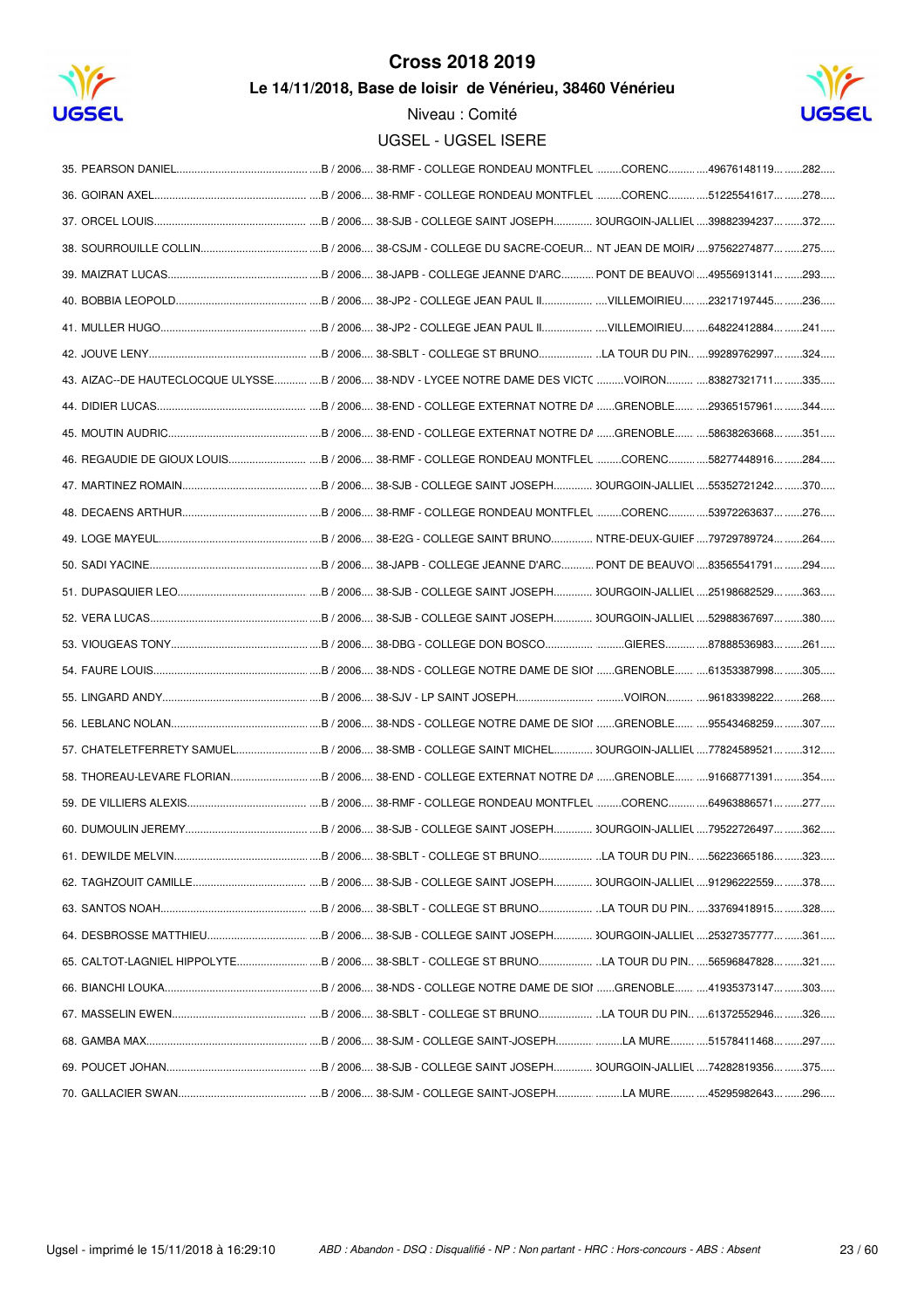# Cross 2018 2019

### Le 14/11/2018, Base de loisir de Vénérieu, 38460 Vénérieu

Niveau : Comité

UGSEL - UGSEL ISERE

35. PEARSON DANIEL.............................................B / 2006.... 38-RMF - COLLEGE RONDEAU MONTFLEU ........CORENC.........49676148119.......282.....
36. GOIRAN AXEL.................................................B / 2006.... 38-RMF - COLLEGE RONDEAU MONTFLEU ........CORENC.........51225541617.......278.....
37. ORCEL LOUIS.................................................B / 2006.... 38-SJB - COLLEGE SAINT JOSEPH............ BOURGOIN-JALLIEU ....39882394237.......372.....
38. SOURROUILLE COLLIN.......................................B / 2006.... 38-CSJM - COLLEGE DU SACRE-COEUR... NT JEAN DE MOIR/ ....97562274877.......275.....
39. MAIZRAT LUCAS..............................................B / 2006.... 38-JAPB - COLLEGE JEANNE D'ARC.......... PONT DE BEAUVOI ....49556913141.......293.....
40. BOBBIA LEOPOLD............................................B / 2006.... 38-JP2 - COLLEGE JEAN PAUL II................ ....VILLEMOIRIEU.....23217197445.......236.....
41. MULLER HUGO................................................B / 2006.... 38-JP2 - COLLEGE JEAN PAUL II................ ....VILLEMOIRIEU.....64822412884.......241.....
42. JOUVE LENY....................................................B / 2006.... 38-SBLT - COLLEGE ST BRUNO.................. ..LA TOUR DU PIN.. ....99289762997.......324.....
43. AIZAC--DE HAUTECLOCQUE ULYSSE...........B / 2006.... 38-NDV - LYCEE NOTRE DAME DES VICTC .........VOIRON.........83827321711.......335.....
44. DIDIER LUCAS..................................................B / 2006.... 38-END - COLLEGE EXTERNAT NOTRE DA ......GRENOBLE......29365157961.......344.....
45. MOUTIN AUDRIC...............................................B / 2006.... 38-END - COLLEGE EXTERNAT NOTRE DA ......GRENOBLE......58638263668.......351.....
46. REGAUDIE DE GIOUX LOUIS..........................B / 2006.... 38-RMF - COLLEGE RONDEAU MONTFLEU ........CORENC.........58277448916.......284.....
47. MARTINEZ ROMAIN...........................................B / 2006.... 38-SJB - COLLEGE SAINT JOSEPH............ BOURGOIN-JALLIEU ....55352721242.......370.....
48. DECAENS ARTHUR............................................B / 2006.... 38-RMF - COLLEGE RONDEAU MONTFLEU ........CORENC.........53972263637.......276.....
49. LOGE MAYEUL..................................................B / 2006.... 38-E2G - COLLEGE SAINT BRUNO............. NTRE-DEUX-GUIEF ....79729789724.......264.....
50. SADI YACINE....................................................B / 2006.... 38-JAPB - COLLEGE JEANNE D'ARC.......... PONT DE BEAUVOI ....83565541791.......294.....
51. DUPASQUIER LEO..............................................B / 2006.... 38-SJB - COLLEGE SAINT JOSEPH............ BOURGOIN-JALLIEU ....25198682529.......363.....
52. VERA LUCAS.....................................................B / 2006.... 38-SJB - COLLEGE SAINT JOSEPH............ BOURGOIN-JALLIEU ....52988367697.......380.....
53. VIOUGEAS TONY...............................................B / 2006.... 38-DBG - COLLEGE DON BOSCO............... .........GIERES.........87888536983.......261.....
54. FAURE LOUIS....................................................B / 2006.... 38-NDS - COLLEGE NOTRE DAME DE SIOI ......GRENOBLE......61353387998.......305.....
55. LINGARD ANDY.................................................B / 2006.... 38-SJV - LP SAINT JOSEPH......................... .........VOIRON.........96183398222.......268.....
56. LEBLANC NOLAN..............................................B / 2006.... 38-NDS - COLLEGE NOTRE DAME DE SIOI ......GRENOBLE......95543468259.......307.....
57. CHATELETFERRETY SAMUEL..........................B / 2006.... 38-SMB - COLLEGE SAINT MICHEL............ BOURGOIN-JALLIEU ....77824589521.......312.....
58. THOREAU-LEVARE FLORIAN............................B / 2006.... 38-END - COLLEGE EXTERNAT NOTRE DA ......GRENOBLE......91668771391.......354.....
59. DE VILLIERS ALEXIS........................................B / 2006.... 38-RMF - COLLEGE RONDEAU MONTFLEU ........CORENC.........64963886571.......277.....
60. DUMOULIN JEREMY..........................................B / 2006.... 38-SJB - COLLEGE SAINT JOSEPH............ BOURGOIN-JALLIEU ....79522726497.......362.....
61. DEWILDE MELVIN..............................................B / 2006.... 38-SBLT - COLLEGE ST BRUNO.................. ..LA TOUR DU PIN.. ....56223665186.......323.....
62. TAGHZOUIT CAMILLE.......................................B / 2006.... 38-SJB - COLLEGE SAINT JOSEPH............ BOURGOIN-JALLIEU ....91296222559.......378.....
63. SANTOS NOAH..................................................B / 2006.... 38-SBLT - COLLEGE ST BRUNO.................. ..LA TOUR DU PIN.. ....33769418915.......328.....
64. DESBROSSE MATTHIEU...................................B / 2006.... 38-SJB - COLLEGE SAINT JOSEPH............ BOURGOIN-JALLIEU ....25327357777.......361.....
65. CALTOT-LAGNIEL HIPPOLYTE.........................B / 2006.... 38-SBLT - COLLEGE ST BRUNO.................. ..LA TOUR DU PIN.. ....56596847828.......321.....
66. BIANCHI LOUKA................................................B / 2006.... 38-NDS - COLLEGE NOTRE DAME DE SIOI ......GRENOBLE......41935373147.......303.....
67. MASSELIN EWEN...............................................B / 2006.... 38-SBLT - COLLEGE ST BRUNO.................. ..LA TOUR DU PIN.. ....61372552946.......326.....
68. GAMBA MAX......................................................B / 2006.... 38-SJM - COLLEGE SAINT-JOSEPH........... .........LA MURE.........51578411468.......297.....
69. POUCET JOHAN................................................B / 2006.... 38-SJB - COLLEGE SAINT JOSEPH............ BOURGOIN-JALLIEU ....74282819356.......375.....
70. GALLACIER SWAN.............................................B / 2006.... 38-SJM - COLLEGE SAINT-JOSEPH........... .........LA MURE.........45295982643.......296.....

Ugsel - imprimé le 15/11/2018 à 16:29:10 — *ABD : Abandon - DSQ : Disqualifié - NP : Non partant - HRC : Hors-concours - ABS : Absent*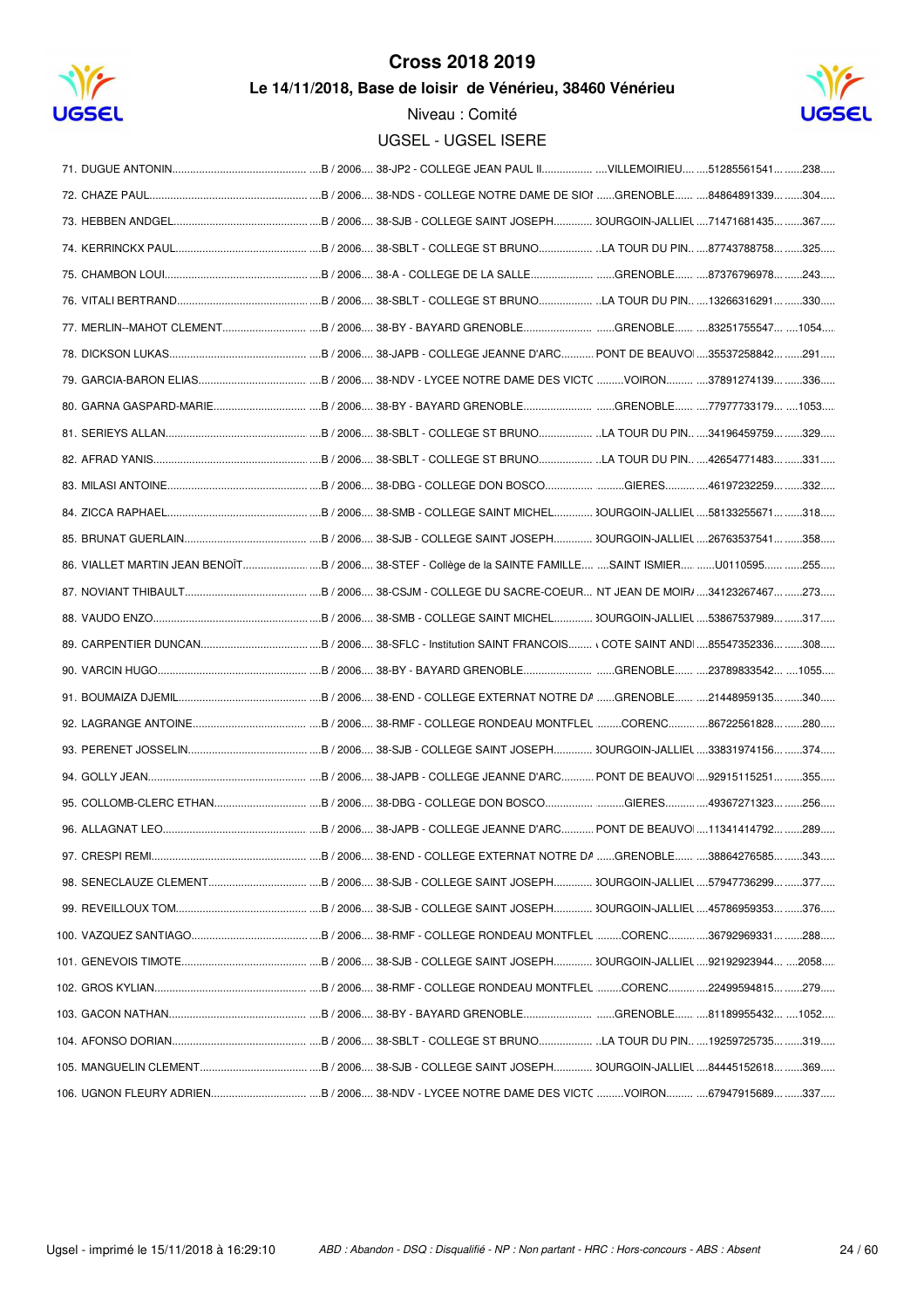# Cross 2018 2019

## Le 14/11/2018, Base de loisir de Vénérieu, 38460 Vénérieu

Niveau : Comité

UGSEL - UGSEL ISERE

| Rang | Nom | Cat. / Année | Établissement | Ville | Licence | Dossard |
|---|---|---|---|---|---|---|
| 71. | DUGUE ANTONIN | B / 2006 | 38-JP2 - COLLEGE JEAN PAUL II | VILLEMOIRIEU | 51285561541 | 238 |
| 72. | CHAZE PAUL | B / 2006 | 38-NDS - COLLEGE NOTRE DAME DE SIOI | GRENOBLE | 84864891339 | 304 |
| 73. | HEBBEN ANDGEL | B / 2006 | 38-SJB - COLLEGE SAINT JOSEPH | 3OURGOIN-JALLIEL | 71471681435 | 367 |
| 74. | KERRINCKX PAUL | B / 2006 | 38-SBLT - COLLEGE ST BRUNO | LA TOUR DU PIN | 87743788758 | 325 |
| 75. | CHAMBON LOUI | B / 2006 | 38-A - COLLEGE DE LA SALLE | GRENOBLE | 87376796978 | 243 |
| 76. | VITALI BERTRAND | B / 2006 | 38-SBLT - COLLEGE ST BRUNO | LA TOUR DU PIN | 13266316291 | 330 |
| 77. | MERLIN--MAHOT CLEMENT | B / 2006 | 38-BY - BAYARD GRENOBLE | GRENOBLE | 83251755547 | 1054 |
| 78. | DICKSON LUKAS | B / 2006 | 38-JAPB - COLLEGE JEANNE D'ARC | PONT DE BEAUVOI | 35537258842 | 291 |
| 79. | GARCIA-BARON ELIAS | B / 2006 | 38-NDV - LYCEE NOTRE DAME DES VICTC | VOIRON | 37891274139 | 336 |
| 80. | GARNA GASPARD-MARIE | B / 2006 | 38-BY - BAYARD GRENOBLE | GRENOBLE | 77977733179 | 1053 |
| 81. | SERIEYS ALLAN | B / 2006 | 38-SBLT - COLLEGE ST BRUNO | LA TOUR DU PIN | 34196459759 | 329 |
| 82. | AFRAD YANIS | B / 2006 | 38-SBLT - COLLEGE ST BRUNO | LA TOUR DU PIN | 42654771483 | 331 |
| 83. | MILASI ANTOINE | B / 2006 | 38-DBG - COLLEGE DON BOSCO | GIERES | 46197232259 | 332 |
| 84. | ZICCA RAPHAEL | B / 2006 | 38-SMB - COLLEGE SAINT MICHEL | 3OURGOIN-JALLIEL | 58133255671 | 318 |
| 85. | BRUNAT GUERLAIN | B / 2006 | 38-SJB - COLLEGE SAINT JOSEPH | 3OURGOIN-JALLIEL | 26763537541 | 358 |
| 86. | VIALLET MARTIN JEAN BENOÎT | B / 2006 | 38-STEF - Collège de la SAINTE FAMILLE | SAINT ISMIER | U0110595 | 255 |
| 87. | NOVIANT THIBAULT | B / 2006 | 38-CSJM - COLLEGE DU SACRE-COEUR | NT JEAN DE MOIR/ | 34123267467 | 273 |
| 88. | VAUDO ENZO | B / 2006 | 38-SMB - COLLEGE SAINT MICHEL | 3OURGOIN-JALLIEL | 53867537989 | 317 |
| 89. | CARPENTIER DUNCAN | B / 2006 | 38-SFLC - Institution SAINT FRANCOIS | COTE SAINT ANDI | 85547352336 | 308 |
| 90. | VARCIN HUGO | B / 2006 | 38-BY - BAYARD GRENOBLE | GRENOBLE | 23789833542 | 1055 |
| 91. | BOUMAIZA DJEMIL | B / 2006 | 38-END - COLLEGE EXTERNAT NOTRE DA | GRENOBLE | 21448959135 | 340 |
| 92. | LAGRANGE ANTOINE | B / 2006 | 38-RMF - COLLEGE RONDEAU MONTFLEL | CORENC | 86722561828 | 280 |
| 93. | PERENET JOSSELIN | B / 2006 | 38-SJB - COLLEGE SAINT JOSEPH | 3OURGOIN-JALLIEL | 33831974156 | 374 |
| 94. | GOLLY JEAN | B / 2006 | 38-JAPB - COLLEGE JEANNE D'ARC | PONT DE BEAUVOI | 92915115251 | 355 |
| 95. | COLLOMB-CLERC ETHAN | B / 2006 | 38-DBG - COLLEGE DON BOSCO | GIERES | 49367271323 | 256 |
| 96. | ALLAGNAT LEO | B / 2006 | 38-JAPB - COLLEGE JEANNE D'ARC | PONT DE BEAUVOI | 11341414792 | 289 |
| 97. | CRESPI REMI | B / 2006 | 38-END - COLLEGE EXTERNAT NOTRE DA | GRENOBLE | 38864276585 | 343 |
| 98. | SENECLAUZE CLEMENT | B / 2006 | 38-SJB - COLLEGE SAINT JOSEPH | 3OURGOIN-JALLIEL | 57947736299 | 377 |
| 99. | REVEILLOUX TOM | B / 2006 | 38-SJB - COLLEGE SAINT JOSEPH | 3OURGOIN-JALLIEL | 45786959353 | 376 |
| 100. | VAZQUEZ SANTIAGO | B / 2006 | 38-RMF - COLLEGE RONDEAU MONTFLEL | CORENC | 36792969331 | 288 |
| 101. | GENEVOIS TIMOTE | B / 2006 | 38-SJB - COLLEGE SAINT JOSEPH | 3OURGOIN-JALLIEL | 92192923944 | 2058 |
| 102. | GROS KYLIAN | B / 2006 | 38-RMF - COLLEGE RONDEAU MONTFLEL | CORENC | 22499594815 | 279 |
| 103. | GACON NATHAN | B / 2006 | 38-BY - BAYARD GRENOBLE | GRENOBLE | 81189955432 | 1052 |
| 104. | AFONSO DORIAN | B / 2006 | 38-SBLT - COLLEGE ST BRUNO | LA TOUR DU PIN | 19259725735 | 319 |
| 105. | MANGUELIN CLEMENT | B / 2006 | 38-SJB - COLLEGE SAINT JOSEPH | 3OURGOIN-JALLIEL | 84445152618 | 369 |
| 106. | UGNON FLEURY ADRIEN | B / 2006 | 38-NDV - LYCEE NOTRE DAME DES VICTC | VOIRON | 67947915689 | 337 |

Ugsel - imprimé le 15/11/2018 à 16:29:10

*ABD : Abandon - DSQ : Disqualifié - NP : Non partant - HRC : Hors-concours - ABS : Absent*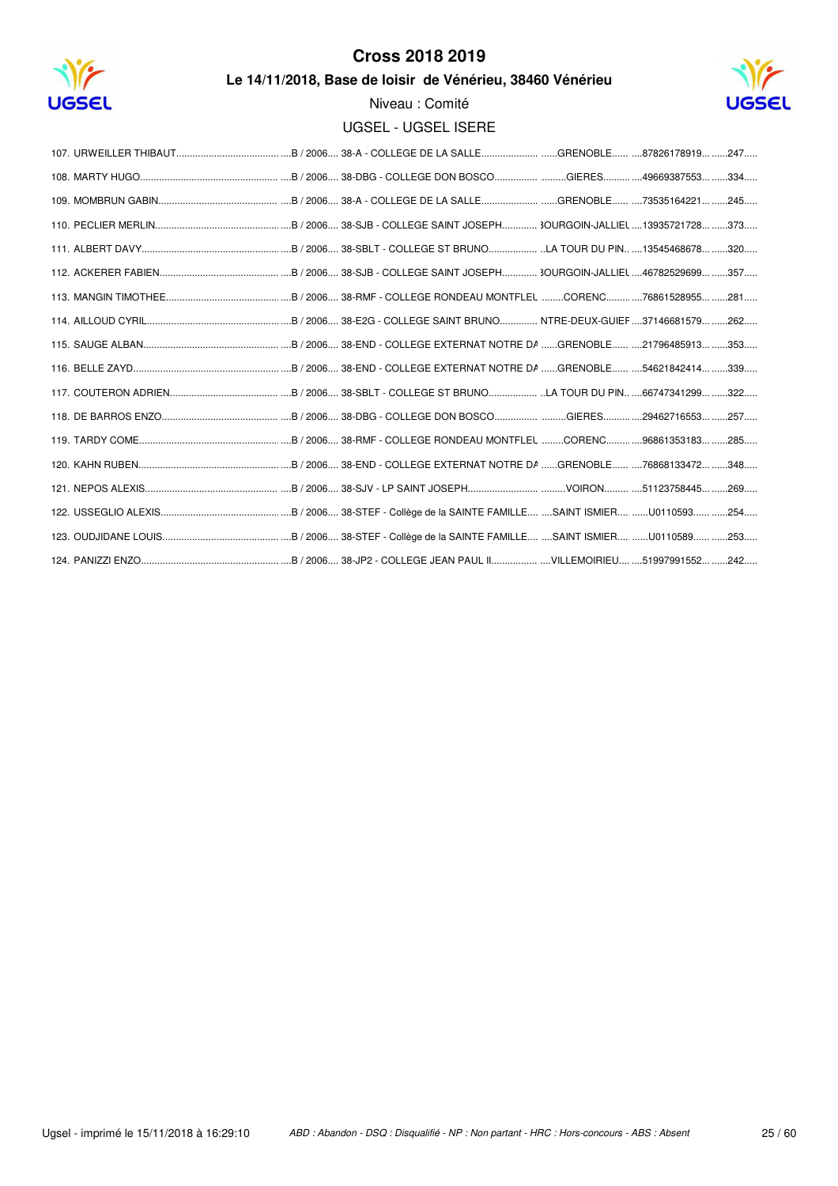# Cross 2018 2019

## Le 14/11/2018, Base de loisir de Vénérieu, 38460 Vénérieu

Niveau : Comité

UGSEL - UGSEL ISERE

| Rang | Nom | Cat. / Année | Établissement | Ville | Licence | Dossard |
|---|---|---|---|---|---|---|
| 107. | URWEILLER THIBAUT | B / 2006 | 38-A - COLLEGE DE LA SALLE | GRENOBLE | 87826178919 | 247 |
| 108. | MARTY HUGO | B / 2006 | 38-DBG - COLLEGE DON BOSCO | GIERES | 49669387553 | 334 |
| 109. | MOMBRUN GABIN | B / 2006 | 38-A - COLLEGE DE LA SALLE | GRENOBLE | 73535164221 | 245 |
| 110. | PECLIER MERLIN | B / 2006 | 38-SJB - COLLEGE SAINT JOSEPH | 3OURGOIN-JALLIEU | 13935721728 | 373 |
| 111. | ALBERT DAVY | B / 2006 | 38-SBLT - COLLEGE ST BRUNO | LA TOUR DU PIN | 13545468678 | 320 |
| 112. | ACKERER FABIEN | B / 2006 | 38-SJB - COLLEGE SAINT JOSEPH | 3OURGOIN-JALLIEU | 46782529699 | 357 |
| 113. | MANGIN TIMOTHEE | B / 2006 | 38-RMF - COLLEGE RONDEAU MONTFLEU | CORENC | 76861528955 | 281 |
| 114. | AILLOUD CYRIL | B / 2006 | 38-E2G - COLLEGE SAINT BRUNO | NTRE-DEUX-GUIEF | 37146681579 | 262 |
| 115. | SAUGE ALBAN | B / 2006 | 38-END - COLLEGE EXTERNAT NOTRE DA | GRENOBLE | 21796485913 | 353 |
| 116. | BELLE ZAYD | B / 2006 | 38-END - COLLEGE EXTERNAT NOTRE DA | GRENOBLE | 54621842414 | 339 |
| 117. | COUTERON ADRIEN | B / 2006 | 38-SBLT - COLLEGE ST BRUNO | LA TOUR DU PIN | 66747341299 | 322 |
| 118. | DE BARROS ENZO | B / 2006 | 38-DBG - COLLEGE DON BOSCO | GIERES | 29462716553 | 257 |
| 119. | TARDY COME | B / 2006 | 38-RMF - COLLEGE RONDEAU MONTFLEU | CORENC | 96861353183 | 285 |
| 120. | KAHN RUBEN | B / 2006 | 38-END - COLLEGE EXTERNAT NOTRE DA | GRENOBLE | 76868133472 | 348 |
| 121. | NEPOS ALEXIS | B / 2006 | 38-SJV - LP SAINT JOSEPH | VOIRON | 51123758445 | 269 |
| 122. | USSEGLIO ALEXIS | B / 2006 | 38-STEF - Collège de la SAINTE FAMILLE | SAINT ISMIER | U0110593 | 254 |
| 123. | OUDJIDANE LOUIS | B / 2006 | 38-STEF - Collège de la SAINTE FAMILLE | SAINT ISMIER | U0110589 | 253 |
| 124. | PANIZZI ENZO | B / 2006 | 38-JP2 - COLLEGE JEAN PAUL II | VILLEMOIRIEU | 51997991552 | 242 |

Ugsel - imprimé le 15/11/2018 à 16:29:10

*ABD : Abandon - DSQ : Disqualifié - NP : Non partant - HRC : Hors-concours - ABS : Absent*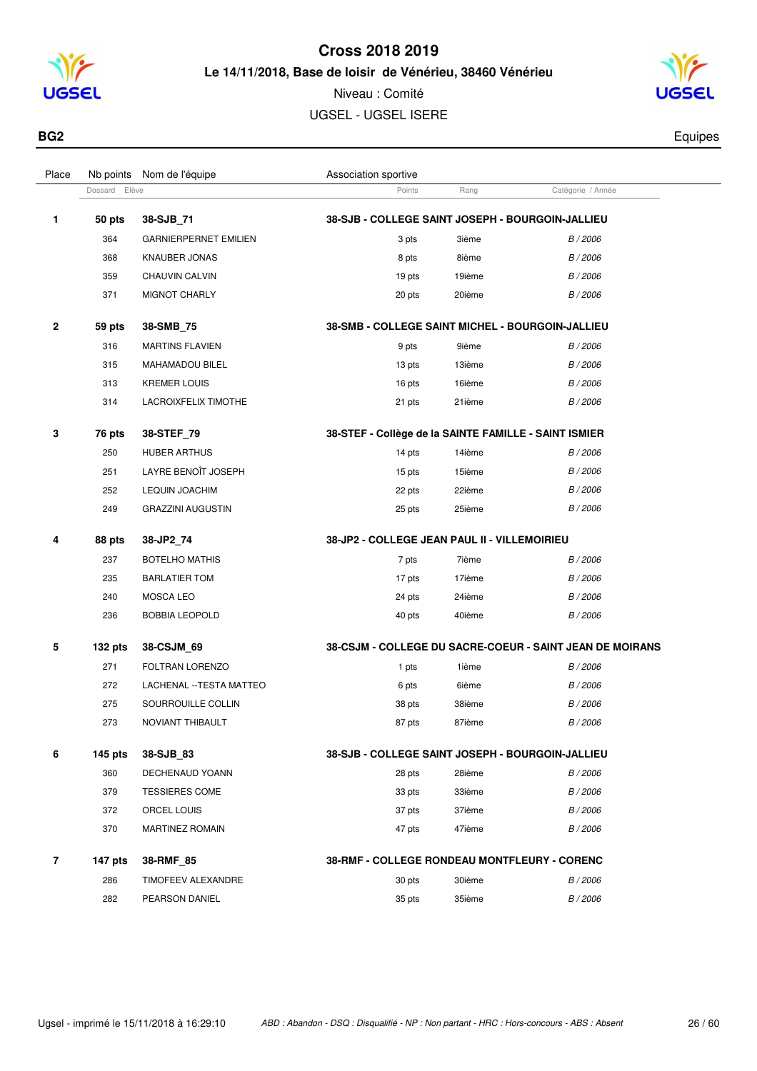# Cross 2018 2019

**Le 14/11/2018, Base de loisir de Vénérieu, 38460 Vénérieu**

Niveau : Comité

UGSEL - UGSEL ISERE

**BG2** Equipes

| Place | Nb points | Nom de l'équipe | Association sportive | | |
|---|---|---|---|---|---|
| | Dossard | Elève | Points | Rang | Catégorie / Année |
| **1** | **50 pts** | **38-SJB_71** | **38-SJB - COLLEGE SAINT JOSEPH - BOURGOIN-JALLIEU** | | |
| | 364 | GARNIERPERNET EMILIEN | 3 pts | 3ième | *B / 2006* |
| | 368 | KNAUBER JONAS | 8 pts | 8ième | *B / 2006* |
| | 359 | CHAUVIN CALVIN | 19 pts | 19ième | *B / 2006* |
| | 371 | MIGNOT CHARLY | 20 pts | 20ième | *B / 2006* |
| **2** | **59 pts** | **38-SMB_75** | **38-SMB - COLLEGE SAINT MICHEL - BOURGOIN-JALLIEU** | | |
| | 316 | MARTINS FLAVIEN | 9 pts | 9ième | *B / 2006* |
| | 315 | MAHAMADOU BILEL | 13 pts | 13ième | *B / 2006* |
| | 313 | KREMER LOUIS | 16 pts | 16ième | *B / 2006* |
| | 314 | LACROIXFELIX TIMOTHE | 21 pts | 21ième | *B / 2006* |
| **3** | **76 pts** | **38-STEF_79** | **38-STEF - Collège de la SAINTE FAMILLE - SAINT ISMIER** | | |
| | 250 | HUBER ARTHUS | 14 pts | 14ième | *B / 2006* |
| | 251 | LAYRE BENOÎT JOSEPH | 15 pts | 15ième | *B / 2006* |
| | 252 | LEQUIN JOACHIM | 22 pts | 22ième | *B / 2006* |
| | 249 | GRAZZINI AUGUSTIN | 25 pts | 25ième | *B / 2006* |
| **4** | **88 pts** | **38-JP2_74** | **38-JP2 - COLLEGE JEAN PAUL II - VILLEMOIRIEU** | | |
| | 237 | BOTELHO MATHIS | 7 pts | 7ième | *B / 2006* |
| | 235 | BARLATIER TOM | 17 pts | 17ième | *B / 2006* |
| | 240 | MOSCA LEO | 24 pts | 24ième | *B / 2006* |
| | 236 | BOBBIA LEOPOLD | 40 pts | 40ième | *B / 2006* |
| **5** | **132 pts** | **38-CSJM_69** | **38-CSJM - COLLEGE DU SACRE-COEUR - SAINT JEAN DE MOIRANS** | | |
| | 271 | FOLTRAN LORENZO | 1 pts | 1ième | *B / 2006* |
| | 272 | LACHENAL --TESTA MATTEO | 6 pts | 6ième | *B / 2006* |
| | 275 | SOURROUILLE COLLIN | 38 pts | 38ième | *B / 2006* |
| | 273 | NOVIANT THIBAULT | 87 pts | 87ième | *B / 2006* |
| **6** | **145 pts** | **38-SJB_83** | **38-SJB - COLLEGE SAINT JOSEPH - BOURGOIN-JALLIEU** | | |
| | 360 | DECHENAUD YOANN | 28 pts | 28ième | *B / 2006* |
| | 379 | TESSIERES COME | 33 pts | 33ième | *B / 2006* |
| | 372 | ORCEL LOUIS | 37 pts | 37ième | *B / 2006* |
| | 370 | MARTINEZ ROMAIN | 47 pts | 47ième | *B / 2006* |
| **7** | **147 pts** | **38-RMF_85** | **38-RMF - COLLEGE RONDEAU MONTFLEURY - CORENC** | | |
| | 286 | TIMOFEEV ALEXANDRE | 30 pts | 30ième | *B / 2006* |
| | 282 | PEARSON DANIEL | 35 pts | 35ième | *B / 2006* |

Ugsel - imprimé le 15/11/2018 à 16:29:10

*ABD : Abandon - DSQ : Disqualifié - NP : Non partant - HRC : Hors-concours - ABS : Absent*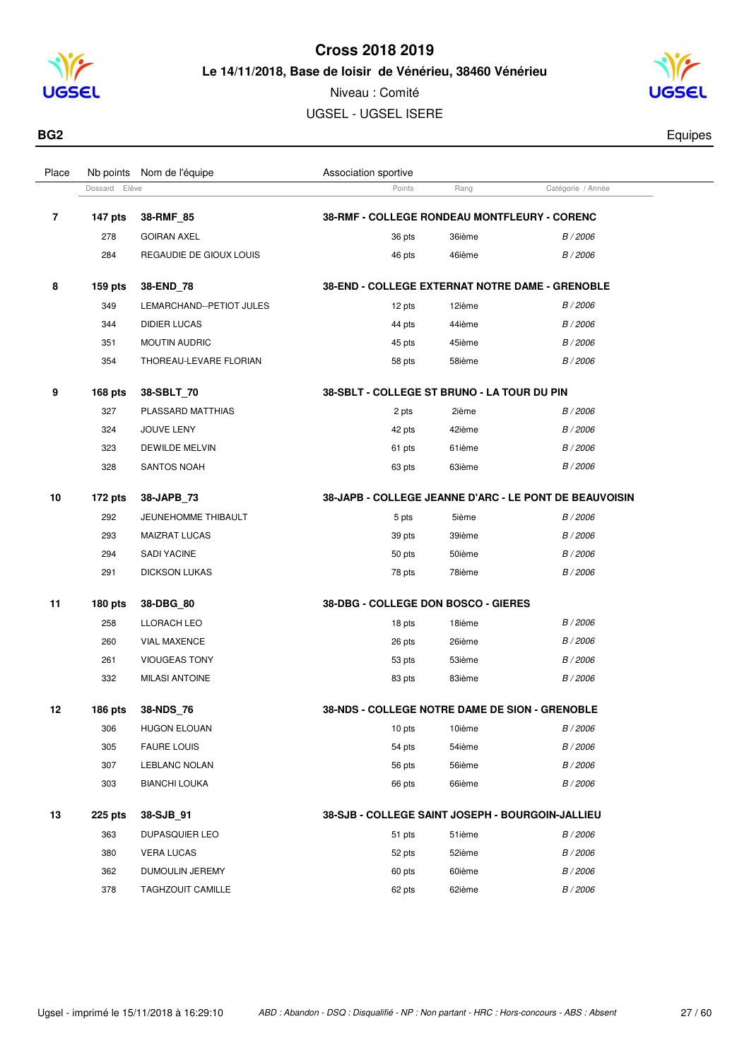# Cross 2018 2019

**Le 14/11/2018, Base de loisir de Vénérieu, 38460 Vénérieu**

Niveau : Comité

UGSEL - UGSEL ISERE

**BG2** — Equipes

| Place | Nb points / Dossard | Nom de l'équipe / Elève | Association sportive / Points | Rang | Catégorie / Année |
|---|---|---|---|---|---|
| **7** | **147 pts** | **38-RMF_85** | **38-RMF - COLLEGE RONDEAU MONTFLEURY - CORENC** | | |
| | 278 | GOIRAN AXEL | 36 pts | 36ième | *B / 2006* |
| | 284 | REGAUDIE DE GIOUX LOUIS | 46 pts | 46ième | *B / 2006* |
| **8** | **159 pts** | **38-END_78** | **38-END - COLLEGE EXTERNAT NOTRE DAME - GRENOBLE** | | |
| | 349 | LEMARCHAND--PETIOT JULES | 12 pts | 12ième | *B / 2006* |
| | 344 | DIDIER LUCAS | 44 pts | 44ième | *B / 2006* |
| | 351 | MOUTIN AUDRIC | 45 pts | 45ième | *B / 2006* |
| | 354 | THOREAU-LEVARE FLORIAN | 58 pts | 58ième | *B / 2006* |
| **9** | **168 pts** | **38-SBLT_70** | **38-SBLT - COLLEGE ST BRUNO - LA TOUR DU PIN** | | |
| | 327 | PLASSARD MATTHIAS | 2 pts | 2ième | *B / 2006* |
| | 324 | JOUVE LENY | 42 pts | 42ième | *B / 2006* |
| | 323 | DEWILDE MELVIN | 61 pts | 61ième | *B / 2006* |
| | 328 | SANTOS NOAH | 63 pts | 63ième | *B / 2006* |
| **10** | **172 pts** | **38-JAPB_73** | **38-JAPB - COLLEGE JEANNE D'ARC - LE PONT DE BEAUVOISIN** | | |
| | 292 | JEUNEHOMME THIBAULT | 5 pts | 5ième | *B / 2006* |
| | 293 | MAIZRAT LUCAS | 39 pts | 39ième | *B / 2006* |
| | 294 | SADI YACINE | 50 pts | 50ième | *B / 2006* |
| | 291 | DICKSON LUKAS | 78 pts | 78ième | *B / 2006* |
| **11** | **180 pts** | **38-DBG_80** | **38-DBG - COLLEGE DON BOSCO - GIERES** | | |
| | 258 | LLORACH LEO | 18 pts | 18ième | *B / 2006* |
| | 260 | VIAL MAXENCE | 26 pts | 26ième | *B / 2006* |
| | 261 | VIOUGEAS TONY | 53 pts | 53ième | *B / 2006* |
| | 332 | MILASI ANTOINE | 83 pts | 83ième | *B / 2006* |
| **12** | **186 pts** | **38-NDS_76** | **38-NDS - COLLEGE NOTRE DAME DE SION - GRENOBLE** | | |
| | 306 | HUGON ELOUAN | 10 pts | 10ième | *B / 2006* |
| | 305 | FAURE LOUIS | 54 pts | 54ième | *B / 2006* |
| | 307 | LEBLANC NOLAN | 56 pts | 56ième | *B / 2006* |
| | 303 | BIANCHI LOUKA | 66 pts | 66ième | *B / 2006* |
| **13** | **225 pts** | **38-SJB_91** | **38-SJB - COLLEGE SAINT JOSEPH - BOURGOIN-JALLIEU** | | |
| | 363 | DUPASQUIER LEO | 51 pts | 51ième | *B / 2006* |
| | 380 | VERA LUCAS | 52 pts | 52ième | *B / 2006* |
| | 362 | DUMOULIN JEREMY | 60 pts | 60ième | *B / 2006* |
| | 378 | TAGHZOUIT CAMILLE | 62 pts | 62ième | *B / 2006* |

Ugsel - imprimé le 15/11/2018 à 16:29:10

*ABD : Abandon - DSQ : Disqualifié - NP : Non partant - HRC : Hors-concours - ABS : Absent*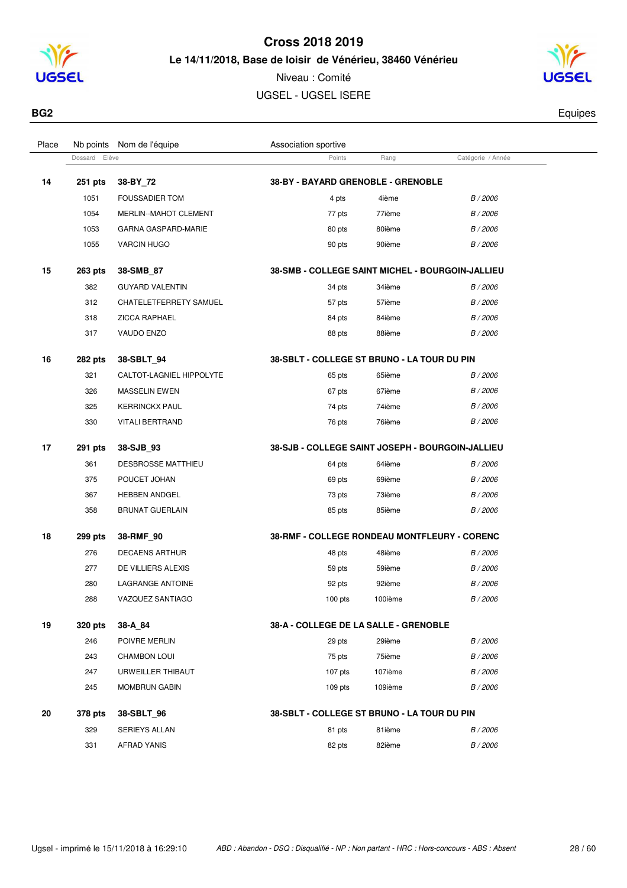# Cross 2018 2019

**Le 14/11/2018, Base de loisir de Vénérieu, 38460 Vénérieu**

Niveau : Comité

UGSEL - UGSEL ISERE

**BG2** — Equipes

| Place | Nb points | Nom de l'équipe | Association sportive | | |
|---|---|---|---|---|---|
| | Dossard | Elève | Points | Rang | Catégorie / Année |
| **14** | **251 pts** | **38-BY_72** | **38-BY - BAYARD GRENOBLE - GRENOBLE** | | |
| | 1051 | FOUSSADIER TOM | 4 pts | 4ième | *B / 2006* |
| | 1054 | MERLIN--MAHOT CLEMENT | 77 pts | 77ième | *B / 2006* |
| | 1053 | GARNA GASPARD-MARIE | 80 pts | 80ième | *B / 2006* |
| | 1055 | VARCIN HUGO | 90 pts | 90ième | *B / 2006* |
| **15** | **263 pts** | **38-SMB_87** | **38-SMB - COLLEGE SAINT MICHEL - BOURGOIN-JALLIEU** | | |
| | 382 | GUYARD VALENTIN | 34 pts | 34ième | *B / 2006* |
| | 312 | CHATELETFERRETY SAMUEL | 57 pts | 57ième | *B / 2006* |
| | 318 | ZICCA RAPHAEL | 84 pts | 84ième | *B / 2006* |
| | 317 | VAUDO ENZO | 88 pts | 88ième | *B / 2006* |
| **16** | **282 pts** | **38-SBLT_94** | **38-SBLT - COLLEGE ST BRUNO - LA TOUR DU PIN** | | |
| | 321 | CALTOT-LAGNIEL HIPPOLYTE | 65 pts | 65ième | *B / 2006* |
| | 326 | MASSELIN EWEN | 67 pts | 67ième | *B / 2006* |
| | 325 | KERRINCKX PAUL | 74 pts | 74ième | *B / 2006* |
| | 330 | VITALI BERTRAND | 76 pts | 76ième | *B / 2006* |
| **17** | **291 pts** | **38-SJB_93** | **38-SJB - COLLEGE SAINT JOSEPH - BOURGOIN-JALLIEU** | | |
| | 361 | DESBROSSE MATTHIEU | 64 pts | 64ième | *B / 2006* |
| | 375 | POUCET JOHAN | 69 pts | 69ième | *B / 2006* |
| | 367 | HEBBEN ANDGEL | 73 pts | 73ième | *B / 2006* |
| | 358 | BRUNAT GUERLAIN | 85 pts | 85ième | *B / 2006* |
| **18** | **299 pts** | **38-RMF_90** | **38-RMF - COLLEGE RONDEAU MONTFLEURY - CORENC** | | |
| | 276 | DECAENS ARTHUR | 48 pts | 48ième | *B / 2006* |
| | 277 | DE VILLIERS ALEXIS | 59 pts | 59ième | *B / 2006* |
| | 280 | LAGRANGE ANTOINE | 92 pts | 92ième | *B / 2006* |
| | 288 | VAZQUEZ SANTIAGO | 100 pts | 100ième | *B / 2006* |
| **19** | **320 pts** | **38-A_84** | **38-A - COLLEGE DE LA SALLE - GRENOBLE** | | |
| | 246 | POIVRE MERLIN | 29 pts | 29ième | *B / 2006* |
| | 243 | CHAMBON LOUI | 75 pts | 75ième | *B / 2006* |
| | 247 | URWEILLER THIBAUT | 107 pts | 107ième | *B / 2006* |
| | 245 | MOMBRUN GABIN | 109 pts | 109ième | *B / 2006* |
| **20** | **378 pts** | **38-SBLT_96** | **38-SBLT - COLLEGE ST BRUNO - LA TOUR DU PIN** | | |
| | 329 | SERIEYS ALLAN | 81 pts | 81ième | *B / 2006* |
| | 331 | AFRAD YANIS | 82 pts | 82ième | *B / 2006* |

Ugsel - imprimé le 15/11/2018 à 16:29:10

*ABD : Abandon - DSQ : Disqualifié - NP : Non partant - HRC : Hors-concours - ABS : Absent*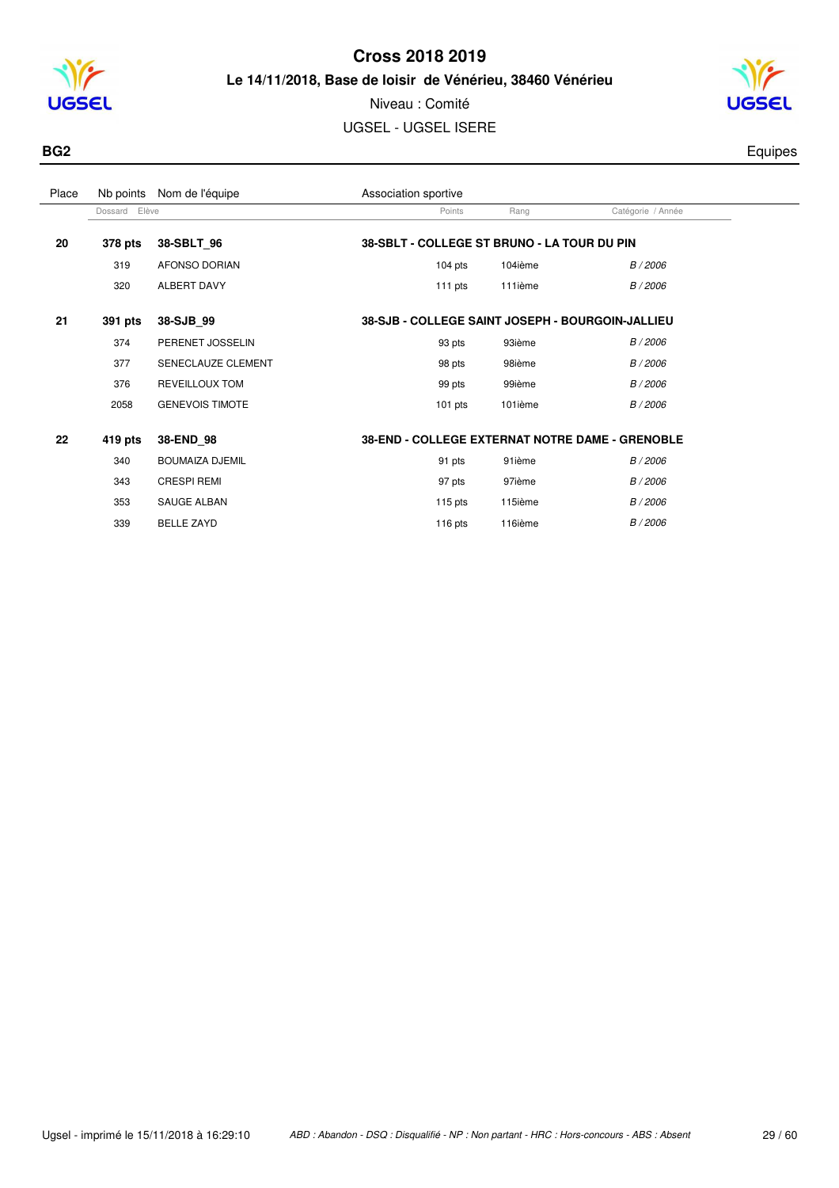# Cross 2018 2019

**Le 14/11/2018, Base de loisir de Vénérieu, 38460 Vénérieu**

Niveau : Comité

UGSEL - UGSEL ISERE

**BG2** Equipes

| Place | Nb points / Dossard | Nom de l'équipe / Elève | Association sportive / Points | Rang | Catégorie / Année |
|---|---|---|---|---|---|
| **20** | **378 pts** | **38-SBLT_96** | **38-SBLT - COLLEGE ST BRUNO - LA TOUR DU PIN** | | |
| | 319 | AFONSO DORIAN | 104 pts | 104ième | *B / 2006* |
| | 320 | ALBERT DAVY | 111 pts | 111ième | *B / 2006* |
| **21** | **391 pts** | **38-SJB_99** | **38-SJB - COLLEGE SAINT JOSEPH - BOURGOIN-JALLIEU** | | |
| | 374 | PERENET JOSSELIN | 93 pts | 93ième | *B / 2006* |
| | 377 | SENECLAUZE CLEMENT | 98 pts | 98ième | *B / 2006* |
| | 376 | REVEILLOUX TOM | 99 pts | 99ième | *B / 2006* |
| | 2058 | GENEVOIS TIMOTE | 101 pts | 101ième | *B / 2006* |
| **22** | **419 pts** | **38-END_98** | **38-END - COLLEGE EXTERNAT NOTRE DAME - GRENOBLE** | | |
| | 340 | BOUMAIZA DJEMIL | 91 pts | 91ième | *B / 2006* |
| | 343 | CRESPI REMI | 97 pts | 97ième | *B / 2006* |
| | 353 | SAUGE ALBAN | 115 pts | 115ième | *B / 2006* |
| | 339 | BELLE ZAYD | 116 pts | 116ième | *B / 2006* |

Ugsel - imprimé le 15/11/2018 à 16:29:10 — *ABD : Abandon - DSQ : Disqualifié - NP : Non partant - HRC : Hors-concours - ABS : Absent*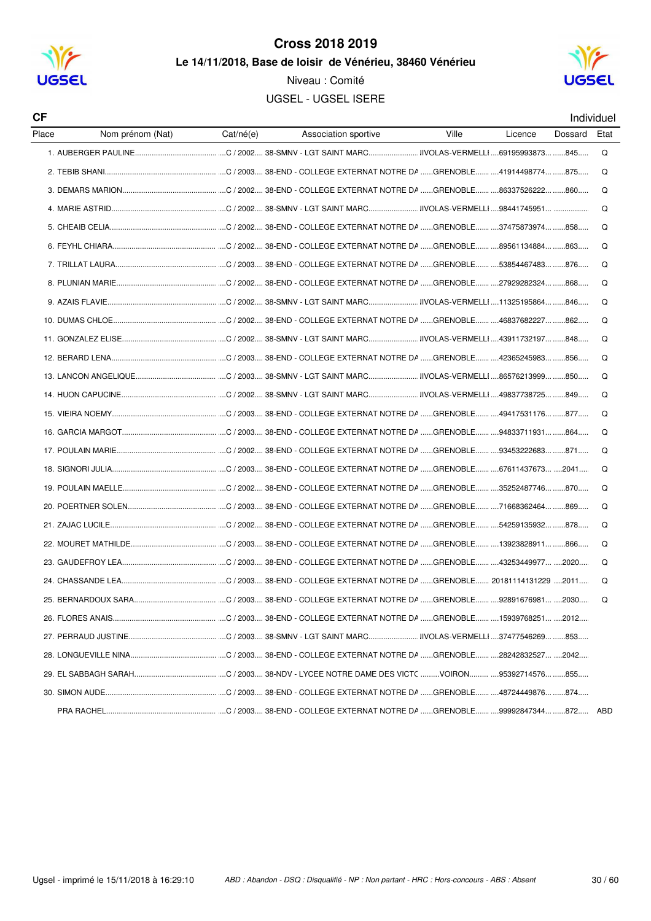# Cross 2018 2019

## Le 14/11/2018, Base de loisir de Vénérieu, 38460 Vénérieu

Niveau : Comité

UGSEL - UGSEL ISERE

**CF** Individuel

| Place | Nom prénom (Nat) | Cat/né(e) | Association sportive | Ville | Licence | Dossard | Etat |
|---|---|---|---|---|---|---|---|
| 1. | AUBERGER PAULINE | C / 2002 | 38-SMNV - LGT SAINT MARC | IIVOLAS-VERMELLI | 69195993873 | 845 | Q |
| 2. | TEBIB SHANI | C / 2003 | 38-END - COLLEGE EXTERNAT NOTRE DA | GRENOBLE | 41914498774 | 875 | Q |
| 3. | DEMARS MARION | C / 2002 | 38-END - COLLEGE EXTERNAT NOTRE DA | GRENOBLE | 86337526222 | 860 | Q |
| 4. | MARIE ASTRID | C / 2002 | 38-SMNV - LGT SAINT MARC | IIVOLAS-VERMELLI | 98441745951 | | Q |
| 5. | CHEAIB CELIA | C / 2002 | 38-END - COLLEGE EXTERNAT NOTRE DA | GRENOBLE | 37475873974 | 858 | Q |
| 6. | FEYHL CHIARA | C / 2002 | 38-END - COLLEGE EXTERNAT NOTRE DA | GRENOBLE | 89561134884 | 863 | Q |
| 7. | TRILLAT LAURA | C / 2003 | 38-END - COLLEGE EXTERNAT NOTRE DA | GRENOBLE | 53854467483 | 876 | Q |
| 8. | PLUNIAN MARIE | C / 2002 | 38-END - COLLEGE EXTERNAT NOTRE DA | GRENOBLE | 27929282324 | 868 | Q |
| 9. | AZAIS FLAVIE | C / 2002 | 38-SMNV - LGT SAINT MARC | IIVOLAS-VERMELLI | 11325195864 | 846 | Q |
| 10. | DUMAS CHLOE | C / 2002 | 38-END - COLLEGE EXTERNAT NOTRE DA | GRENOBLE | 46837682227 | 862 | Q |
| 11. | GONZALEZ ELISE | C / 2002 | 38-SMNV - LGT SAINT MARC | IIVOLAS-VERMELLI | 43911732197 | 848 | Q |
| 12. | BERARD LENA | C / 2003 | 38-END - COLLEGE EXTERNAT NOTRE DA | GRENOBLE | 42365245983 | 856 | Q |
| 13. | LANCON ANGELIQUE | C / 2003 | 38-SMNV - LGT SAINT MARC | IIVOLAS-VERMELLI | 86576213999 | 850 | Q |
| 14. | HUON CAPUCINE | C / 2002 | 38-SMNV - LGT SAINT MARC | IIVOLAS-VERMELLI | 49837738725 | 849 | Q |
| 15. | VIEIRA NOEMY | C / 2003 | 38-END - COLLEGE EXTERNAT NOTRE DA | GRENOBLE | 49417531176 | 877 | Q |
| 16. | GARCIA MARGOT | C / 2003 | 38-END - COLLEGE EXTERNAT NOTRE DA | GRENOBLE | 94833711931 | 864 | Q |
| 17. | POULAIN MARIE | C / 2002 | 38-END - COLLEGE EXTERNAT NOTRE DA | GRENOBLE | 93453222683 | 871 | Q |
| 18. | SIGNORI JULIA | C / 2003 | 38-END - COLLEGE EXTERNAT NOTRE DA | GRENOBLE | 67611437673 | 2041 | Q |
| 19. | POULAIN MAELLE | C / 2002 | 38-END - COLLEGE EXTERNAT NOTRE DA | GRENOBLE | 35252487746 | 870 | Q |
| 20. | POERTNER SOLEN | C / 2003 | 38-END - COLLEGE EXTERNAT NOTRE DA | GRENOBLE | 71668362464 | 869 | Q |
| 21. | ZAJAC LUCILE | C / 2002 | 38-END - COLLEGE EXTERNAT NOTRE DA | GRENOBLE | 54259135932 | 878 | Q |
| 22. | MOURET MATHILDE | C / 2003 | 38-END - COLLEGE EXTERNAT NOTRE DA | GRENOBLE | 13923828911 | 866 | Q |
| 23. | GAUDEFROY LEA | C / 2003 | 38-END - COLLEGE EXTERNAT NOTRE DA | GRENOBLE | 43253449977 | 2020 | Q |
| 24. | CHASSANDE LEA | C / 2003 | 38-END - COLLEGE EXTERNAT NOTRE DA | GRENOBLE | 20181114131229 | 2011 | Q |
| 25. | BERNARDOUX SARA | C / 2003 | 38-END - COLLEGE EXTERNAT NOTRE DA | GRENOBLE | 92891676981 | 2030 | Q |
| 26. | FLORES ANAIS | C / 2003 | 38-END - COLLEGE EXTERNAT NOTRE DA | GRENOBLE | 15939768251 | 2012 | |
| 27. | PERRAUD JUSTINE | C / 2003 | 38-SMNV - LGT SAINT MARC | IIVOLAS-VERMELLI | 37477546269 | 853 | |
| 28. | LONGUEVILLE NINA | C / 2003 | 38-END - COLLEGE EXTERNAT NOTRE DA | GRENOBLE | 28242832527 | 2042 | |
| 29. | EL SABBAGH SARAH | C / 2003 | 38-NDV - LYCEE NOTRE DAME DES VICTC | VOIRON | 95392714576 | 855 | |
| 30. | SIMON AUDE | C / 2003 | 38-END - COLLEGE EXTERNAT NOTRE DA | GRENOBLE | 48724449876 | 874 | |
| | PRA RACHEL | C / 2003 | 38-END - COLLEGE EXTERNAT NOTRE DA | GRENOBLE | 99992847344 | 872 | ABD |

Ugsel - imprimé le 15/11/2018 à 16:29:10

*ABD : Abandon - DSQ : Disqualifié - NP : Non partant - HRC : Hors-concours - ABS : Absent*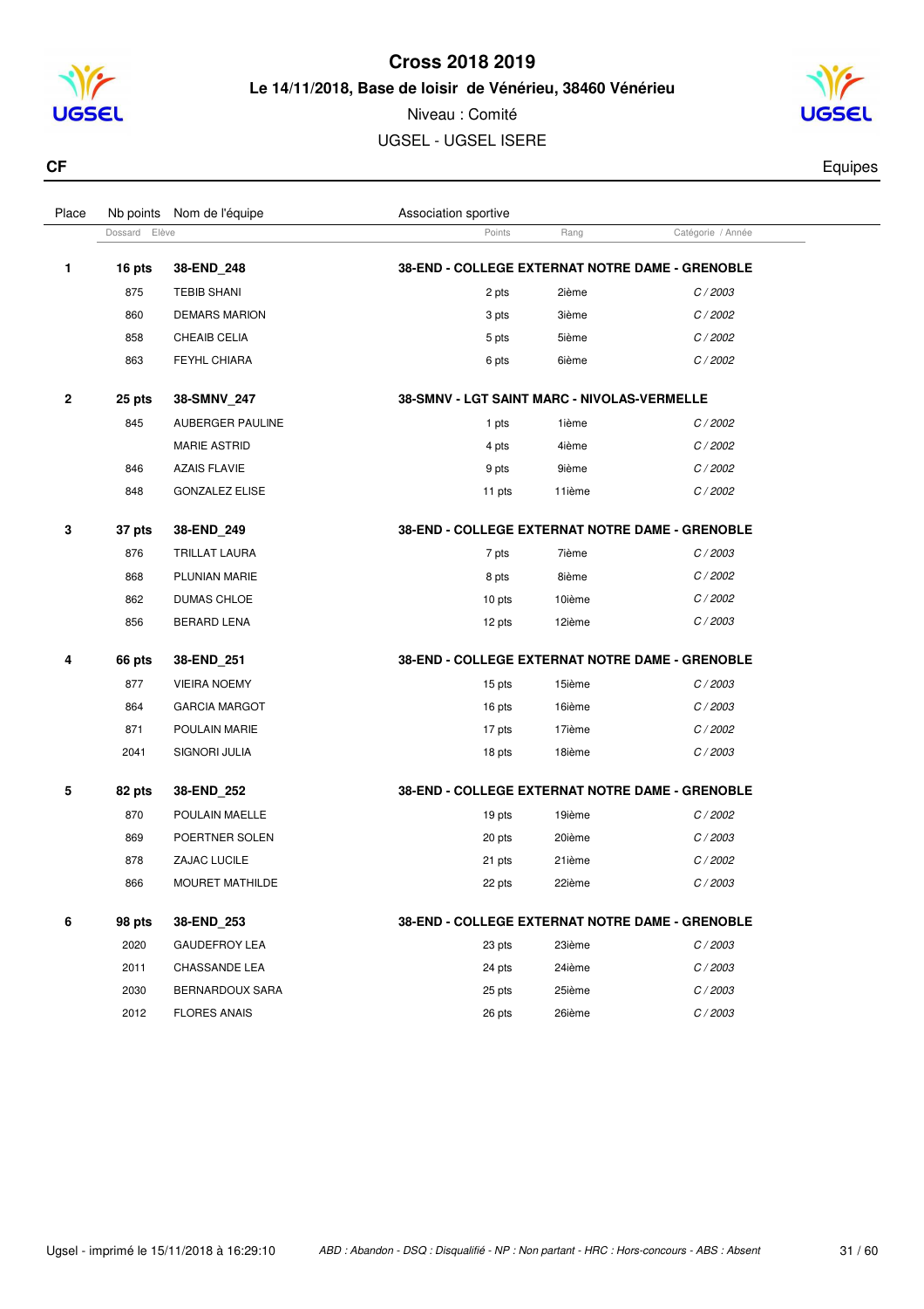# Cross 2018 2019

**Le 14/11/2018, Base de loisir de Vénérieu, 38460 Vénérieu**

Niveau : Comité

UGSEL - UGSEL ISERE

**CF** Equipes

| Place | Nb points | Nom de l'équipe | Association sportive | | |
|---|---|---|---|---|---|
| | Dossard | Elève | Points | Rang | Catégorie / Année |
| **1** | **16 pts** | **38-END_248** | **38-END - COLLEGE EXTERNAT NOTRE DAME - GRENOBLE** | | |
| | 875 | TEBIB SHANI | 2 pts | 2ième | *C / 2003* |
| | 860 | DEMARS MARION | 3 pts | 3ième | *C / 2002* |
| | 858 | CHEAIB CELIA | 5 pts | 5ième | *C / 2002* |
| | 863 | FEYHL CHIARA | 6 pts | 6ième | *C / 2002* |
| **2** | **25 pts** | **38-SMNV_247** | **38-SMNV - LGT SAINT MARC - NIVOLAS-VERMELLE** | | |
| | 845 | AUBERGER PAULINE | 1 pts | 1ième | *C / 2002* |
| | | MARIE ASTRID | 4 pts | 4ième | *C / 2002* |
| | 846 | AZAIS FLAVIE | 9 pts | 9ième | *C / 2002* |
| | 848 | GONZALEZ ELISE | 11 pts | 11ième | *C / 2002* |
| **3** | **37 pts** | **38-END_249** | **38-END - COLLEGE EXTERNAT NOTRE DAME - GRENOBLE** | | |
| | 876 | TRILLAT LAURA | 7 pts | 7ième | *C / 2003* |
| | 868 | PLUNIAN MARIE | 8 pts | 8ième | *C / 2002* |
| | 862 | DUMAS CHLOE | 10 pts | 10ième | *C / 2002* |
| | 856 | BERARD LENA | 12 pts | 12ième | *C / 2003* |
| **4** | **66 pts** | **38-END_251** | **38-END - COLLEGE EXTERNAT NOTRE DAME - GRENOBLE** | | |
| | 877 | VIEIRA NOEMY | 15 pts | 15ième | *C / 2003* |
| | 864 | GARCIA MARGOT | 16 pts | 16ième | *C / 2003* |
| | 871 | POULAIN MARIE | 17 pts | 17ième | *C / 2002* |
| | 2041 | SIGNORI JULIA | 18 pts | 18ième | *C / 2003* |
| **5** | **82 pts** | **38-END_252** | **38-END - COLLEGE EXTERNAT NOTRE DAME - GRENOBLE** | | |
| | 870 | POULAIN MAELLE | 19 pts | 19ième | *C / 2002* |
| | 869 | POERTNER SOLEN | 20 pts | 20ième | *C / 2003* |
| | 878 | ZAJAC LUCILE | 21 pts | 21ième | *C / 2002* |
| | 866 | MOURET MATHILDE | 22 pts | 22ième | *C / 2003* |
| **6** | **98 pts** | **38-END_253** | **38-END - COLLEGE EXTERNAT NOTRE DAME - GRENOBLE** | | |
| | 2020 | GAUDEFROY LEA | 23 pts | 23ième | *C / 2003* |
| | 2011 | CHASSANDE LEA | 24 pts | 24ième | *C / 2003* |
| | 2030 | BERNARDOUX SARA | 25 pts | 25ième | *C / 2003* |
| | 2012 | FLORES ANAIS | 26 pts | 26ième | *C / 2003* |

Ugsel - imprimé le 15/11/2018 à 16:29:10 *ABD : Abandon - DSQ : Disqualifié - NP : Non partant - HRC : Hors-concours - ABS : Absent*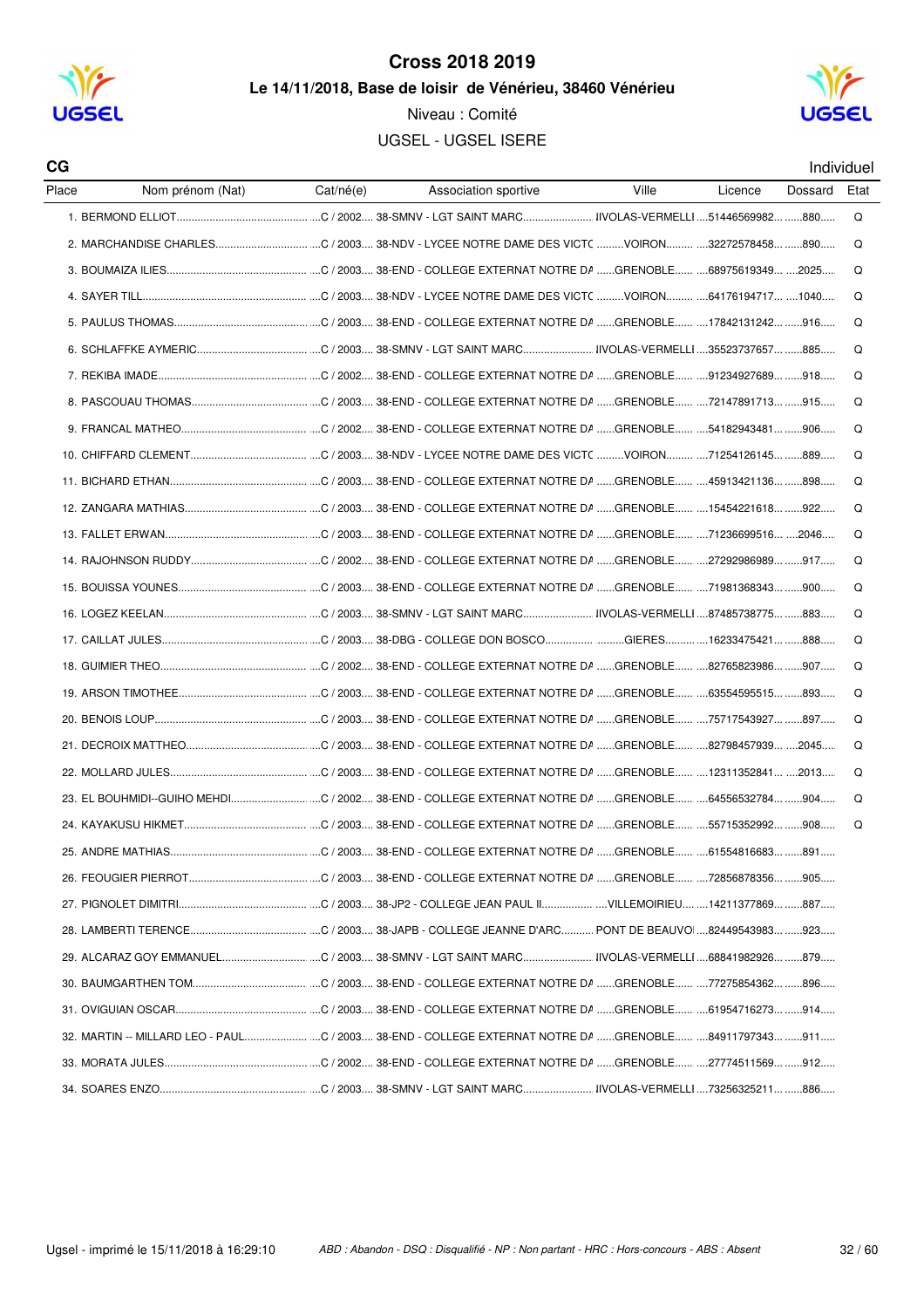# Cross 2018 2019

**Le 14/11/2018, Base de loisir de Vénérieu, 38460 Vénérieu**

Niveau : Comité

UGSEL - UGSEL ISERE

**CG** — Individuel

| Place | Nom prénom (Nat) | Cat/né(e) | Association sportive | Ville | Licence | Dossard | Etat |
|---|---|---|---|---|---|---|---|
| 1. | BERMOND ELLIOT | C / 2002 | 38-SMNV - LGT SAINT MARC | IIVOLAS-VERMELLI | 51446569982 | 880 | Q |
| 2. | MARCHANDISE CHARLES | C / 2003 | 38-NDV - LYCEE NOTRE DAME DES VICTC | VOIRON | 32272578458 | 890 | Q |
| 3. | BOUMAIZA ILIES | C / 2003 | 38-END - COLLEGE EXTERNAT NOTRE DA | GRENOBLE | 68975619349 | 2025 | Q |
| 4. | SAYER TILL | C / 2003 | 38-NDV - LYCEE NOTRE DAME DES VICTC | VOIRON | 64176194717 | 1040 | Q |
| 5. | PAULUS THOMAS | C / 2003 | 38-END - COLLEGE EXTERNAT NOTRE DA | GRENOBLE | 17842131242 | 916 | Q |
| 6. | SCHLAFFKE AYMERIC | C / 2003 | 38-SMNV - LGT SAINT MARC | IIVOLAS-VERMELLI | 35523737657 | 885 | Q |
| 7. | REKIBA IMADE | C / 2002 | 38-END - COLLEGE EXTERNAT NOTRE DA | GRENOBLE | 91234927689 | 918 | Q |
| 8. | PASCOUAU THOMAS | C / 2003 | 38-END - COLLEGE EXTERNAT NOTRE DA | GRENOBLE | 72147891713 | 915 | Q |
| 9. | FRANCAL MATHEO | C / 2002 | 38-END - COLLEGE EXTERNAT NOTRE DA | GRENOBLE | 54182943481 | 906 | Q |
| 10. | CHIFFARD CLEMENT | C / 2003 | 38-NDV - LYCEE NOTRE DAME DES VICTC | VOIRON | 71254126145 | 889 | Q |
| 11. | BICHARD ETHAN | C / 2003 | 38-END - COLLEGE EXTERNAT NOTRE DA | GRENOBLE | 45913421136 | 898 | Q |
| 12. | ZANGARA MATHIAS | C / 2003 | 38-END - COLLEGE EXTERNAT NOTRE DA | GRENOBLE | 15454221618 | 922 | Q |
| 13. | FALLET ERWAN | C / 2003 | 38-END - COLLEGE EXTERNAT NOTRE DA | GRENOBLE | 71236699516 | 2046 | Q |
| 14. | RAJOHNSON RUDDY | C / 2002 | 38-END - COLLEGE EXTERNAT NOTRE DA | GRENOBLE | 27292986989 | 917 | Q |
| 15. | BOUISSA YOUNES | C / 2003 | 38-END - COLLEGE EXTERNAT NOTRE DA | GRENOBLE | 71981368343 | 900 | Q |
| 16. | LOGEZ KEELAN | C / 2003 | 38-SMNV - LGT SAINT MARC | IIVOLAS-VERMELLI | 87485738775 | 883 | Q |
| 17. | CAILLAT JULES | C / 2003 | 38-DBG - COLLEGE DON BOSCO | GIERES | 16233475421 | 888 | Q |
| 18. | GUIMIER THEO | C / 2002 | 38-END - COLLEGE EXTERNAT NOTRE DA | GRENOBLE | 82765823986 | 907 | Q |
| 19. | ARSON TIMOTHEE | C / 2003 | 38-END - COLLEGE EXTERNAT NOTRE DA | GRENOBLE | 63554595515 | 893 | Q |
| 20. | BENOIS LOUP | C / 2003 | 38-END - COLLEGE EXTERNAT NOTRE DA | GRENOBLE | 75717543927 | 897 | Q |
| 21. | DECROIX MATTHEO | C / 2003 | 38-END - COLLEGE EXTERNAT NOTRE DA | GRENOBLE | 82798457939 | 2045 | Q |
| 22. | MOLLARD JULES | C / 2003 | 38-END - COLLEGE EXTERNAT NOTRE DA | GRENOBLE | 12311352841 | 2013 | Q |
| 23. | EL BOUHMIDI--GUIHO MEHDI | C / 2002 | 38-END - COLLEGE EXTERNAT NOTRE DA | GRENOBLE | 64556532784 | 904 | Q |
| 24. | KAYAKUSU HIKMET | C / 2003 | 38-END - COLLEGE EXTERNAT NOTRE DA | GRENOBLE | 55715352992 | 908 | Q |
| 25. | ANDRE MATHIAS | C / 2003 | 38-END - COLLEGE EXTERNAT NOTRE DA | GRENOBLE | 61554816683 | 891 | |
| 26. | FEOUGIER PIERROT | C / 2003 | 38-END - COLLEGE EXTERNAT NOTRE DA | GRENOBLE | 72856878356 | 905 | |
| 27. | PIGNOLET DIMITRI | C / 2003 | 38-JP2 - COLLEGE JEAN PAUL II | VILLEMOIRIEU | 14211377869 | 887 | |
| 28. | LAMBERTI TERENCE | C / 2003 | 38-JAPB - COLLEGE JEANNE D'ARC | PONT DE BEAUVOI | 82449543983 | 923 | |
| 29. | ALCARAZ GOY EMMANUEL | C / 2003 | 38-SMNV - LGT SAINT MARC | IIVOLAS-VERMELLI | 68841982926 | 879 | |
| 30. | BAUMGARTHEN TOM | C / 2003 | 38-END - COLLEGE EXTERNAT NOTRE DA | GRENOBLE | 77275854362 | 896 | |
| 31. | OVIGUIAN OSCAR | C / 2003 | 38-END - COLLEGE EXTERNAT NOTRE DA | GRENOBLE | 61954716273 | 914 | |
| 32. | MARTIN -- MILLARD LEO - PAUL | C / 2003 | 38-END - COLLEGE EXTERNAT NOTRE DA | GRENOBLE | 84911797343 | 911 | |
| 33. | MORATA JULES | C / 2002 | 38-END - COLLEGE EXTERNAT NOTRE DA | GRENOBLE | 27774511569 | 912 | |
| 34. | SOARES ENZO | C / 2003 | 38-SMNV - LGT SAINT MARC | IIVOLAS-VERMELLI | 73256325211 | 886 | |

Ugsel - imprimé le 15/11/2018 à 16:29:10 — *ABD : Abandon - DSQ : Disqualifié - NP : Non partant - HRC : Hors-concours - ABS : Absent*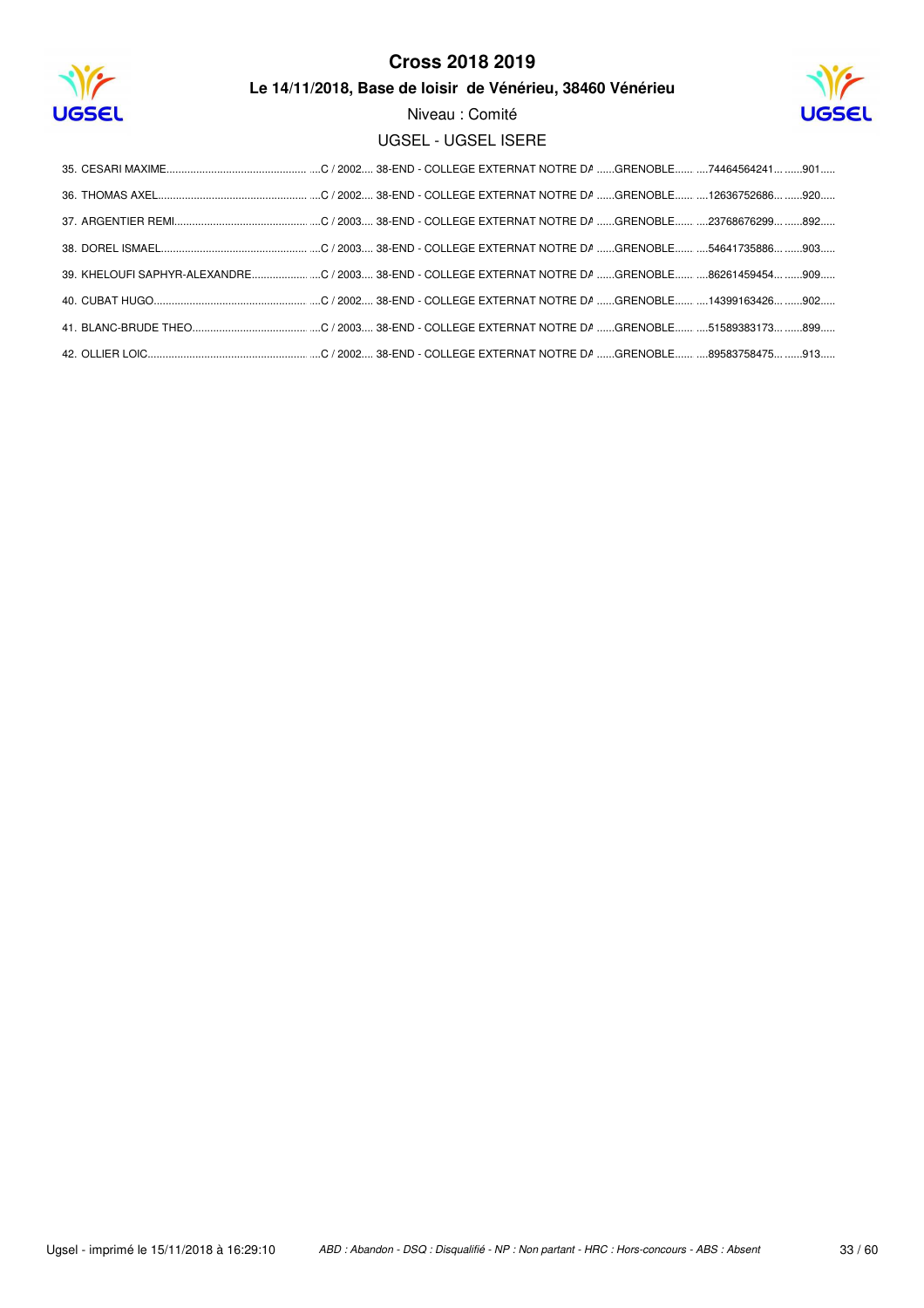# Cross 2018 2019

**Le 14/11/2018, Base de loisir de Vénérieu, 38460 Vénérieu**

Niveau : Comité

UGSEL - UGSEL ISERE

35. CESARI MAXIME................................................ ....C / 2002.... 38-END - COLLEGE EXTERNAT NOTRE DA ......GRENOBLE...... ....74464564241... ......901.....
36. THOMAS AXEL.................................................. ....C / 2002.... 38-END - COLLEGE EXTERNAT NOTRE DA ......GRENOBLE...... ....12636752686... ......920.....
37. ARGENTIER REMI.............................................. ....C / 2003.... 38-END - COLLEGE EXTERNAT NOTRE DA ......GRENOBLE...... ....23768676299... ......892.....
38. DOREL ISMAEL................................................. ....C / 2003.... 38-END - COLLEGE EXTERNAT NOTRE DA ......GRENOBLE...... ....54641735886... ......903.....
39. KHELOUFI SAPHYR-ALEXANDRE.................... ....C / 2003.... 38-END - COLLEGE EXTERNAT NOTRE DA ......GRENOBLE...... ....86261459454... ......909.....
40. CUBAT HUGO.................................................... ....C / 2002.... 38-END - COLLEGE EXTERNAT NOTRE DA ......GRENOBLE...... ....14399163426... ......902.....
41. BLANC-BRUDE THEO....................................... ....C / 2003.... 38-END - COLLEGE EXTERNAT NOTRE DA ......GRENOBLE...... ....51589383173... ......899.....
42. OLLIER LOIC...................................................... ....C / 2002.... 38-END - COLLEGE EXTERNAT NOTRE DA ......GRENOBLE...... ....89583758475... ......913.....

Ugsel - imprimé le 15/11/2018 à 16:29:10

*ABD : Abandon - DSQ : Disqualifié - NP : Non partant - HRC : Hors-concours - ABS : Absent*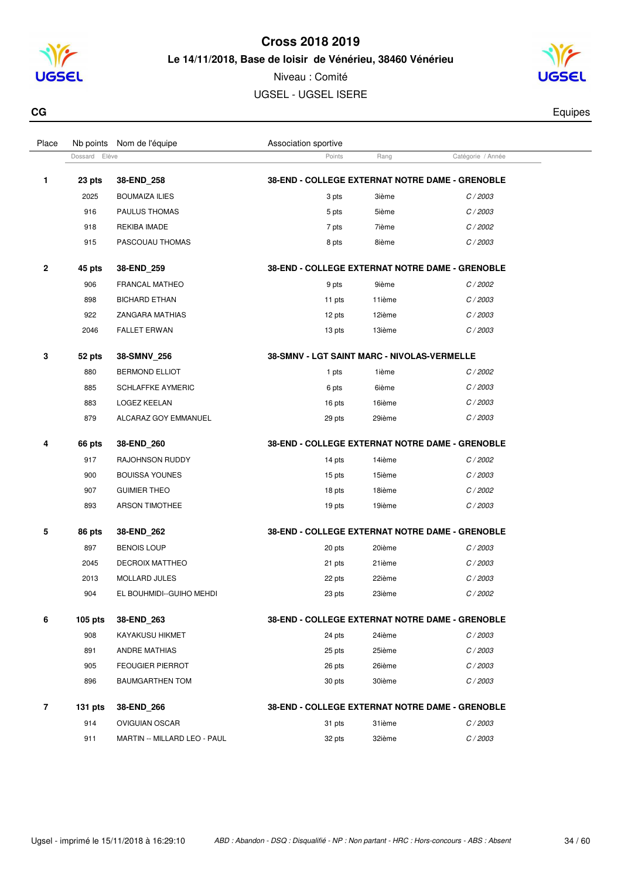# Cross 2018 2019

**Le 14/11/2018, Base de loisir de Vénérieu, 38460 Vénérieu**

Niveau : Comité

UGSEL - UGSEL ISERE

**CG** — Equipes

| Place | Nb points / Dossard | Nom de l'équipe / Elève | Association sportive / Points | Rang | Catégorie / Année |
|---|---|---|---|---|---|
| **1** | **23 pts** | **38-END_258** | **38-END - COLLEGE EXTERNAT NOTRE DAME - GRENOBLE** | | |
| | 2025 | BOUMAIZA ILIES | 3 pts | 3ième | *C / 2003* |
| | 916 | PAULUS THOMAS | 5 pts | 5ième | *C / 2003* |
| | 918 | REKIBA IMADE | 7 pts | 7ième | *C / 2002* |
| | 915 | PASCOUAU THOMAS | 8 pts | 8ième | *C / 2003* |
| **2** | **45 pts** | **38-END_259** | **38-END - COLLEGE EXTERNAT NOTRE DAME - GRENOBLE** | | |
| | 906 | FRANCAL MATHEO | 9 pts | 9ième | *C / 2002* |
| | 898 | BICHARD ETHAN | 11 pts | 11ième | *C / 2003* |
| | 922 | ZANGARA MATHIAS | 12 pts | 12ième | *C / 2003* |
| | 2046 | FALLET ERWAN | 13 pts | 13ième | *C / 2003* |
| **3** | **52 pts** | **38-SMNV_256** | **38-SMNV - LGT SAINT MARC - NIVOLAS-VERMELLE** | | |
| | 880 | BERMOND ELLIOT | 1 pts | 1ième | *C / 2002* |
| | 885 | SCHLAFFKE AYMERIC | 6 pts | 6ième | *C / 2003* |
| | 883 | LOGEZ KEELAN | 16 pts | 16ième | *C / 2003* |
| | 879 | ALCARAZ GOY EMMANUEL | 29 pts | 29ième | *C / 2003* |
| **4** | **66 pts** | **38-END_260** | **38-END - COLLEGE EXTERNAT NOTRE DAME - GRENOBLE** | | |
| | 917 | RAJOHNSON RUDDY | 14 pts | 14ième | *C / 2002* |
| | 900 | BOUISSA YOUNES | 15 pts | 15ième | *C / 2003* |
| | 907 | GUIMIER THEO | 18 pts | 18ième | *C / 2002* |
| | 893 | ARSON TIMOTHEE | 19 pts | 19ième | *C / 2003* |
| **5** | **86 pts** | **38-END_262** | **38-END - COLLEGE EXTERNAT NOTRE DAME - GRENOBLE** | | |
| | 897 | BENOIS LOUP | 20 pts | 20ième | *C / 2003* |
| | 2045 | DECROIX MATTHEO | 21 pts | 21ième | *C / 2003* |
| | 2013 | MOLLARD JULES | 22 pts | 22ième | *C / 2003* |
| | 904 | EL BOUHMIDI--GUIHO MEHDI | 23 pts | 23ième | *C / 2002* |
| **6** | **105 pts** | **38-END_263** | **38-END - COLLEGE EXTERNAT NOTRE DAME - GRENOBLE** | | |
| | 908 | KAYAKUSU HIKMET | 24 pts | 24ième | *C / 2003* |
| | 891 | ANDRE MATHIAS | 25 pts | 25ième | *C / 2003* |
| | 905 | FEOUGIER PIERROT | 26 pts | 26ième | *C / 2003* |
| | 896 | BAUMGARTHEN TOM | 30 pts | 30ième | *C / 2003* |
| **7** | **131 pts** | **38-END_266** | **38-END - COLLEGE EXTERNAT NOTRE DAME - GRENOBLE** | | |
| | 914 | OVIGUIAN OSCAR | 31 pts | 31ième | *C / 2003* |
| | 911 | MARTIN -- MILLARD LEO - PAUL | 32 pts | 32ième | *C / 2003* |

Ugsel - imprimé le 15/11/2018 à 16:29:10 — *ABD : Abandon - DSQ : Disqualifié - NP : Non partant - HRC : Hors-concours - ABS : Absent*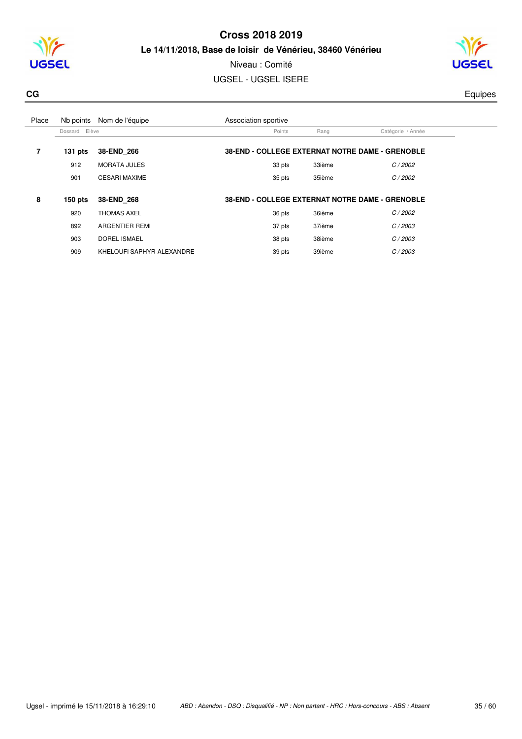# Cross 2018 2019

**Le 14/11/2018, Base de loisir de Vénérieu, 38460 Vénérieu**

Niveau : Comité

UGSEL - UGSEL ISERE

**CG** — Equipes

| Place | Nb points | Nom de l'équipe | Association sportive | | |
|---|---|---|---|---|---|
| | Dossard | Elève | Points | Rang | Catégorie / Année |
| **7** | **131 pts** | **38-END_266** | **38-END - COLLEGE EXTERNAT NOTRE DAME - GRENOBLE** | | |
| | 912 | MORATA JULES | 33 pts | 33ième | *C / 2002* |
| | 901 | CESARI MAXIME | 35 pts | 35ième | *C / 2002* |
| **8** | **150 pts** | **38-END_268** | **38-END - COLLEGE EXTERNAT NOTRE DAME - GRENOBLE** | | |
| | 920 | THOMAS AXEL | 36 pts | 36ième | *C / 2002* |
| | 892 | ARGENTIER REMI | 37 pts | 37ième | *C / 2003* |
| | 903 | DOREL ISMAEL | 38 pts | 38ième | *C / 2003* |
| | 909 | KHELOUFI SAPHYR-ALEXANDRE | 39 pts | 39ième | *C / 2003* |

Ugsel - imprimé le 15/11/2018 à 16:29:10

*ABD : Abandon - DSQ : Disqualifié - NP : Non partant - HRC : Hors-concours - ABS : Absent*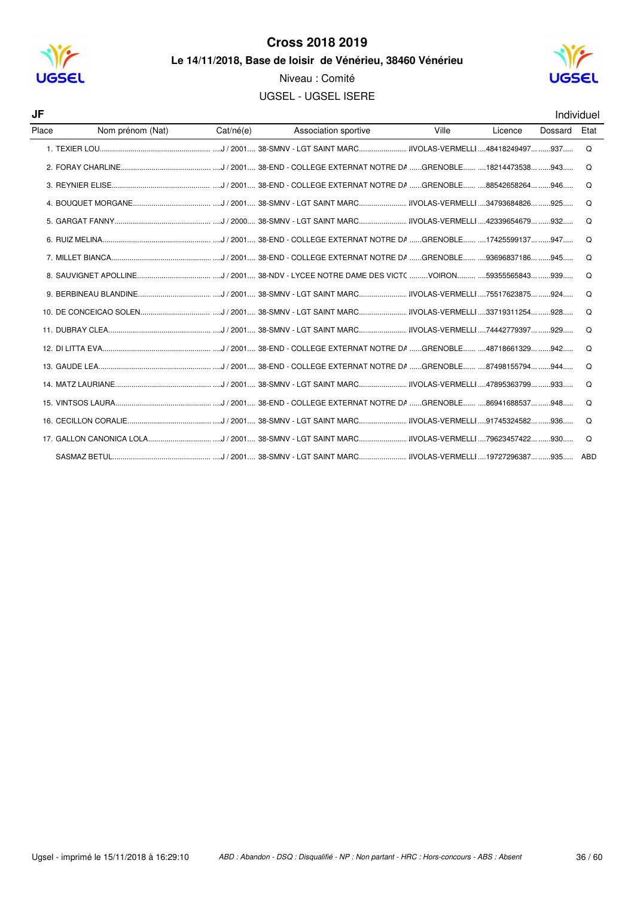# Cross 2018 2019

**Le 14/11/2018, Base de loisir de Vénérieu, 38460 Vénérieu**

Niveau : Comité

UGSEL - UGSEL ISERE

**JF** — Individuel

| Place | Nom prénom (Nat) | Cat/né(e) | Association sportive | Ville | Licence | Dossard | Etat |
|---|---|---|---|---|---|---|---|
| 1. | TEXIER LOU | J / 2001 | 38-SMNV - LGT SAINT MARC | IIVOLAS-VERMELLI | 48418249497 | 937 | Q |
| 2. | FORAY CHARLINE | J / 2001 | 38-END - COLLEGE EXTERNAT NOTRE DA | GRENOBLE | 18214473538 | 943 | Q |
| 3. | REYNIER ELISE | J / 2001 | 38-END - COLLEGE EXTERNAT NOTRE DA | GRENOBLE | 88542658264 | 946 | Q |
| 4. | BOUQUET MORGANE | J / 2001 | 38-SMNV - LGT SAINT MARC | IIVOLAS-VERMELLI | 34793684826 | 925 | Q |
| 5. | GARGAT FANNY | J / 2000 | 38-SMNV - LGT SAINT MARC | IIVOLAS-VERMELLI | 42339654679 | 932 | Q |
| 6. | RUIZ MELINA | J / 2001 | 38-END - COLLEGE EXTERNAT NOTRE DA | GRENOBLE | 17425599137 | 947 | Q |
| 7. | MILLET BIANCA | J / 2001 | 38-END - COLLEGE EXTERNAT NOTRE DA | GRENOBLE | 93696837186 | 945 | Q |
| 8. | SAUVIGNET APOLLINE | J / 2001 | 38-NDV - LYCEE NOTRE DAME DES VICTO | VOIRON | 59355565843 | 939 | Q |
| 9. | BERBINEAU BLANDINE | J / 2001 | 38-SMNV - LGT SAINT MARC | IIVOLAS-VERMELLI | 75517623875 | 924 | Q |
| 10. | DE CONCEICAO SOLEN | J / 2001 | 38-SMNV - LGT SAINT MARC | IIVOLAS-VERMELLI | 33719311254 | 928 | Q |
| 11. | DUBRAY CLEA | J / 2001 | 38-SMNV - LGT SAINT MARC | IIVOLAS-VERMELLI | 74442779397 | 929 | Q |
| 12. | DI LITTA EVA | J / 2001 | 38-END - COLLEGE EXTERNAT NOTRE DA | GRENOBLE | 48718661329 | 942 | Q |
| 13. | GAUDE LEA | J / 2001 | 38-END - COLLEGE EXTERNAT NOTRE DA | GRENOBLE | 87498155794 | 944 | Q |
| 14. | MATZ LAURIANE | J / 2001 | 38-SMNV - LGT SAINT MARC | IIVOLAS-VERMELLI | 47895363799 | 933 | Q |
| 15. | VINTSOS LAURA | J / 2001 | 38-END - COLLEGE EXTERNAT NOTRE DA | GRENOBLE | 86941688537 | 948 | Q |
| 16. | CECILLON CORALIE | J / 2001 | 38-SMNV - LGT SAINT MARC | IIVOLAS-VERMELLI | 91745324582 | 936 | Q |
| 17. | GALLON CANONICA LOLA | J / 2001 | 38-SMNV - LGT SAINT MARC | IIVOLAS-VERMELLI | 79623457422 | 930 | Q |
| | SASMAZ BETUL | J / 2001 | 38-SMNV - LGT SAINT MARC | IIVOLAS-VERMELLI | 19727296387 | 935 | ABD |

Ugsel - imprimé le 15/11/2018 à 16:29:10

*ABD : Abandon - DSQ : Disqualifié - NP : Non partant - HRC : Hors-concours - ABS : Absent*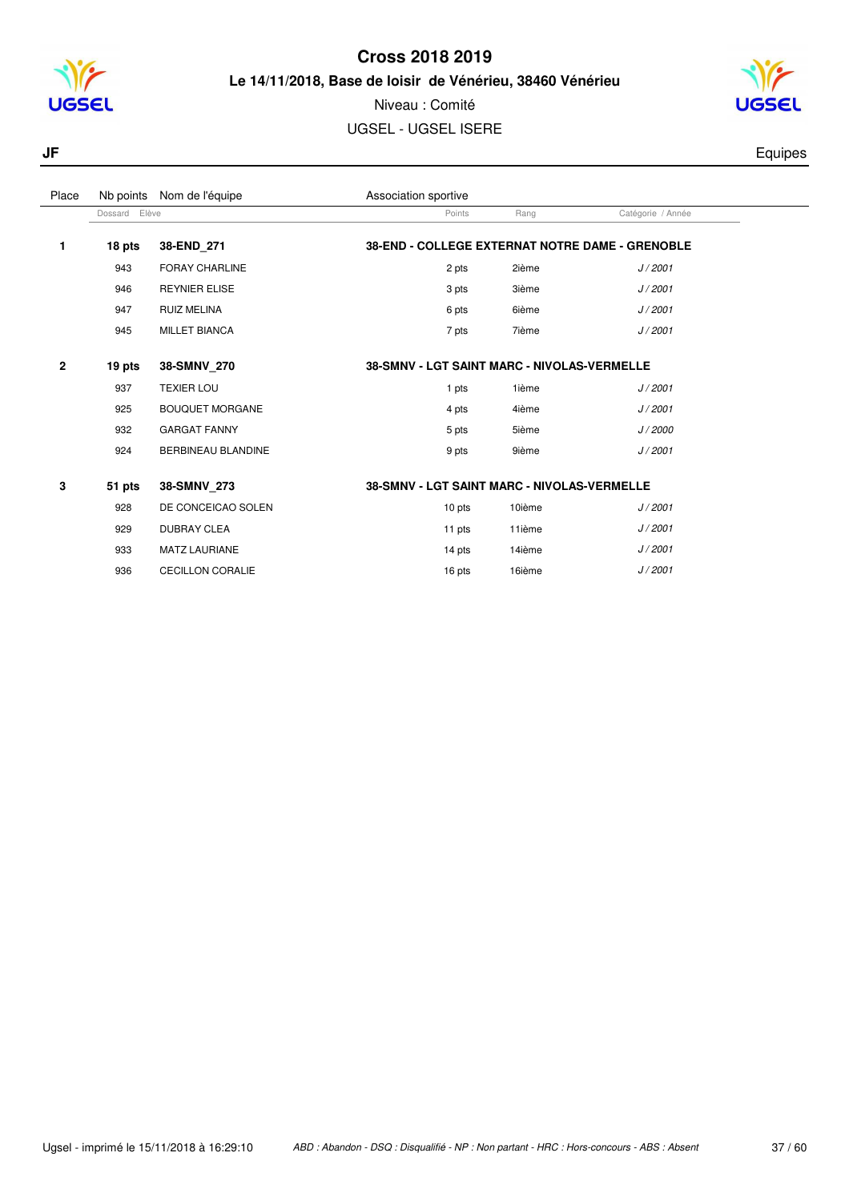# Cross 2018 2019

**Le 14/11/2018, Base de loisir de Vénérieu, 38460 Vénérieu**

Niveau : Comité

UGSEL - UGSEL ISERE

**JF** Equipes

| Place | Nb points | Nom de l'équipe | Association sportive | | |
|---|---|---|---|---|---|
| | Dossard | Elève | Points | Rang | Catégorie / Année |
| **1** | **18 pts** | **38-END_271** | **38-END - COLLEGE EXTERNAT NOTRE DAME - GRENOBLE** | | |
| | 943 | FORAY CHARLINE | 2 pts | 2ième | *J / 2001* |
| | 946 | REYNIER ELISE | 3 pts | 3ième | *J / 2001* |
| | 947 | RUIZ MELINA | 6 pts | 6ième | *J / 2001* |
| | 945 | MILLET BIANCA | 7 pts | 7ième | *J / 2001* |
| **2** | **19 pts** | **38-SMNV_270** | **38-SMNV - LGT SAINT MARC - NIVOLAS-VERMELLE** | | |
| | 937 | TEXIER LOU | 1 pts | 1ième | *J / 2001* |
| | 925 | BOUQUET MORGANE | 4 pts | 4ième | *J / 2001* |
| | 932 | GARGAT FANNY | 5 pts | 5ième | *J / 2000* |
| | 924 | BERBINEAU BLANDINE | 9 pts | 9ième | *J / 2001* |
| **3** | **51 pts** | **38-SMNV_273** | **38-SMNV - LGT SAINT MARC - NIVOLAS-VERMELLE** | | |
| | 928 | DE CONCEICAO SOLEN | 10 pts | 10ième | *J / 2001* |
| | 929 | DUBRAY CLEA | 11 pts | 11ième | *J / 2001* |
| | 933 | MATZ LAURIANE | 14 pts | 14ième | *J / 2001* |
| | 936 | CECILLON CORALIE | 16 pts | 16ième | *J / 2001* |

Ugsel - imprimé le 15/11/2018 à 16:29:10

*ABD : Abandon - DSQ : Disqualifié - NP : Non partant - HRC : Hors-concours - ABS : Absent*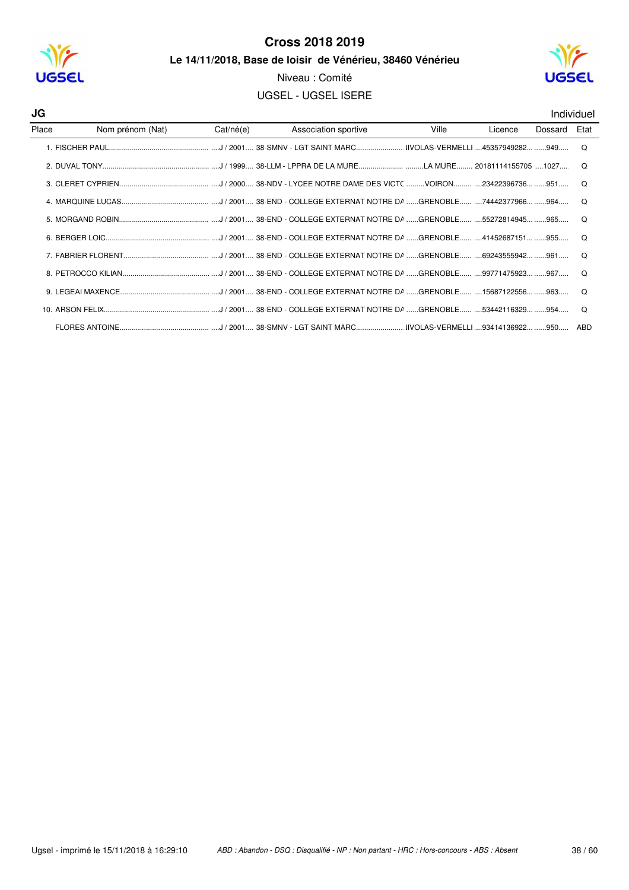# Cross 2018 2019

**Le 14/11/2018, Base de loisir de Vénérieu, 38460 Vénérieu**

Niveau : Comité

UGSEL - UGSEL ISERE

**JG** — Individuel

| Place | Nom prénom (Nat) | Cat/né(e) | Association sportive | Ville | Licence | Dossard | Etat |
|---|---|---|---|---|---|---|---|
| 1. | FISCHER PAUL | J / 2001 | 38-SMNV - LGT SAINT MARC | IIVOLAS-VERMELLI | 45357949282 | 949 | Q |
| 2. | DUVAL TONY | J / 1999 | 38-LLM - LPPRA DE LA MURE | LA MURE | 20181114155705 | 1027 | Q |
| 3. | CLERET CYPRIEN | J / 2000 | 38-NDV - LYCEE NOTRE DAME DES VICTC | VOIRON | 23422396736 | 951 | Q |
| 4. | MARQUINE LUCAS | J / 2001 | 38-END - COLLEGE EXTERNAT NOTRE DA | GRENOBLE | 74442377966 | 964 | Q |
| 5. | MORGAND ROBIN | J / 2001 | 38-END - COLLEGE EXTERNAT NOTRE DA | GRENOBLE | 55272814945 | 965 | Q |
| 6. | BERGER LOIC | J / 2001 | 38-END - COLLEGE EXTERNAT NOTRE DA | GRENOBLE | 41452687151 | 955 | Q |
| 7. | FABRIER FLORENT | J / 2001 | 38-END - COLLEGE EXTERNAT NOTRE DA | GRENOBLE | 69243555942 | 961 | Q |
| 8. | PETROCCO KILIAN | J / 2001 | 38-END - COLLEGE EXTERNAT NOTRE DA | GRENOBLE | 99771475923 | 967 | Q |
| 9. | LEGEAI MAXENCE | J / 2001 | 38-END - COLLEGE EXTERNAT NOTRE DA | GRENOBLE | 15687122556 | 963 | Q |
| 10. | ARSON FELIX | J / 2001 | 38-END - COLLEGE EXTERNAT NOTRE DA | GRENOBLE | 53442116329 | 954 | Q |
| | FLORES ANTOINE | J / 2001 | 38-SMNV - LGT SAINT MARC | IIVOLAS-VERMELLI | 93414136922 | 950 | ABD |

Ugsel - imprimé le 15/11/2018 à 16:29:10

*ABD : Abandon - DSQ : Disqualifié - NP : Non partant - HRC : Hors-concours - ABS : Absent*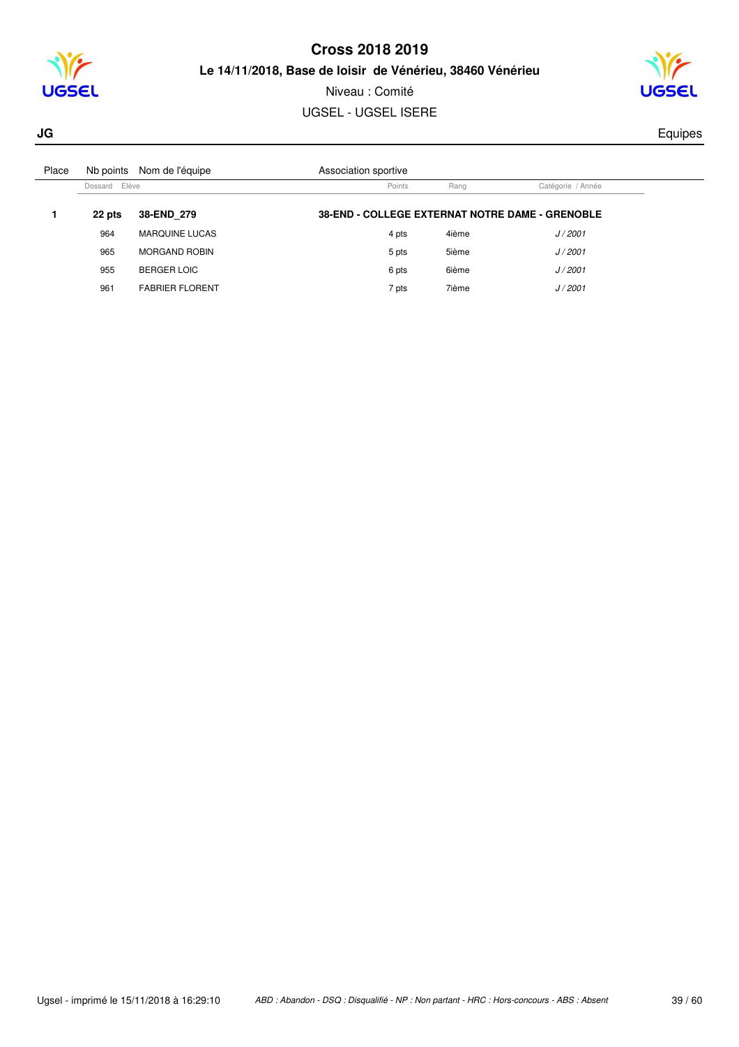# Cross 2018 2019

**Le 14/11/2018, Base de loisir de Vénérieu, 38460 Vénérieu**

Niveau : Comité

UGSEL - UGSEL ISERE

**JG** Equipes

| Place | Nb points | Nom de l'équipe | Association sportive | | |
|---|---|---|---|---|---|
| | Dossard | Elève | Points | Rang | Catégorie / Année |
| **1** | **22 pts** | **38-END_279** | **38-END - COLLEGE EXTERNAT NOTRE DAME - GRENOBLE** | | |
| | 964 | MARQUINE LUCAS | 4 pts | 4ième | *J / 2001* |
| | 965 | MORGAND ROBIN | 5 pts | 5ième | *J / 2001* |
| | 955 | BERGER LOIC | 6 pts | 6ième | *J / 2001* |
| | 961 | FABRIER FLORENT | 7 pts | 7ième | *J / 2001* |

Ugsel - imprimé le 15/11/2018 à 16:29:10 *ABD : Abandon - DSQ : Disqualifié - NP : Non partant - HRC : Hors-concours - ABS : Absent*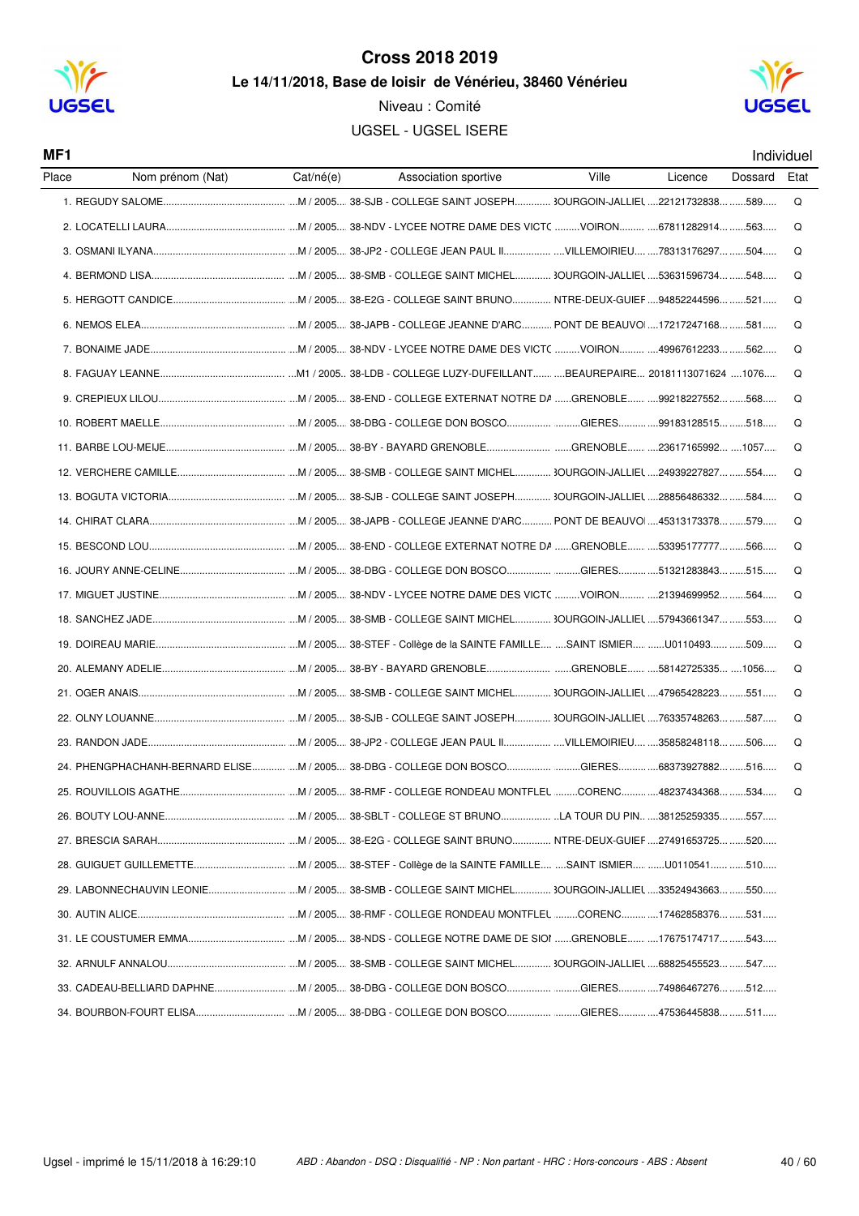# Cross 2018 2019

**Le 14/11/2018, Base de loisir de Vénérieu, 38460 Vénérieu**

Niveau : Comité

UGSEL - UGSEL ISERE

**MF1** Individuel

| Place | Nom prénom (Nat) | Cat/né(e) | Association sportive | Ville | Licence | Dossard | Etat |
|---|---|---|---|---|---|---|---|
| 1. | REGUDY SALOME | M / 2005 | 38-SJB - COLLEGE SAINT JOSEPH | BOURGOIN-JALLIEU | 22121732838 | 589 | Q |
| 2. | LOCATELLI LAURA | M / 2005 | 38-NDV - LYCEE NOTRE DAME DES VICTC | VOIRON | 67811282914 | 563 | Q |
| 3. | OSMANI ILYANA | M / 2005 | 38-JP2 - COLLEGE JEAN PAUL II | VILLEMOIRIEU | 78313176297 | 504 | Q |
| 4. | BERMOND LISA | M / 2005 | 38-SMB - COLLEGE SAINT MICHEL | BOURGOIN-JALLIEU | 53631596734 | 548 | Q |
| 5. | HERGOTT CANDICE | M / 2005 | 38-E2G - COLLEGE SAINT BRUNO | NTRE-DEUX-GUIEF | 94852244596 | 521 | Q |
| 6. | NEMOS ELEA | M / 2005 | 38-JAPB - COLLEGE JEANNE D'ARC | PONT DE BEAUVOI | 17217247168 | 581 | Q |
| 7. | BONAIME JADE | M / 2005 | 38-NDV - LYCEE NOTRE DAME DES VICTC | VOIRON | 49967612233 | 562 | Q |
| 8. | FAGUAY LEANNE | M1 / 2005 | 38-LDB - COLLEGE LUZY-DUFEILLANT | BEAUREPAIRE | 20181113071624 | 1076 | Q |
| 9. | CREPIEUX LILOU | M / 2005 | 38-END - COLLEGE EXTERNAT NOTRE DA | GRENOBLE | 99218227552 | 568 | Q |
| 10. | ROBERT MAELLE | M / 2005 | 38-DBG - COLLEGE DON BOSCO | GIERES | 99183128515 | 518 | Q |
| 11. | BARBE LOU-MEIJE | M / 2005 | 38-BY - BAYARD GRENOBLE | GRENOBLE | 23617165992 | 1057 | Q |
| 12. | VERCHERE CAMILLE | M / 2005 | 38-SMB - COLLEGE SAINT MICHEL | BOURGOIN-JALLIEU | 24939227827 | 554 | Q |
| 13. | BOGUTA VICTORIA | M / 2005 | 38-SJB - COLLEGE SAINT JOSEPH | BOURGOIN-JALLIEU | 28856486332 | 584 | Q |
| 14. | CHIRAT CLARA | M / 2005 | 38-JAPB - COLLEGE JEANNE D'ARC | PONT DE BEAUVOI | 45313173378 | 579 | Q |
| 15. | BESCOND LOU | M / 2005 | 38-END - COLLEGE EXTERNAT NOTRE DA | GRENOBLE | 53395177777 | 566 | Q |
| 16. | JOURY ANNE-CELINE | M / 2005 | 38-DBG - COLLEGE DON BOSCO | GIERES | 51321283843 | 515 | Q |
| 17. | MIGUET JUSTINE | M / 2005 | 38-NDV - LYCEE NOTRE DAME DES VICTC | VOIRON | 21394699952 | 564 | Q |
| 18. | SANCHEZ JADE | M / 2005 | 38-SMB - COLLEGE SAINT MICHEL | BOURGOIN-JALLIEU | 57943661347 | 553 | Q |
| 19. | DOIREAU MARIE | M / 2005 | 38-STEF - Collège de la SAINTE FAMILLE | SAINT ISMIER | U0110493 | 509 | Q |
| 20. | ALEMANY ADELIE | M / 2005 | 38-BY - BAYARD GRENOBLE | GRENOBLE | 58142725335 | 1056 | Q |
| 21. | OGER ANAIS | M / 2005 | 38-SMB - COLLEGE SAINT MICHEL | BOURGOIN-JALLIEU | 47965428223 | 551 | Q |
| 22. | OLNY LOUANNE | M / 2005 | 38-SJB - COLLEGE SAINT JOSEPH | BOURGOIN-JALLIEU | 76335748263 | 587 | Q |
| 23. | RANDON JADE | M / 2005 | 38-JP2 - COLLEGE JEAN PAUL II | VILLEMOIRIEU | 35858248118 | 506 | Q |
| 24. | PHENGPHACHANH-BERNARD ELISE | M / 2005 | 38-DBG - COLLEGE DON BOSCO | GIERES | 68373927882 | 516 | Q |
| 25. | ROUVILLOIS AGATHE | M / 2005 | 38-RMF - COLLEGE RONDEAU MONTFLEU | CORENC | 48237434368 | 534 | Q |
| 26. | BOUTY LOU-ANNE | M / 2005 | 38-SBLT - COLLEGE ST BRUNO | LA TOUR DU PIN | 38125259335 | 557 | |
| 27. | BRESCIA SARAH | M / 2005 | 38-E2G - COLLEGE SAINT BRUNO | NTRE-DEUX-GUIEF | 27491653725 | 520 | |
| 28. | GUIGUET GUILLEMETTE | M / 2005 | 38-STEF - Collège de la SAINTE FAMILLE | SAINT ISMIER | U0110541 | 510 | |
| 29. | LABONNECHAUVIN LEONIE | M / 2005 | 38-SMB - COLLEGE SAINT MICHEL | BOURGOIN-JALLIEU | 33524943663 | 550 | |
| 30. | AUTIN ALICE | M / 2005 | 38-RMF - COLLEGE RONDEAU MONTFLEU | CORENC | 17462858376 | 531 | |
| 31. | LE COUSTUMER EMMA | M / 2005 | 38-NDS - COLLEGE NOTRE DAME DE SION | GRENOBLE | 17675174717 | 543 | |
| 32. | ARNULF ANNALOU | M / 2005 | 38-SMB - COLLEGE SAINT MICHEL | BOURGOIN-JALLIEU | 68825455523 | 547 | |
| 33. | CADEAU-BELLIARD DAPHNE | M / 2005 | 38-DBG - COLLEGE DON BOSCO | GIERES | 74986467276 | 512 | |
| 34. | BOURBON-FOURT ELISA | M / 2005 | 38-DBG - COLLEGE DON BOSCO | GIERES | 47536445838 | 511 | |

Ugsel - imprimé le 15/11/2018 à 16:29:10

*ABD : Abandon - DSQ : Disqualifié - NP : Non partant - HRC : Hors-concours - ABS : Absent*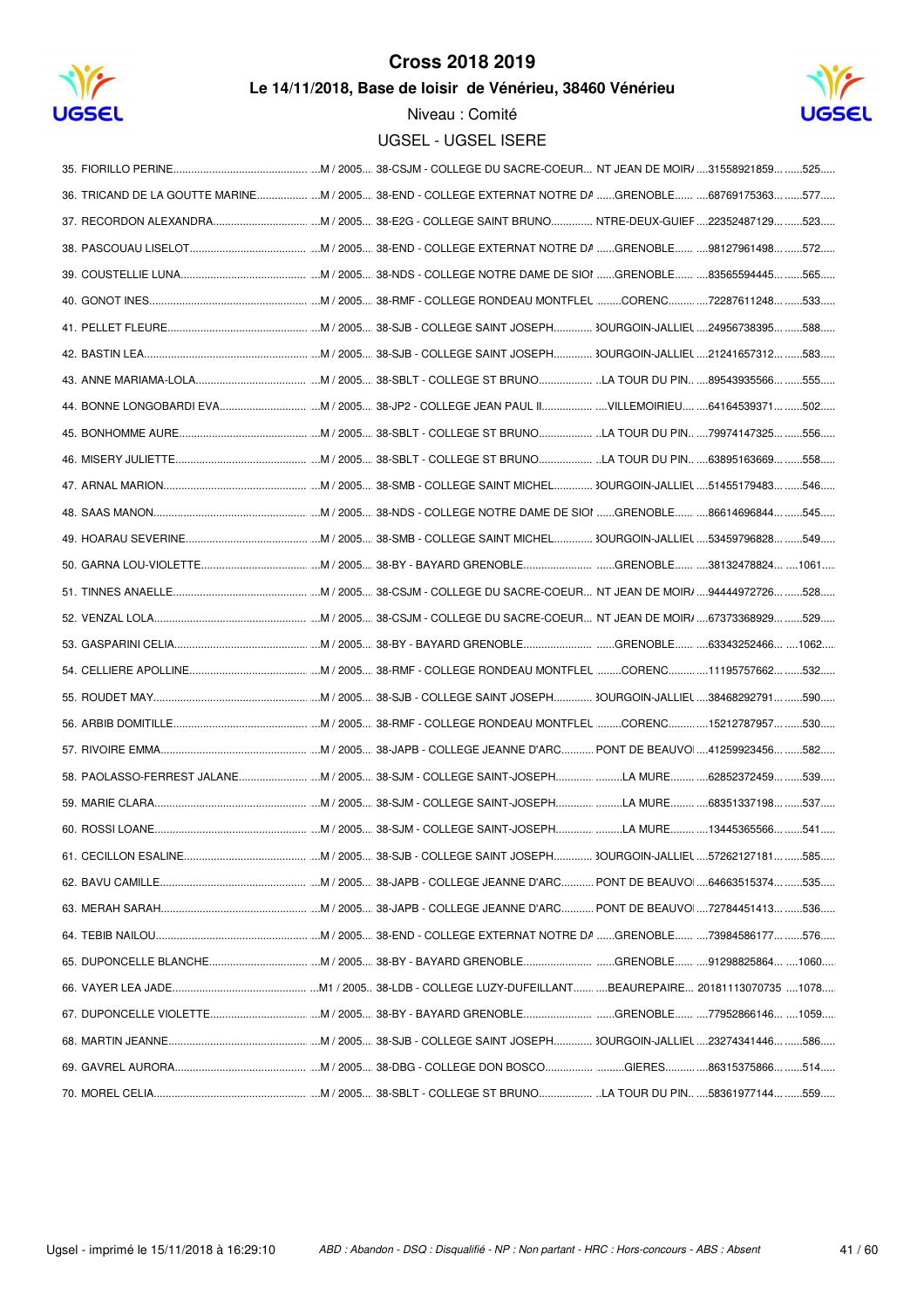# Cross 2018 2019

**Le 14/11/2018, Base de loisir de Vénérieu, 38460 Vénérieu**

Niveau : Comité

UGSEL - UGSEL ISERE

| Rang | Nom | Cat. / Année | Établissement | Ville | Licence | Dossard |
|---|---|---|---|---|---|---|
| 35. | FIORILLO PERINE | M / 2005 | 38-CSJM - COLLEGE DU SACRE-COEUR | NT JEAN DE MOIR/ | 31558921859 | 525 |
| 36. | TRICAND DE LA GOUTTE MARINE | M / 2005 | 38-END - COLLEGE EXTERNAT NOTRE DA | GRENOBLE | 68769175363 | 577 |
| 37. | RECORDON ALEXANDRA | M / 2005 | 38-E2G - COLLEGE SAINT BRUNO | NTRE-DEUX-GUIEF | 22352487129 | 523 |
| 38. | PASCOUAU LISELOT | M / 2005 | 38-END - COLLEGE EXTERNAT NOTRE DA | GRENOBLE | 98127961498 | 572 |
| 39. | COUSTELLIE LUNA | M / 2005 | 38-NDS - COLLEGE NOTRE DAME DE SIOI | GRENOBLE | 83565594445 | 565 |
| 40. | GONOT INES | M / 2005 | 38-RMF - COLLEGE RONDEAU MONTFLEL | CORENC | 72287611248 | 533 |
| 41. | PELLET FLEURE | M / 2005 | 38-SJB - COLLEGE SAINT JOSEPH | 3OURGOIN-JALLIEL | 24956738395 | 588 |
| 42. | BASTIN LEA | M / 2005 | 38-SJB - COLLEGE SAINT JOSEPH | 3OURGOIN-JALLIEL | 21241657312 | 583 |
| 43. | ANNE MARIAMA-LOLA | M / 2005 | 38-SBLT - COLLEGE ST BRUNO | LA TOUR DU PIN | 89543935566 | 555 |
| 44. | BONNE LONGOBARDI EVA | M / 2005 | 38-JP2 - COLLEGE JEAN PAUL II | VILLEMOIRIEU | 64164539371 | 502 |
| 45. | BONHOMME AURE | M / 2005 | 38-SBLT - COLLEGE ST BRUNO | LA TOUR DU PIN | 79974147325 | 556 |
| 46. | MISERY JULIETTE | M / 2005 | 38-SBLT - COLLEGE ST BRUNO | LA TOUR DU PIN | 63895163669 | 558 |
| 47. | ARNAL MARION | M / 2005 | 38-SMB - COLLEGE SAINT MICHEL | 3OURGOIN-JALLIEL | 51455179483 | 546 |
| 48. | SAAS MANON | M / 2005 | 38-NDS - COLLEGE NOTRE DAME DE SIOI | GRENOBLE | 86614696844 | 545 |
| 49. | HOARAU SEVERINE | M / 2005 | 38-SMB - COLLEGE SAINT MICHEL | 3OURGOIN-JALLIEL | 53459796828 | 549 |
| 50. | GARNA LOU-VIOLETTE | M / 2005 | 38-BY - BAYARD GRENOBLE | GRENOBLE | 38132478824 | 1061 |
| 51. | TINNES ANAELLE | M / 2005 | 38-CSJM - COLLEGE DU SACRE-COEUR | NT JEAN DE MOIR/ | 94444972726 | 528 |
| 52. | VENZAL LOLA | M / 2005 | 38-CSJM - COLLEGE DU SACRE-COEUR | NT JEAN DE MOIR/ | 67373368929 | 529 |
| 53. | GASPARINI CELIA | M / 2005 | 38-BY - BAYARD GRENOBLE | GRENOBLE | 63343252466 | 1062 |
| 54. | CELLIERE APOLLINE | M / 2005 | 38-RMF - COLLEGE RONDEAU MONTFLEL | CORENC | 11195757662 | 532 |
| 55. | ROUDET MAY | M / 2005 | 38-SJB - COLLEGE SAINT JOSEPH | 3OURGOIN-JALLIEL | 38468292791 | 590 |
| 56. | ARBIB DOMITILLE | M / 2005 | 38-RMF - COLLEGE RONDEAU MONTFLEL | CORENC | 15212787957 | 530 |
| 57. | RIVOIRE EMMA | M / 2005 | 38-JAPB - COLLEGE JEANNE D'ARC | PONT DE BEAUVOI | 41259923456 | 582 |
| 58. | PAOLASSO-FERREST JALANE | M / 2005 | 38-SJM - COLLEGE SAINT-JOSEPH | LA MURE | 62852372459 | 539 |
| 59. | MARIE CLARA | M / 2005 | 38-SJM - COLLEGE SAINT-JOSEPH | LA MURE | 68351337198 | 537 |
| 60. | ROSSI LOANE | M / 2005 | 38-SJM - COLLEGE SAINT-JOSEPH | LA MURE | 13445365566 | 541 |
| 61. | CECILLON ESALINE | M / 2005 | 38-SJB - COLLEGE SAINT JOSEPH | 3OURGOIN-JALLIEL | 57262127181 | 585 |
| 62. | BAVU CAMILLE | M / 2005 | 38-JAPB - COLLEGE JEANNE D'ARC | PONT DE BEAUVOI | 64663515374 | 535 |
| 63. | MERAH SARAH | M / 2005 | 38-JAPB - COLLEGE JEANNE D'ARC | PONT DE BEAUVOI | 72784451413 | 536 |
| 64. | TEBIB NAILOU | M / 2005 | 38-END - COLLEGE EXTERNAT NOTRE DA | GRENOBLE | 73984586177 | 576 |
| 65. | DUPONCELLE BLANCHE | M / 2005 | 38-BY - BAYARD GRENOBLE | GRENOBLE | 91298825864 | 1060 |
| 66. | VAYER LEA JADE | M1 / 2005 | 38-LDB - COLLEGE LUZY-DUFEILLANT | BEAUREPAIRE | 20181113070735 | 1078 |
| 67. | DUPONCELLE VIOLETTE | M / 2005 | 38-BY - BAYARD GRENOBLE | GRENOBLE | 77952866146 | 1059 |
| 68. | MARTIN JEANNE | M / 2005 | 38-SJB - COLLEGE SAINT JOSEPH | 3OURGOIN-JALLIEL | 23274341446 | 586 |
| 69. | GAVREL AURORA | M / 2005 | 38-DBG - COLLEGE DON BOSCO | GIERES | 86315375866 | 514 |
| 70. | MOREL CELIA | M / 2005 | 38-SBLT - COLLEGE ST BRUNO | LA TOUR DU PIN | 58361977144 | 559 |

Ugsel - imprimé le 15/11/2018 à 16:29:10

*ABD : Abandon - DSQ : Disqualifié - NP : Non partant - HRC : Hors-concours - ABS : Absent*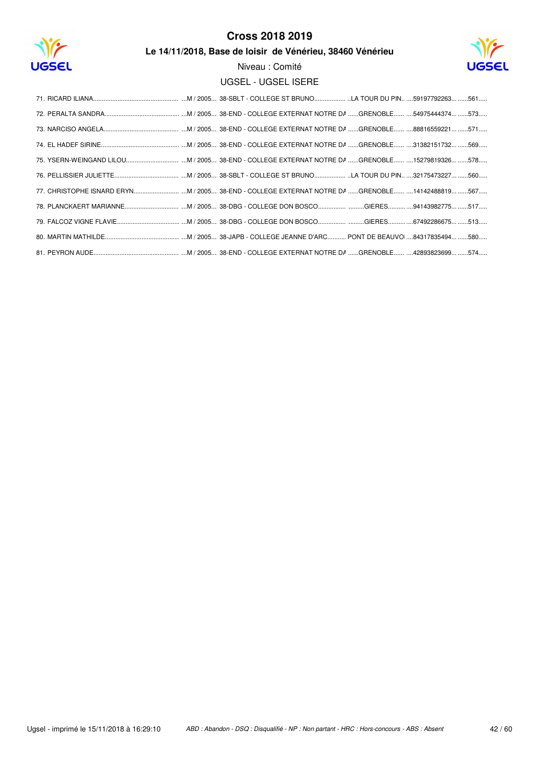# Cross 2018 2019

**Le 14/11/2018, Base de loisir de Vénérieu, 38460 Vénérieu**

Niveau : Comité

UGSEL - UGSEL ISERE

71. RICARD ILIANA................................................. ...M / 2005... 38-SBLT - COLLEGE ST BRUNO.................. ..LA TOUR DU PIN.. ....59197792263... ......561.....
72. PERALTA SANDRA........................................... ...M / 2005... 38-END - COLLEGE EXTERNAT NOTRE DA ......GRENOBLE...... ....54975444374... ......573.....
73. NARCISO ANGELA........................................... ...M / 2005... 38-END - COLLEGE EXTERNAT NOTRE DA ......GRENOBLE...... ....88816559221... ......571.....
74. EL HADEF SIRINE............................................. ...M / 2005... 38-END - COLLEGE EXTERNAT NOTRE DA ......GRENOBLE...... ....31382151732... ......569.....
75. YSERN-WEINGAND LILOU............................... ...M / 2005... 38-END - COLLEGE EXTERNAT NOTRE DA ......GRENOBLE...... ....15279819326... ......578.....
76. PELLISSIER JULIETTE..................................... ...M / 2005... 38-SBLT - COLLEGE ST BRUNO.................. ..LA TOUR DU PIN.. ....32175473227... ......560.....
77. CHRISTOPHE ISNARD ERYN.......................... ...M / 2005... 38-END - COLLEGE EXTERNAT NOTRE DA ......GRENOBLE...... ....14142488819... ......567.....
78. PLANCKAERT MARIANNE................................ ...M / 2005... 38-DBG - COLLEGE DON BOSCO................ .........GIERES.......... ....94143982775... ......517.....
79. FALCOZ VIGNE FLAVIE.................................... ...M / 2005... 38-DBG - COLLEGE DON BOSCO................ .........GIERES.......... ....67492286675... ......513.....
80. MARTIN MATHILDE........................................... ...M / 2005... 38-JAPB - COLLEGE JEANNE D'ARC........... PONT DE BEAUVOI ....84317835494... ......580.....
81. PEYRON AUDE................................................. ...M / 2005... 38-END - COLLEGE EXTERNAT NOTRE DA ......GRENOBLE...... ....42893823699... ......574.....

Ugsel - imprimé le 15/11/2018 à 16:29:10 — *ABD : Abandon - DSQ : Disqualifié - NP : Non partant - HRC : Hors-concours - ABS : Absent*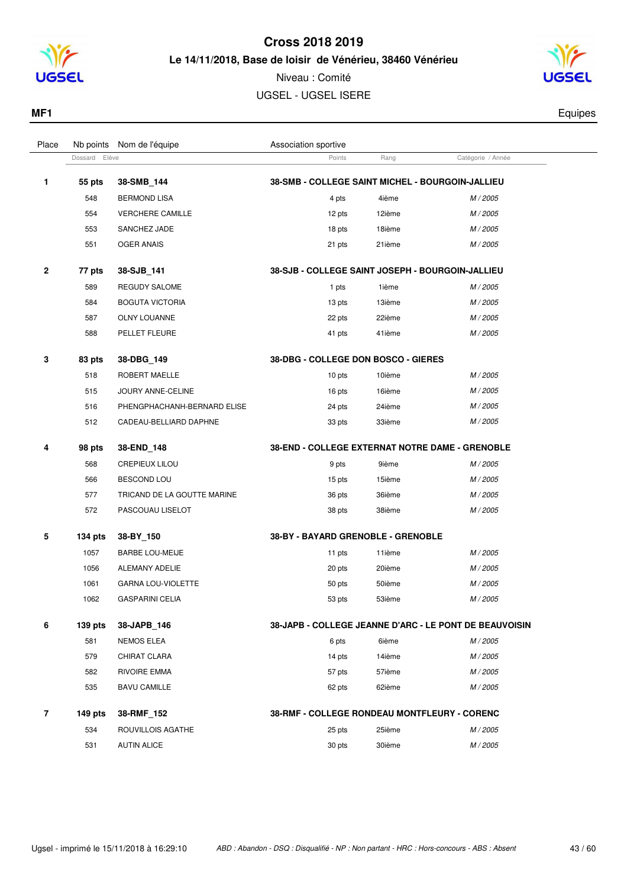# Cross 2018 2019

**Le 14/11/2018, Base de loisir de Vénérieu, 38460 Vénérieu**

Niveau : Comité

UGSEL - UGSEL ISERE

**MF1** Equipes

| Place | Nb points | Nom de l'équipe | Association sportive | | |
|---|---|---|---|---|---|
| | Dossard | Elève | Points | Rang | Catégorie / Année |
| **1** | **55 pts** | **38-SMB_144** | **38-SMB - COLLEGE SAINT MICHEL - BOURGOIN-JALLIEU** | | |
| | 548 | BERMOND LISA | 4 pts | 4ième | *M / 2005* |
| | 554 | VERCHERE CAMILLE | 12 pts | 12ième | *M / 2005* |
| | 553 | SANCHEZ JADE | 18 pts | 18ième | *M / 2005* |
| | 551 | OGER ANAIS | 21 pts | 21ième | *M / 2005* |
| **2** | **77 pts** | **38-SJB_141** | **38-SJB - COLLEGE SAINT JOSEPH - BOURGOIN-JALLIEU** | | |
| | 589 | REGUDY SALOME | 1 pts | 1ième | *M / 2005* |
| | 584 | BOGUTA VICTORIA | 13 pts | 13ième | *M / 2005* |
| | 587 | OLNY LOUANNE | 22 pts | 22ième | *M / 2005* |
| | 588 | PELLET FLEURE | 41 pts | 41ième | *M / 2005* |
| **3** | **83 pts** | **38-DBG_149** | **38-DBG - COLLEGE DON BOSCO - GIERES** | | |
| | 518 | ROBERT MAELLE | 10 pts | 10ième | *M / 2005* |
| | 515 | JOURY ANNE-CELINE | 16 pts | 16ième | *M / 2005* |
| | 516 | PHENGPHACHANH-BERNARD ELISE | 24 pts | 24ième | *M / 2005* |
| | 512 | CADEAU-BELLIARD DAPHNE | 33 pts | 33ième | *M / 2005* |
| **4** | **98 pts** | **38-END_148** | **38-END - COLLEGE EXTERNAT NOTRE DAME - GRENOBLE** | | |
| | 568 | CREPIEUX LILOU | 9 pts | 9ième | *M / 2005* |
| | 566 | BESCOND LOU | 15 pts | 15ième | *M / 2005* |
| | 577 | TRICAND DE LA GOUTTE MARINE | 36 pts | 36ième | *M / 2005* |
| | 572 | PASCOUAU LISELOT | 38 pts | 38ième | *M / 2005* |
| **5** | **134 pts** | **38-BY_150** | **38-BY - BAYARD GRENOBLE - GRENOBLE** | | |
| | 1057 | BARBE LOU-MEIJE | 11 pts | 11ième | *M / 2005* |
| | 1056 | ALEMANY ADELIE | 20 pts | 20ième | *M / 2005* |
| | 1061 | GARNA LOU-VIOLETTE | 50 pts | 50ième | *M / 2005* |
| | 1062 | GASPARINI CELIA | 53 pts | 53ième | *M / 2005* |
| **6** | **139 pts** | **38-JAPB_146** | **38-JAPB - COLLEGE JEANNE D'ARC - LE PONT DE BEAUVOISIN** | | |
| | 581 | NEMOS ELEA | 6 pts | 6ième | *M / 2005* |
| | 579 | CHIRAT CLARA | 14 pts | 14ième | *M / 2005* |
| | 582 | RIVOIRE EMMA | 57 pts | 57ième | *M / 2005* |
| | 535 | BAVU CAMILLE | 62 pts | 62ième | *M / 2005* |
| **7** | **149 pts** | **38-RMF_152** | **38-RMF - COLLEGE RONDEAU MONTFLEURY - CORENC** | | |
| | 534 | ROUVILLOIS AGATHE | 25 pts | 25ième | *M / 2005* |
| | 531 | AUTIN ALICE | 30 pts | 30ième | *M / 2005* |

Ugsel - imprimé le 15/11/2018 à 16:29:10 *ABD : Abandon - DSQ : Disqualifié - NP : Non partant - HRC : Hors-concours - ABS : Absent*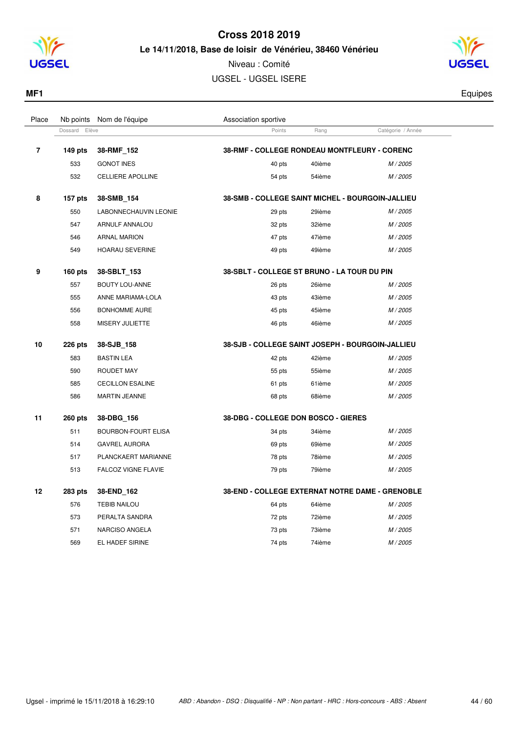# Cross 2018 2019

**Le 14/11/2018, Base de loisir de Vénérieu, 38460 Vénérieu**

Niveau : Comité

UGSEL - UGSEL ISERE

**MF1** — Equipes

| Place | Nb points / Dossard | Nom de l'équipe / Elève | Association sportive / Points | Rang | Catégorie / Année |
|---|---|---|---|---|---|
| **7** | **149 pts** | **38-RMF_152** | **38-RMF - COLLEGE RONDEAU MONTFLEURY - CORENC** | | |
| | 533 | GONOT INES | 40 pts | 40ième | *M / 2005* |
| | 532 | CELLIERE APOLLINE | 54 pts | 54ième | *M / 2005* |
| **8** | **157 pts** | **38-SMB_154** | **38-SMB - COLLEGE SAINT MICHEL - BOURGOIN-JALLIEU** | | |
| | 550 | LABONNECHAUVIN LEONIE | 29 pts | 29ième | *M / 2005* |
| | 547 | ARNULF ANNALOU | 32 pts | 32ième | *M / 2005* |
| | 546 | ARNAL MARION | 47 pts | 47ième | *M / 2005* |
| | 549 | HOARAU SEVERINE | 49 pts | 49ième | *M / 2005* |
| **9** | **160 pts** | **38-SBLT_153** | **38-SBLT - COLLEGE ST BRUNO - LA TOUR DU PIN** | | |
| | 557 | BOUTY LOU-ANNE | 26 pts | 26ième | *M / 2005* |
| | 555 | ANNE MARIAMA-LOLA | 43 pts | 43ième | *M / 2005* |
| | 556 | BONHOMME AURE | 45 pts | 45ième | *M / 2005* |
| | 558 | MISERY JULIETTE | 46 pts | 46ième | *M / 2005* |
| **10** | **226 pts** | **38-SJB_158** | **38-SJB - COLLEGE SAINT JOSEPH - BOURGOIN-JALLIEU** | | |
| | 583 | BASTIN LEA | 42 pts | 42ième | *M / 2005* |
| | 590 | ROUDET MAY | 55 pts | 55ième | *M / 2005* |
| | 585 | CECILLON ESALINE | 61 pts | 61ième | *M / 2005* |
| | 586 | MARTIN JEANNE | 68 pts | 68ième | *M / 2005* |
| **11** | **260 pts** | **38-DBG_156** | **38-DBG - COLLEGE DON BOSCO - GIERES** | | |
| | 511 | BOURBON-FOURT ELISA | 34 pts | 34ième | *M / 2005* |
| | 514 | GAVREL AURORA | 69 pts | 69ième | *M / 2005* |
| | 517 | PLANCKAERT MARIANNE | 78 pts | 78ième | *M / 2005* |
| | 513 | FALCOZ VIGNE FLAVIE | 79 pts | 79ième | *M / 2005* |
| **12** | **283 pts** | **38-END_162** | **38-END - COLLEGE EXTERNAT NOTRE DAME - GRENOBLE** | | |
| | 576 | TEBIB NAILOU | 64 pts | 64ième | *M / 2005* |
| | 573 | PERALTA SANDRA | 72 pts | 72ième | *M / 2005* |
| | 571 | NARCISO ANGELA | 73 pts | 73ième | *M / 2005* |
| | 569 | EL HADEF SIRINE | 74 pts | 74ième | *M / 2005* |

Ugsel - imprimé le 15/11/2018 à 16:29:10

*ABD : Abandon - DSQ : Disqualifié - NP : Non partant - HRC : Hors-concours - ABS : Absent*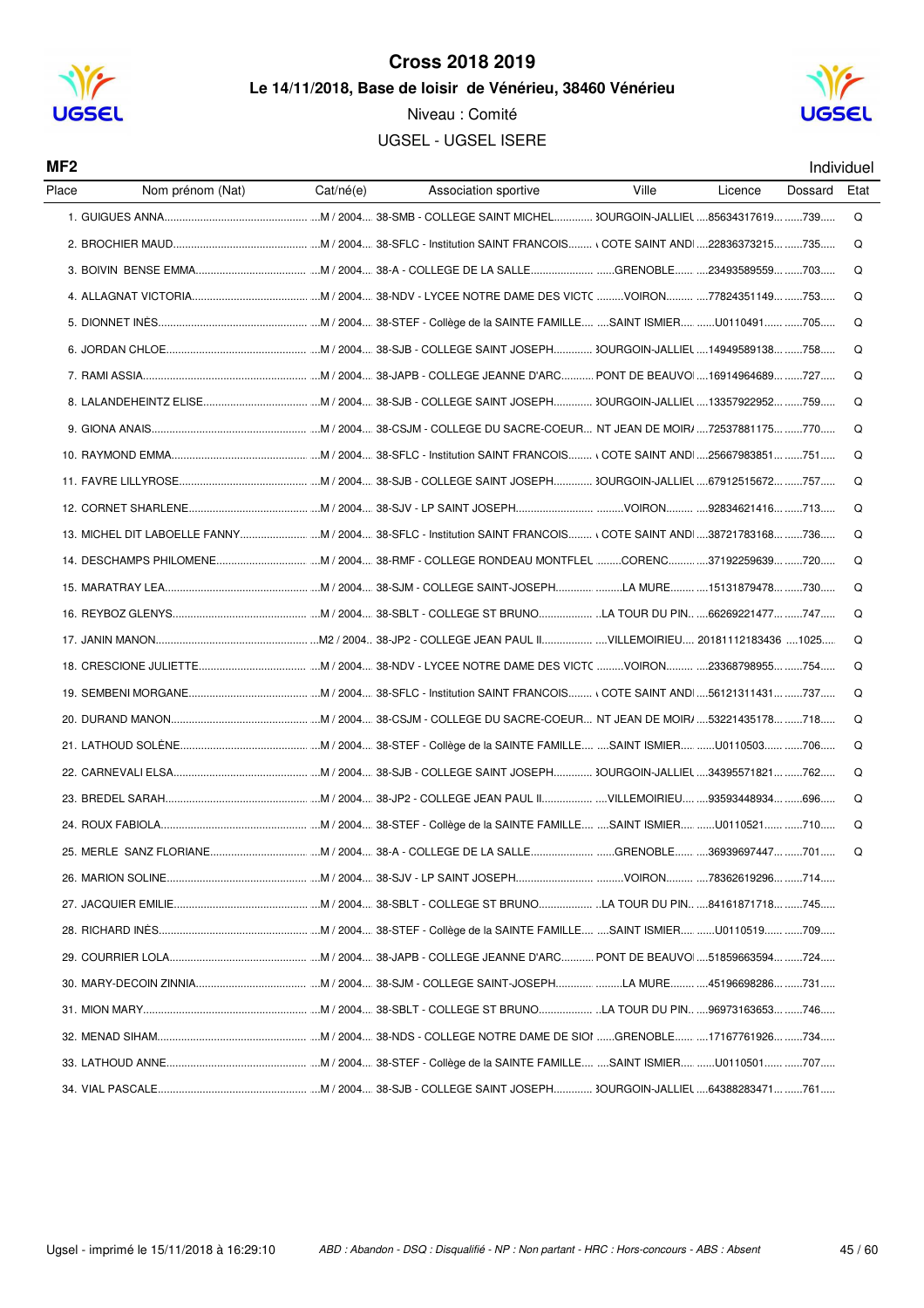# Cross 2018 2019

### Le 14/11/2018, Base de loisir de Vénérieu, 38460 Vénérieu

Niveau : Comité

UGSEL - UGSEL ISERE

**MF2** Individuel

| Place | Nom prénom (Nat) | Cat/né(e) | Association sportive | Ville | Licence | Dossard | Etat |
|---|---|---|---|---|---|---|---|
| 1. | GUIGUES ANNA | M / 2004 | 38-SMB - COLLEGE SAINT MICHEL | BOURGOIN-JALLIEU | 85634317619 | 739 | Q |
| 2. | BROCHIER MAUD | M / 2004 | 38-SFLC - Institution SAINT FRANCOIS | LA COTE SAINT ANDRE | 22836373215 | 735 | Q |
| 3. | BOIVIN BENSE EMMA | M / 2004 | 38-A - COLLEGE DE LA SALLE | GRENOBLE | 23493589559 | 703 | Q |
| 4. | ALLAGNAT VICTORIA | M / 2004 | 38-NDV - LYCEE NOTRE DAME DES VICTOIRES | VOIRON | 77824351149 | 753 | Q |
| 5. | DIONNET INÈS | M / 2004 | 38-STEF - Collège de la SAINTE FAMILLE | SAINT ISMIER | U0110491 | 705 | Q |
| 6. | JORDAN CHLOE | M / 2004 | 38-SJB - COLLEGE SAINT JOSEPH | BOURGOIN-JALLIEU | 14949589138 | 758 | Q |
| 7. | RAMI ASSIA | M / 2004 | 38-JAPB - COLLEGE JEANNE D'ARC | PONT DE BEAUVOISIN | 16914964689 | 727 | Q |
| 8. | LALANDEHEINTZ ELISE | M / 2004 | 38-SJB - COLLEGE SAINT JOSEPH | BOURGOIN-JALLIEU | 13357922952 | 759 | Q |
| 9. | GIONA ANAIS | M / 2004 | 38-CSJM - COLLEGE DU SACRE-COEUR | SAINT JEAN DE MOIRANS | 72537881175 | 770 | Q |
| 10. | RAYMOND EMMA | M / 2004 | 38-SFLC - Institution SAINT FRANCOIS | LA COTE SAINT ANDRE | 25667983851 | 751 | Q |
| 11. | FAVRE LILLYROSE | M / 2004 | 38-SJB - COLLEGE SAINT JOSEPH | BOURGOIN-JALLIEU | 67912515672 | 757 | Q |
| 12. | CORNET SHARLENE | M / 2004 | 38-SJV - LP SAINT JOSEPH | VOIRON | 92834621416 | 713 | Q |
| 13. | MICHEL DIT LABOELLE FANNY | M / 2004 | 38-SFLC - Institution SAINT FRANCOIS | LA COTE SAINT ANDRE | 38721783168 | 736 | Q |
| 14. | DESCHAMPS PHILOMENE | M / 2004 | 38-RMF - COLLEGE RONDEAU MONTFLEURY | CORENC | 37192259639 | 720 | Q |
| 15. | MARATRAY LEA | M / 2004 | 38-SJM - COLLEGE SAINT-JOSEPH | LA MURE | 15131879478 | 730 | Q |
| 16. | REYBOZ GLENYS | M / 2004 | 38-SBLT - COLLEGE ST BRUNO | LA TOUR DU PIN | 66269221477 | 747 | Q |
| 17. | JANIN MANON | M2 / 2004 | 38-JP2 - COLLEGE JEAN PAUL II | VILLEMOIRIEU | 20181112183436 | 1025 | Q |
| 18. | CRESCIONE JULIETTE | M / 2004 | 38-NDV - LYCEE NOTRE DAME DES VICTOIRES | VOIRON | 23368798955 | 754 | Q |
| 19. | SEMBENI MORGANE | M / 2004 | 38-SFLC - Institution SAINT FRANCOIS | LA COTE SAINT ANDRE | 56121311431 | 737 | Q |
| 20. | DURAND MANON | M / 2004 | 38-CSJM - COLLEGE DU SACRE-COEUR | SAINT JEAN DE MOIRANS | 53221435178 | 718 | Q |
| 21. | LATHOUD SOLÈNE | M / 2004 | 38-STEF - Collège de la SAINTE FAMILLE | SAINT ISMIER | U0110503 | 706 | Q |
| 22. | CARNEVALI ELSA | M / 2004 | 38-SJB - COLLEGE SAINT JOSEPH | BOURGOIN-JALLIEU | 34395571821 | 762 | Q |
| 23. | BREDEL SARAH | M / 2004 | 38-JP2 - COLLEGE JEAN PAUL II | VILLEMOIRIEU | 93593448934 | 696 | Q |
| 24. | ROUX FABIOLA | M / 2004 | 38-STEF - Collège de la SAINTE FAMILLE | SAINT ISMIER | U0110521 | 710 | Q |
| 25. | MERLE SANZ FLORIANE | M / 2004 | 38-A - COLLEGE DE LA SALLE | GRENOBLE | 36939697447 | 701 | Q |
| 26. | MARION SOLINE | M / 2004 | 38-SJV - LP SAINT JOSEPH | VOIRON | 78362619296 | 714 | |
| 27. | JACQUIER EMILIE | M / 2004 | 38-SBLT - COLLEGE ST BRUNO | LA TOUR DU PIN | 84161871718 | 745 | |
| 28. | RICHARD INÈS | M / 2004 | 38-STEF - Collège de la SAINTE FAMILLE | SAINT ISMIER | U0110519 | 709 | |
| 29. | COURRIER LOLA | M / 2004 | 38-JAPB - COLLEGE JEANNE D'ARC | PONT DE BEAUVOISIN | 51859663594 | 724 | |
| 30. | MARY-DECOIN ZINNIA | M / 2004 | 38-SJM - COLLEGE SAINT-JOSEPH | LA MURE | 45196698286 | 731 | |
| 31. | MION MARY | M / 2004 | 38-SBLT - COLLEGE ST BRUNO | LA TOUR DU PIN | 96973163653 | 746 | |
| 32. | MENAD SIHAM | M / 2004 | 38-NDS - COLLEGE NOTRE DAME DE SION | GRENOBLE | 17167761926 | 734 | |
| 33. | LATHOUD ANNE | M / 2004 | 38-STEF - Collège de la SAINTE FAMILLE | SAINT ISMIER | U0110501 | 707 | |
| 34. | VIAL PASCALE | M / 2004 | 38-SJB - COLLEGE SAINT JOSEPH | BOURGOIN-JALLIEU | 64388283471 | 761 | |

Ugsel - imprimé le 15/11/2018 à 16:29:10

*ABD : Abandon - DSQ : Disqualifié - NP : Non partant - HRC : Hors-concours - ABS : Absent*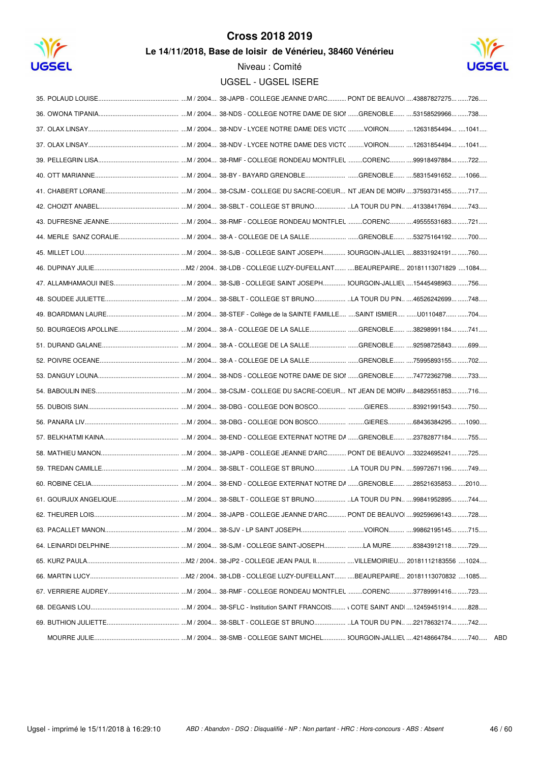# Cross 2018 2019

### Le 14/11/2018, Base de loisir de Vénérieu, 38460 Vénérieu

Niveau : Comité

UGSEL - UGSEL ISERE

| Rang | Nom | Cat. | Établissement | Ville | Licence | Dossard | |
|---|---|---|---|---|---|---|---|
| 35. | POLAUD LOUISE | M / 2004 | 38-JAPB - COLLEGE JEANNE D'ARC | PONT DE BEAUVOI | 43887827275 | 726 | |
| 36. | OWONA TIPANIA | M / 2004 | 38-NDS - COLLEGE NOTRE DAME DE SIOI | GRENOBLE | 53158529966 | 738 | |
| 37. | OLAX LINSAY | M / 2004 | 38-NDV - LYCEE NOTRE DAME DES VICTC | VOIRON | 12631854494 | 1041 | |
| 37. | OLAX LINSAY | M / 2004 | 38-NDV - LYCEE NOTRE DAME DES VICTC | VOIRON | 12631854494 | 1041 | |
| 39. | PELLEGRIN LISA | M / 2004 | 38-RMF - COLLEGE RONDEAU MONTFLEL | CORENC | 99918497884 | 722 | |
| 40. | OTT MARIANNE | M / 2004 | 38-BY - BAYARD GRENOBLE | GRENOBLE | 58315491652 | 1066 | |
| 41. | CHABERT LORANE | M / 2004 | 38-CSJM - COLLEGE DU SACRE-COEUR | NT JEAN DE MOIR/ | 37593731455 | 717 | |
| 42. | CHOIZIT ANABEL | M / 2004 | 38-SBLT - COLLEGE ST BRUNO | LA TOUR DU PIN | 41338417694 | 743 | |
| 43. | DUFRESNE JEANNE | M / 2004 | 38-RMF - COLLEGE RONDEAU MONTFLEL | CORENC | 49555531683 | 721 | |
| 44. | MERLE SANZ CORALIE | M / 2004 | 38-A - COLLEGE DE LA SALLE | GRENOBLE | 53275164192 | 700 | |
| 45. | MILLET LOU | M / 2004 | 38-SJB - COLLEGE SAINT JOSEPH | 3OURGOIN-JALLIEL | 88331924191 | 760 | |
| 46. | DUPINAY JULIE | M2 / 2004 | 38-LDB - COLLEGE LUZY-DUFEILLANT | BEAUREPAIRE | 20181113071829 | 1084 | |
| 47. | ALLAMHAMAOUI INES | M / 2004 | 38-SJB - COLLEGE SAINT JOSEPH | 3OURGOIN-JALLIEL | 15445498963 | 756 | |
| 48. | SOUDEE JULIETTE | M / 2004 | 38-SBLT - COLLEGE ST BRUNO | LA TOUR DU PIN | 46526242699 | 748 | |
| 49. | BOARDMAN LAURE | M / 2004 | 38-STEF - Collège de la SAINTE FAMILLE | SAINT ISMIER | U0110487 | 704 | |
| 50. | BOURGEOIS APOLLINE | M / 2004 | 38-A - COLLEGE DE LA SALLE | GRENOBLE | 38298991184 | 741 | |
| 51. | DURAND GALANE | M / 2004 | 38-A - COLLEGE DE LA SALLE | GRENOBLE | 92598725843 | 699 | |
| 52. | POIVRE OCEANE | M / 2004 | 38-A - COLLEGE DE LA SALLE | GRENOBLE | 75995893155 | 702 | |
| 53. | DANGUY LOUNA | M / 2004 | 38-NDS - COLLEGE NOTRE DAME DE SIOI | GRENOBLE | 74772362798 | 733 | |
| 54. | BABOULIN INES | M / 2004 | 38-CSJM - COLLEGE DU SACRE-COEUR | NT JEAN DE MOIR/ | 84829551853 | 716 | |
| 55. | DUBOIS SIAN | M / 2004 | 38-DBG - COLLEGE DON BOSCO | GIERES | 83921991543 | 750 | |
| 56. | PANARA LIV | M / 2004 | 38-DBG - COLLEGE DON BOSCO | GIERES | 68436384295 | 1090 | |
| 57. | BELKHATMI KAINA | M / 2004 | 38-END - COLLEGE EXTERNAT NOTRE DA | GRENOBLE | 23782877184 | 755 | |
| 58. | MATHIEU MANON | M / 2004 | 38-JAPB - COLLEGE JEANNE D'ARC | PONT DE BEAUVOI | 33224695241 | 725 | |
| 59. | TREDAN CAMILLE | M / 2004 | 38-SBLT - COLLEGE ST BRUNO | LA TOUR DU PIN | 59972671196 | 749 | |
| 60. | ROBINE CELIA | M / 2004 | 38-END - COLLEGE EXTERNAT NOTRE DA | GRENOBLE | 28521635853 | 2010 | |
| 61. | GOURJUX ANGELIQUE | M / 2004 | 38-SBLT - COLLEGE ST BRUNO | LA TOUR DU PIN | 99841952895 | 744 | |
| 62. | THEURER LOIS | M / 2004 | 38-JAPB - COLLEGE JEANNE D'ARC | PONT DE BEAUVOI | 99259696143 | 728 | |
| 63. | PACALLET MANON | M / 2004 | 38-SJV - LP SAINT JOSEPH | VOIRON | 99862195145 | 715 | |
| 64. | LEINARDI DELPHINE | M / 2004 | 38-SJM - COLLEGE SAINT-JOSEPH | LA MURE | 83843912118 | 729 | |
| 65. | KURZ PAULA | M2 / 2004 | 38-JP2 - COLLEGE JEAN PAUL II | VILLEMOIRIEU | 20181112183556 | 1024 | |
| 66. | MARTIN LUCY | M2 / 2004 | 38-LDB - COLLEGE LUZY-DUFEILLANT | BEAUREPAIRE | 20181113070832 | 1085 | |
| 67. | VERRIERE AUDREY | M / 2004 | 38-RMF - COLLEGE RONDEAU MONTFLEL | CORENC | 37789991416 | 723 | |
| 68. | DEGANIS LOU | M / 2004 | 38-SFLC - Institution SAINT FRANCOIS | COTE SAINT ANDI | 12459451914 | 828 | |
| 69. | BUTHION JULIETTE | M / 2004 | 38-SBLT - COLLEGE ST BRUNO | LA TOUR DU PIN | 22178632174 | 742 | |
| | MOURRE JULIE | M / 2004 | 38-SMB - COLLEGE SAINT MICHEL | 3OURGOIN-JALLIEL | 42148664784 | 740 | ABD |

Ugsel - imprimé le 15/11/2018 à 16:29:10

*ABD : Abandon - DSQ : Disqualifié - NP : Non partant - HRC : Hors-concours - ABS : Absent*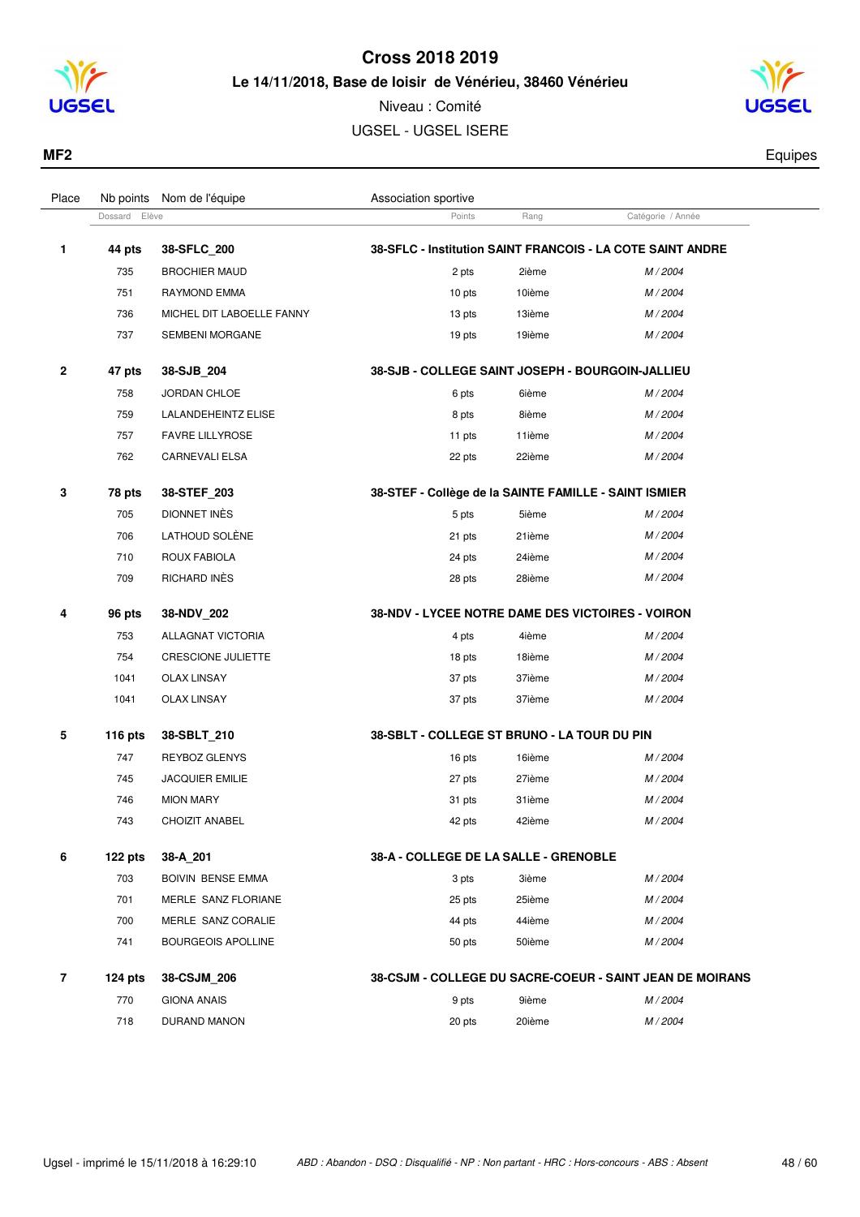# Cross 2018 2019

**Le 14/11/2018, Base de loisir de Vénérieu, 38460 Vénérieu**

Niveau : Comité

UGSEL - UGSEL ISERE

**MF2** — Equipes

| Place | Nb points / Dossard | Nom de l'équipe / Elève | Association sportive / Points | Rang | Catégorie / Année |
|---|---|---|---|---|---|
| **1** | **44 pts** | **38-SFLC_200** | **38-SFLC - Institution SAINT FRANCOIS - LA COTE SAINT ANDRE** | | |
| | 735 | BROCHIER MAUD | 2 pts | 2ième | *M / 2004* |
| | 751 | RAYMOND EMMA | 10 pts | 10ième | *M / 2004* |
| | 736 | MICHEL DIT LABOELLE FANNY | 13 pts | 13ième | *M / 2004* |
| | 737 | SEMBENI MORGANE | 19 pts | 19ième | *M / 2004* |
| **2** | **47 pts** | **38-SJB_204** | **38-SJB - COLLEGE SAINT JOSEPH - BOURGOIN-JALLIEU** | | |
| | 758 | JORDAN CHLOE | 6 pts | 6ième | *M / 2004* |
| | 759 | LALANDEHEINTZ ELISE | 8 pts | 8ième | *M / 2004* |
| | 757 | FAVRE LILLYROSE | 11 pts | 11ième | *M / 2004* |
| | 762 | CARNEVALI ELSA | 22 pts | 22ième | *M / 2004* |
| **3** | **78 pts** | **38-STEF_203** | **38-STEF - Collège de la SAINTE FAMILLE - SAINT ISMIER** | | |
| | 705 | DIONNET INÈS | 5 pts | 5ième | *M / 2004* |
| | 706 | LATHOUD SOLÈNE | 21 pts | 21ième | *M / 2004* |
| | 710 | ROUX FABIOLA | 24 pts | 24ième | *M / 2004* |
| | 709 | RICHARD INÈS | 28 pts | 28ième | *M / 2004* |
| **4** | **96 pts** | **38-NDV_202** | **38-NDV - LYCEE NOTRE DAME DES VICTOIRES - VOIRON** | | |
| | 753 | ALLAGNAT VICTORIA | 4 pts | 4ième | *M / 2004* |
| | 754 | CRESCIONE JULIETTE | 18 pts | 18ième | *M / 2004* |
| | 1041 | OLAX LINSAY | 37 pts | 37ième | *M / 2004* |
| | 1041 | OLAX LINSAY | 37 pts | 37ième | *M / 2004* |
| **5** | **116 pts** | **38-SBLT_210** | **38-SBLT - COLLEGE ST BRUNO - LA TOUR DU PIN** | | |
| | 747 | REYBOZ GLENYS | 16 pts | 16ième | *M / 2004* |
| | 745 | JACQUIER EMILIE | 27 pts | 27ième | *M / 2004* |
| | 746 | MION MARY | 31 pts | 31ième | *M / 2004* |
| | 743 | CHOIZIT ANABEL | 42 pts | 42ième | *M / 2004* |
| **6** | **122 pts** | **38-A_201** | **38-A - COLLEGE DE LA SALLE - GRENOBLE** | | |
| | 703 | BOIVIN BENSE EMMA | 3 pts | 3ième | *M / 2004* |
| | 701 | MERLE SANZ FLORIANE | 25 pts | 25ième | *M / 2004* |
| | 700 | MERLE SANZ CORALIE | 44 pts | 44ième | *M / 2004* |
| | 741 | BOURGEOIS APOLLINE | 50 pts | 50ième | *M / 2004* |
| **7** | **124 pts** | **38-CSJM_206** | **38-CSJM - COLLEGE DU SACRE-COEUR - SAINT JEAN DE MOIRANS** | | |
| | 770 | GIONA ANAIS | 9 pts | 9ième | *M / 2004* |
| | 718 | DURAND MANON | 20 pts | 20ième | *M / 2004* |

Ugsel - imprimé le 15/11/2018 à 16:29:10 — *ABD : Abandon - DSQ : Disqualifié - NP : Non partant - HRC : Hors-concours - ABS : Absent*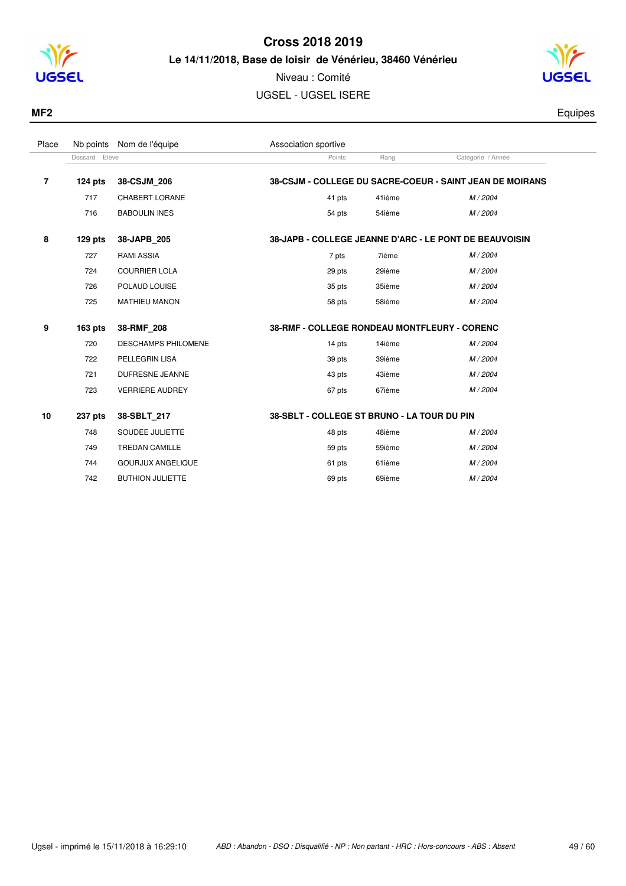# Cross 2018 2019

**Le 14/11/2018, Base de loisir de Vénérieu, 38460 Vénérieu**

Niveau : Comité

UGSEL - UGSEL ISERE

**MF2** — Equipes

| Place | Nb points | Nom de l'équipe | Association sportive | | |
|---|---|---|---|---|---|
| | Dossard | Elève | Points | Rang | Catégorie / Année |
| **7** | **124 pts** | **38-CSJM_206** | **38-CSJM - COLLEGE DU SACRE-COEUR - SAINT JEAN DE MOIRANS** | | |
| | 717 | CHABERT LORANE | 41 pts | 41ième | *M / 2004* |
| | 716 | BABOULIN INES | 54 pts | 54ième | *M / 2004* |
| **8** | **129 pts** | **38-JAPB_205** | **38-JAPB - COLLEGE JEANNE D'ARC - LE PONT DE BEAUVOISIN** | | |
| | 727 | RAMI ASSIA | 7 pts | 7ième | *M / 2004* |
| | 724 | COURRIER LOLA | 29 pts | 29ième | *M / 2004* |
| | 726 | POLAUD LOUISE | 35 pts | 35ième | *M / 2004* |
| | 725 | MATHIEU MANON | 58 pts | 58ième | *M / 2004* |
| **9** | **163 pts** | **38-RMF_208** | **38-RMF - COLLEGE RONDEAU MONTFLEURY - CORENC** | | |
| | 720 | DESCHAMPS PHILOMENE | 14 pts | 14ième | *M / 2004* |
| | 722 | PELLEGRIN LISA | 39 pts | 39ième | *M / 2004* |
| | 721 | DUFRESNE JEANNE | 43 pts | 43ième | *M / 2004* |
| | 723 | VERRIERE AUDREY | 67 pts | 67ième | *M / 2004* |
| **10** | **237 pts** | **38-SBLT_217** | **38-SBLT - COLLEGE ST BRUNO - LA TOUR DU PIN** | | |
| | 748 | SOUDEE JULIETTE | 48 pts | 48ième | *M / 2004* |
| | 749 | TREDAN CAMILLE | 59 pts | 59ième | *M / 2004* |
| | 744 | GOURJUX ANGELIQUE | 61 pts | 61ième | *M / 2004* |
| | 742 | BUTHION JULIETTE | 69 pts | 69ième | *M / 2004* |

Ugsel - imprimé le 15/11/2018 à 16:29:10

*ABD : Abandon - DSQ : Disqualifié - NP : Non partant - HRC : Hors-concours - ABS : Absent*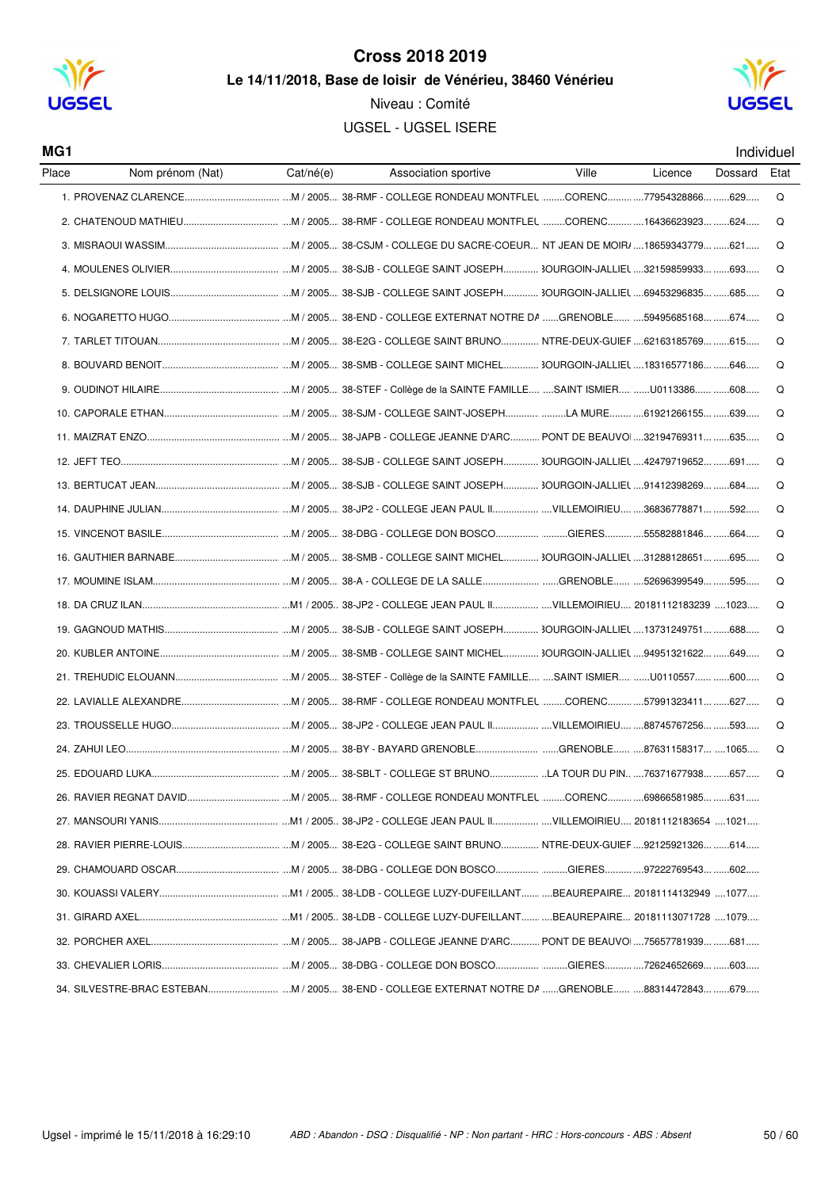# Cross 2018 2019

**Le 14/11/2018, Base de loisir de Vénérieu, 38460 Vénérieu**

Niveau : Comité

UGSEL - UGSEL ISERE

**MG1** — Individuel

| Place | Nom prénom (Nat) | Cat/né(e) | Association sportive | Ville | Licence | Dossard | Etat |
|---|---|---|---|---|---|---|---|
| 1. | PROVENAZ CLARENCE | M / 2005 | 38-RMF - COLLEGE RONDEAU MONTFLEL | CORENC | 77954328866 | 629 | Q |
| 2. | CHATENOUD MATHIEU | M / 2005 | 38-RMF - COLLEGE RONDEAU MONTFLEL | CORENC | 16436623923 | 624 | Q |
| 3. | MISRAOUI WASSIM | M / 2005 | 38-CSJM - COLLEGE DU SACRE-COEUR | NT JEAN DE MOIR | 18659343779 | 621 | Q |
| 4. | MOULENES OLIVIER | M / 2005 | 38-SJB - COLLEGE SAINT JOSEPH | 3OURGOIN-JALLIEL | 32159859933 | 693 | Q |
| 5. | DELSIGNORE LOUIS | M / 2005 | 38-SJB - COLLEGE SAINT JOSEPH | 3OURGOIN-JALLIEL | 69453296835 | 685 | Q |
| 6. | NOGARETTO HUGO | M / 2005 | 38-END - COLLEGE EXTERNAT NOTRE DA | GRENOBLE | 59495685168 | 674 | Q |
| 7. | TARLET TITOUAN | M / 2005 | 38-E2G - COLLEGE SAINT BRUNO | NTRE-DEUX-GUIEF | 62163185769 | 615 | Q |
| 8. | BOUVARD BENOIT | M / 2005 | 38-SMB - COLLEGE SAINT MICHEL | 3OURGOIN-JALLIEL | 18316577186 | 646 | Q |
| 9. | OUDINOT HILAIRE | M / 2005 | 38-STEF - Collège de la SAINTE FAMILLE | SAINT ISMIER | U0113386 | 608 | Q |
| 10. | CAPORALE ETHAN | M / 2005 | 38-SJM - COLLEGE SAINT-JOSEPH | LA MURE | 61921266155 | 639 | Q |
| 11. | MAIZRAT ENZO | M / 2005 | 38-JAPB - COLLEGE JEANNE D'ARC | PONT DE BEAUVOI | 32194769311 | 635 | Q |
| 12. | JEFT TEO | M / 2005 | 38-SJB - COLLEGE SAINT JOSEPH | 3OURGOIN-JALLIEL | 42479719652 | 691 | Q |
| 13. | BERTUCAT JEAN | M / 2005 | 38-SJB - COLLEGE SAINT JOSEPH | 3OURGOIN-JALLIEL | 91412398269 | 684 | Q |
| 14. | DAUPHINE JULIAN | M / 2005 | 38-JP2 - COLLEGE JEAN PAUL II | VILLEMOIRIEU | 36836778871 | 592 | Q |
| 15. | VINCENOT BASILE | M / 2005 | 38-DBG - COLLEGE DON BOSCO | GIERES | 55582881846 | 664 | Q |
| 16. | GAUTHIER BARNABE | M / 2005 | 38-SMB - COLLEGE SAINT MICHEL | 3OURGOIN-JALLIEL | 31288128651 | 695 | Q |
| 17. | MOUMINE ISLAM | M / 2005 | 38-A - COLLEGE DE LA SALLE | GRENOBLE | 52696399549 | 595 | Q |
| 18. | DA CRUZ ILAN | M1 / 2005 | 38-JP2 - COLLEGE JEAN PAUL II | VILLEMOIRIEU | 20181112183239 | 1023 | Q |
| 19. | GAGNOUD MATHIS | M / 2005 | 38-SJB - COLLEGE SAINT JOSEPH | 3OURGOIN-JALLIEL | 13731249751 | 688 | Q |
| 20. | KUBLER ANTOINE | M / 2005 | 38-SMB - COLLEGE SAINT MICHEL | 3OURGOIN-JALLIEL | 94951321622 | 649 | Q |
| 21. | TREHUDIC ELOUANN | M / 2005 | 38-STEF - Collège de la SAINTE FAMILLE | SAINT ISMIER | U0110557 | 600 | Q |
| 22. | LAVIALLE ALEXANDRE | M / 2005 | 38-RMF - COLLEGE RONDEAU MONTFLEL | CORENC | 57991323411 | 627 | Q |
| 23. | TROUSSELLE HUGO | M / 2005 | 38-JP2 - COLLEGE JEAN PAUL II | VILLEMOIRIEU | 88745767256 | 593 | Q |
| 24. | ZAHUI LEO | M / 2005 | 38-BY - BAYARD GRENOBLE | GRENOBLE | 87631158317 | 1065 | Q |
| 25. | EDOUARD LUKA | M / 2005 | 38-SBLT - COLLEGE ST BRUNO | LA TOUR DU PIN | 76371677938 | 657 | Q |
| 26. | RAVIER REGNAT DAVID | M / 2005 | 38-RMF - COLLEGE RONDEAU MONTFLEL | CORENC | 69866581985 | 631 | |
| 27. | MANSOURI YANIS | M1 / 2005 | 38-JP2 - COLLEGE JEAN PAUL II | VILLEMOIRIEU | 20181112183654 | 1021 | |
| 28. | RAVIER PIERRE-LOUIS | M / 2005 | 38-E2G - COLLEGE SAINT BRUNO | NTRE-DEUX-GUIEF | 92125921326 | 614 | |
| 29. | CHAMOUARD OSCAR | M / 2005 | 38-DBG - COLLEGE DON BOSCO | GIERES | 97222769543 | 602 | |
| 30. | KOUASSI VALERY | M1 / 2005 | 38-LDB - COLLEGE LUZY-DUFEILLANT | BEAUREPAIRE | 20181114132949 | 1077 | |
| 31. | GIRARD AXEL | M1 / 2005 | 38-LDB - COLLEGE LUZY-DUFEILLANT | BEAUREPAIRE | 20181113071728 | 1079 | |
| 32. | PORCHER AXEL | M / 2005 | 38-JAPB - COLLEGE JEANNE D'ARC | PONT DE BEAUVOI | 75657781939 | 681 | |
| 33. | CHEVALIER LORIS | M / 2005 | 38-DBG - COLLEGE DON BOSCO | GIERES | 72624652669 | 603 | |
| 34. | SILVESTRE-BRAC ESTEBAN | M / 2005 | 38-END - COLLEGE EXTERNAT NOTRE DA | GRENOBLE | 88314472843 | 679 | |

Ugsel - imprimé le 15/11/2018 à 16:29:10

*ABD : Abandon - DSQ : Disqualifié - NP : Non partant - HRC : Hors-concours - ABS : Absent*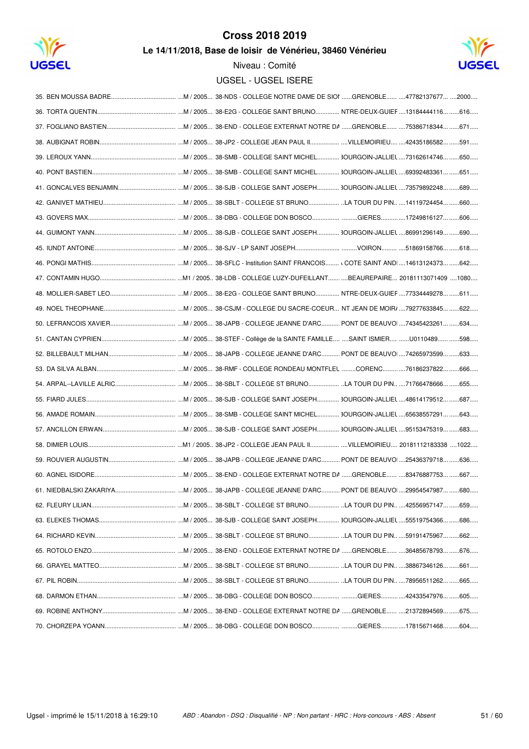# Cross 2018 2019

### Le 14/11/2018, Base de loisir de Vénérieu, 38460 Vénérieu

Niveau : Comité

UGSEL - UGSEL ISERE

| Rang | Nom | Cat. | Établissement | Ville | Licence | Dossard |
|---|---|---|---|---|---|---|
| 35. | BEN MOUSSA BADRE | M / 2005 | 38-NDS - COLLEGE NOTRE DAME DE SIOI | GRENOBLE | 47782137677 | 2000 |
| 36. | TORTA QUENTIN | M / 2005 | 38-E2G - COLLEGE SAINT BRUNO | NTRE-DEUX-GUIEF | 13184444116 | 616 |
| 37. | FOGLIANO BASTIEN | M / 2005 | 38-END - COLLEGE EXTERNAT NOTRE DA | GRENOBLE | 75386718344 | 671 |
| 38. | AUBIGNAT ROBIN | M / 2005 | 38-JP2 - COLLEGE JEAN PAUL II | VILLEMOIRIEU | 42435186582 | 591 |
| 39. | LEROUX YANN | M / 2005 | 38-SMB - COLLEGE SAINT MICHEL | 3OURGOIN-JALLIEL | 73162614746 | 650 |
| 40. | PONT BASTIEN | M / 2005 | 38-SMB - COLLEGE SAINT MICHEL | 3OURGOIN-JALLIEL | 69392483361 | 651 |
| 41. | GONCALVES BENJAMIN | M / 2005 | 38-SJB - COLLEGE SAINT JOSEPH | 3OURGOIN-JALLIEL | 73579892248 | 689 |
| 42. | GANIVET MATHIEU | M / 2005 | 38-SBLT - COLLEGE ST BRUNO | LA TOUR DU PIN | 14119724454 | 660 |
| 43. | GOVERS MAX | M / 2005 | 38-DBG - COLLEGE DON BOSCO | GIERES | 17249816127 | 606 |
| 44. | GUIMONT YANN | M / 2005 | 38-SJB - COLLEGE SAINT JOSEPH | 3OURGOIN-JALLIEL | 86991296149 | 690 |
| 45. | IUNDT ANTOINE | M / 2005 | 38-SJV - LP SAINT JOSEPH | VOIRON | 51869158766 | 618 |
| 46. | PONGI MATHIS | M / 2005 | 38-SFLC - Institution SAINT FRANCOIS | COTE SAINT ANDI | 14613124373 | 642 |
| 47. | CONTAMIN HUGO | M1 / 2005 | 38-LDB - COLLEGE LUZY-DUFEILLANT | BEAUREPAIRE | 20181113071409 | 1080 |
| 48. | MOLLIER-SABET LEO | M / 2005 | 38-E2G - COLLEGE SAINT BRUNO | NTRE-DEUX-GUIEF | 77334449278 | 611 |
| 49. | NOEL THEOPHANE | M / 2005 | 38-CSJM - COLLEGE DU SACRE-COEUR | NT JEAN DE MOIR/ | 79277633845 | 622 |
| 50. | LEFRANCOIS XAVIER | M / 2005 | 38-JAPB - COLLEGE JEANNE D'ARC | PONT DE BEAUVOI | 74345423261 | 634 |
| 51. | CANTAN CYPRIEN | M / 2005 | 38-STEF - Collège de la SAINTE FAMILLE | SAINT ISMIER | U0110489 | 598 |
| 52. | BILLEBAULT MILHAN | M / 2005 | 38-JAPB - COLLEGE JEANNE D'ARC | PONT DE BEAUVOI | 74265973599 | 633 |
| 53. | DA SILVA ALBAN | M / 2005 | 38-RMF - COLLEGE RONDEAU MONTFLEL | CORENC | 76186237822 | 666 |
| 54. | ARPAL--LAVILLE ALRIC | M / 2005 | 38-SBLT - COLLEGE ST BRUNO | LA TOUR DU PIN | 71766478666 | 655 |
| 55. | FIARD JULES | M / 2005 | 38-SJB - COLLEGE SAINT JOSEPH | 3OURGOIN-JALLIEL | 48614179512 | 687 |
| 56. | AMADE ROMAIN | M / 2005 | 38-SMB - COLLEGE SAINT MICHEL | 3OURGOIN-JALLIEL | 65638557291 | 643 |
| 57. | ANCILLON ERWAN | M / 2005 | 38-SJB - COLLEGE SAINT JOSEPH | 3OURGOIN-JALLIEL | 95153475319 | 683 |
| 58. | DIMIER LOUIS | M1 / 2005 | 38-JP2 - COLLEGE JEAN PAUL II | VILLEMOIRIEU | 20181112183338 | 1022 |
| 59. | ROUVIER AUGUSTIN | M / 2005 | 38-JAPB - COLLEGE JEANNE D'ARC | PONT DE BEAUVOI | 25436379718 | 636 |
| 60. | AGNEL ISIDORE | M / 2005 | 38-END - COLLEGE EXTERNAT NOTRE DA | GRENOBLE | 83476887753 | 667 |
| 61. | NIEDBALSKI ZAKARIYA | M / 2005 | 38-JAPB - COLLEGE JEANNE D'ARC | PONT DE BEAUVOI | 29954547987 | 680 |
| 62. | FLEURY LILIAN | M / 2005 | 38-SBLT - COLLEGE ST BRUNO | LA TOUR DU PIN | 42556957147 | 659 |
| 63. | ELEKES THOMAS | M / 2005 | 38-SJB - COLLEGE SAINT JOSEPH | 3OURGOIN-JALLIEL | 55519754366 | 686 |
| 64. | RICHARD KEVIN | M / 2005 | 38-SBLT - COLLEGE ST BRUNO | LA TOUR DU PIN | 59191475967 | 662 |
| 65. | ROTOLO ENZO | M / 2005 | 38-END - COLLEGE EXTERNAT NOTRE DA | GRENOBLE | 36485678793 | 676 |
| 66. | GRAYEL MATTEO | M / 2005 | 38-SBLT - COLLEGE ST BRUNO | LA TOUR DU PIN | 38867346126 | 661 |
| 67. | PIL ROBIN | M / 2005 | 38-SBLT - COLLEGE ST BRUNO | LA TOUR DU PIN | 78956511262 | 665 |
| 68. | DARMON ETHAN | M / 2005 | 38-DBG - COLLEGE DON BOSCO | GIERES | 42433547976 | 605 |
| 69. | ROBINE ANTHONY | M / 2005 | 38-END - COLLEGE EXTERNAT NOTRE DA | GRENOBLE | 21372894569 | 675 |
| 70. | CHORZEPA YOANN | M / 2005 | 38-DBG - COLLEGE DON BOSCO | GIERES | 17815671468 | 604 |

Ugsel - imprimé le 15/11/2018 à 16:29:10

*ABD : Abandon - DSQ : Disqualifié - NP : Non partant - HRC : Hors-concours - ABS : Absent*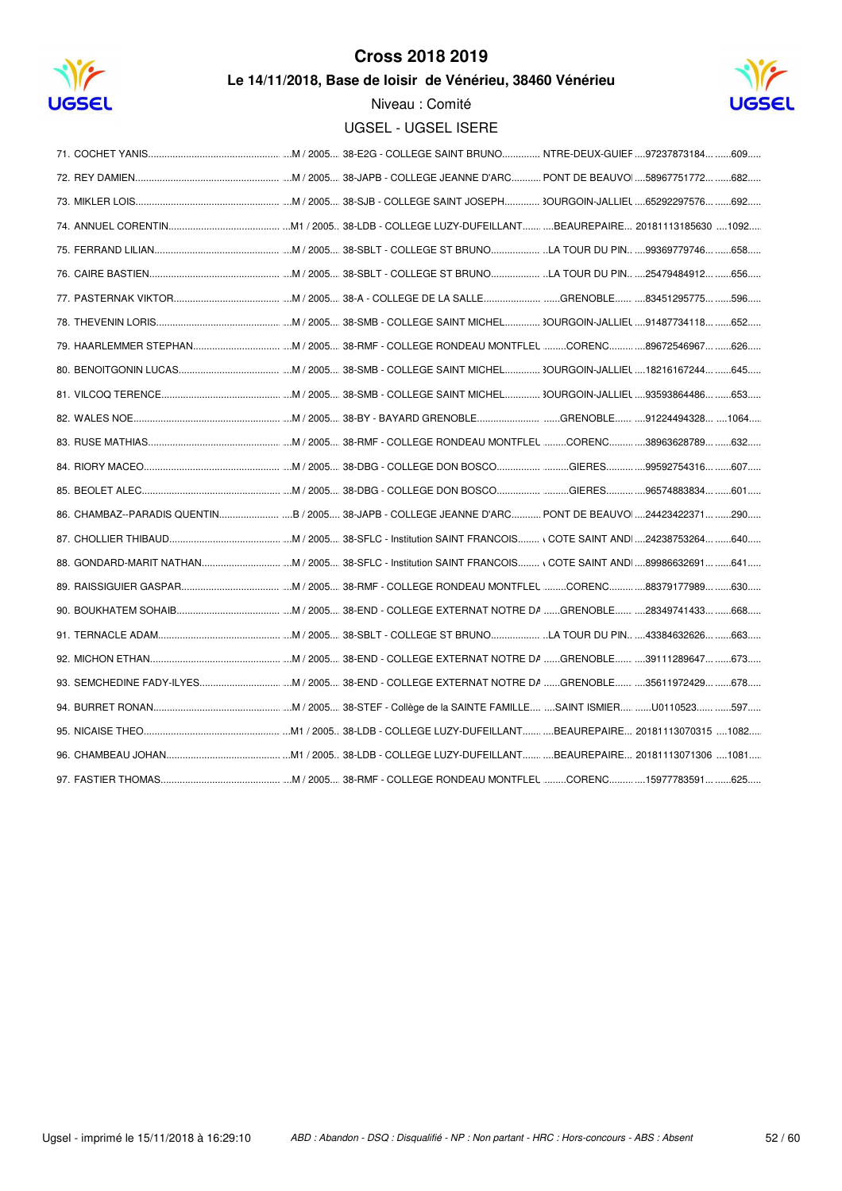# Cross 2018 2019

**Le 14/11/2018, Base de loisir de Vénérieu, 38460 Vénérieu**

Niveau : Comité

UGSEL - UGSEL ISERE

| Rang | Nom | Cat. / Année | Établissement | Ville | Licence | Dossard |
|---|---|---|---|---|---|---|
| 71. | COCHET YANIS | M / 2005 | 38-E2G - COLLEGE SAINT BRUNO | NTRE-DEUX-GUIEF | 97237873184 | 609 |
| 72. | REY DAMIEN | M / 2005 | 38-JAPB - COLLEGE JEANNE D'ARC | PONT DE BEAUVO | 58967751772 | 682 |
| 73. | MIKLER LOIS | M / 2005 | 38-SJB - COLLEGE SAINT JOSEPH | 3OURGOIN-JALLIEL | 65292297576 | 692 |
| 74. | ANNUEL CORENTIN | M1 / 2005 | 38-LDB - COLLEGE LUZY-DUFEILLANT | BEAUREPAIRE | 20181113185630 | 1092 |
| 75. | FERRAND LILIAN | M / 2005 | 38-SBLT - COLLEGE ST BRUNO | LA TOUR DU PIN | 99369779746 | 658 |
| 76. | CAIRE BASTIEN | M / 2005 | 38-SBLT - COLLEGE ST BRUNO | LA TOUR DU PIN | 25479484912 | 656 |
| 77. | PASTERNAK VIKTOR | M / 2005 | 38-A - COLLEGE DE LA SALLE | GRENOBLE | 83451295775 | 596 |
| 78. | THEVENIN LORIS | M / 2005 | 38-SMB - COLLEGE SAINT MICHEL | 3OURGOIN-JALLIEL | 91487734118 | 652 |
| 79. | HAARLEMMER STEPHAN | M / 2005 | 38-RMF - COLLEGE RONDEAU MONTFLEL | CORENC | 89672546967 | 626 |
| 80. | BENOITGONIN LUCAS | M / 2005 | 38-SMB - COLLEGE SAINT MICHEL | 3OURGOIN-JALLIEL | 18216167244 | 645 |
| 81. | VILCOQ TERENCE | M / 2005 | 38-SMB - COLLEGE SAINT MICHEL | 3OURGOIN-JALLIEL | 93593864486 | 653 |
| 82. | WALES NOE | M / 2005 | 38-BY - BAYARD GRENOBLE | GRENOBLE | 91224494328 | 1064 |
| 83. | RUSE MATHIAS | M / 2005 | 38-RMF - COLLEGE RONDEAU MONTFLEL | CORENC | 38963628789 | 632 |
| 84. | RIORY MACEO | M / 2005 | 38-DBG - COLLEGE DON BOSCO | GIERES | 99592754316 | 607 |
| 85. | BEOLET ALEC | M / 2005 | 38-DBG - COLLEGE DON BOSCO | GIERES | 96574883834 | 601 |
| 86. | CHAMBAZ--PARADIS QUENTIN | B / 2005 | 38-JAPB - COLLEGE JEANNE D'ARC | PONT DE BEAUVO | 24423422371 | 290 |
| 87. | CHOLLIER THIBAUD | M / 2005 | 38-SFLC - Institution SAINT FRANCOIS | COTE SAINT ANDI | 24238753264 | 640 |
| 88. | GONDARD-MARIT NATHAN | M / 2005 | 38-SFLC - Institution SAINT FRANCOIS | COTE SAINT ANDI | 89986632691 | 641 |
| 89. | RAISSIGUIER GASPAR | M / 2005 | 38-RMF - COLLEGE RONDEAU MONTFLEL | CORENC | 88379177989 | 630 |
| 90. | BOUKHATEM SOHAIB | M / 2005 | 38-END - COLLEGE EXTERNAT NOTRE DA | GRENOBLE | 28349741433 | 668 |
| 91. | TERNACLE ADAM | M / 2005 | 38-SBLT - COLLEGE ST BRUNO | LA TOUR DU PIN | 43384632626 | 663 |
| 92. | MICHON ETHAN | M / 2005 | 38-END - COLLEGE EXTERNAT NOTRE DA | GRENOBLE | 39111289647 | 673 |
| 93. | SEMCHEDINE FADY-ILYES | M / 2005 | 38-END - COLLEGE EXTERNAT NOTRE DA | GRENOBLE | 35611972429 | 678 |
| 94. | BURRET RONAN | M / 2005 | 38-STEF - Collège de la SAINTE FAMILLE | SAINT ISMIER | U0110523 | 597 |
| 95. | NICAISE THEO | M1 / 2005 | 38-LDB - COLLEGE LUZY-DUFEILLANT | BEAUREPAIRE | 20181113070315 | 1082 |
| 96. | CHAMBEAU JOHAN | M1 / 2005 | 38-LDB - COLLEGE LUZY-DUFEILLANT | BEAUREPAIRE | 20181113071306 | 1081 |
| 97. | FASTIER THOMAS | M / 2005 | 38-RMF - COLLEGE RONDEAU MONTFLEL | CORENC | 15977783591 | 625 |

Ugsel - imprimé le 15/11/2018 à 16:29:10

*ABD : Abandon - DSQ : Disqualifié - NP : Non partant - HRC : Hors-concours - ABS : Absent*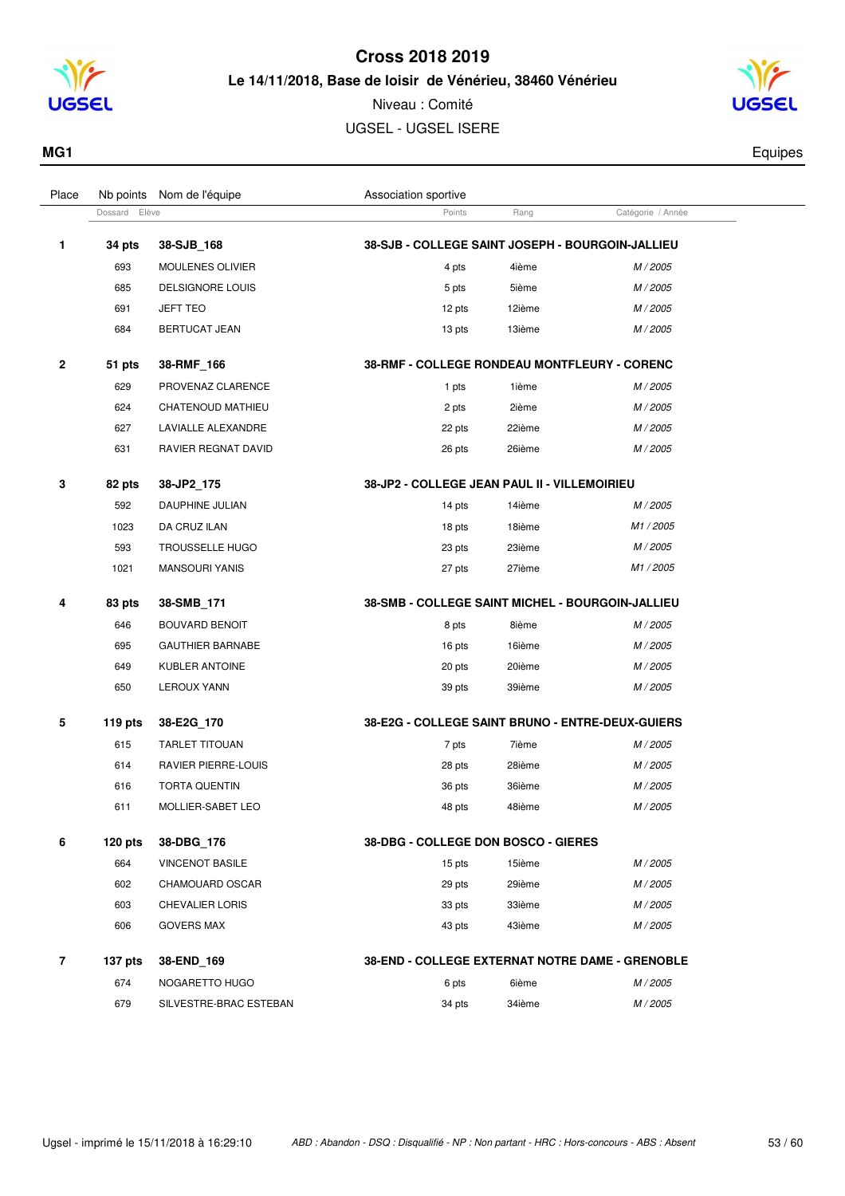# Cross 2018 2019

**Le 14/11/2018, Base de loisir de Vénérieu, 38460 Vénérieu**

Niveau : Comité

UGSEL - UGSEL ISERE

**MG1** Equipes

| Place | Nb points / Dossard | Nom de l'équipe / Elève | Association sportive / Points | Rang | Catégorie / Année |
|---|---|---|---|---|---|
| **1** | **34 pts** | **38-SJB_168** | **38-SJB - COLLEGE SAINT JOSEPH - BOURGOIN-JALLIEU** | | |
| | 693 | MOULENES OLIVIER | 4 pts | 4ième | *M / 2005* |
| | 685 | DELSIGNORE LOUIS | 5 pts | 5ième | *M / 2005* |
| | 691 | JEFT TEO | 12 pts | 12ième | *M / 2005* |
| | 684 | BERTUCAT JEAN | 13 pts | 13ième | *M / 2005* |
| **2** | **51 pts** | **38-RMF_166** | **38-RMF - COLLEGE RONDEAU MONTFLEURY - CORENC** | | |
| | 629 | PROVENAZ CLARENCE | 1 pts | 1ième | *M / 2005* |
| | 624 | CHATENOUD MATHIEU | 2 pts | 2ième | *M / 2005* |
| | 627 | LAVIALLE ALEXANDRE | 22 pts | 22ième | *M / 2005* |
| | 631 | RAVIER REGNAT DAVID | 26 pts | 26ième | *M / 2005* |
| **3** | **82 pts** | **38-JP2_175** | **38-JP2 - COLLEGE JEAN PAUL II - VILLEMOIRIEU** | | |
| | 592 | DAUPHINE JULIAN | 14 pts | 14ième | *M / 2005* |
| | 1023 | DA CRUZ ILAN | 18 pts | 18ième | *M1 / 2005* |
| | 593 | TROUSSELLE HUGO | 23 pts | 23ième | *M / 2005* |
| | 1021 | MANSOURI YANIS | 27 pts | 27ième | *M1 / 2005* |
| **4** | **83 pts** | **38-SMB_171** | **38-SMB - COLLEGE SAINT MICHEL - BOURGOIN-JALLIEU** | | |
| | 646 | BOUVARD BENOIT | 8 pts | 8ième | *M / 2005* |
| | 695 | GAUTHIER BARNABE | 16 pts | 16ième | *M / 2005* |
| | 649 | KUBLER ANTOINE | 20 pts | 20ième | *M / 2005* |
| | 650 | LEROUX YANN | 39 pts | 39ième | *M / 2005* |
| **5** | **119 pts** | **38-E2G_170** | **38-E2G - COLLEGE SAINT BRUNO - ENTRE-DEUX-GUIERS** | | |
| | 615 | TARLET TITOUAN | 7 pts | 7ième | *M / 2005* |
| | 614 | RAVIER PIERRE-LOUIS | 28 pts | 28ième | *M / 2005* |
| | 616 | TORTA QUENTIN | 36 pts | 36ième | *M / 2005* |
| | 611 | MOLLIER-SABET LEO | 48 pts | 48ième | *M / 2005* |
| **6** | **120 pts** | **38-DBG_176** | **38-DBG - COLLEGE DON BOSCO - GIERES** | | |
| | 664 | VINCENOT BASILE | 15 pts | 15ième | *M / 2005* |
| | 602 | CHAMOUARD OSCAR | 29 pts | 29ième | *M / 2005* |
| | 603 | CHEVALIER LORIS | 33 pts | 33ième | *M / 2005* |
| | 606 | GOVERS MAX | 43 pts | 43ième | *M / 2005* |
| **7** | **137 pts** | **38-END_169** | **38-END - COLLEGE EXTERNAT NOTRE DAME - GRENOBLE** | | |
| | 674 | NOGARETTO HUGO | 6 pts | 6ième | *M / 2005* |
| | 679 | SILVESTRE-BRAC ESTEBAN | 34 pts | 34ième | *M / 2005* |

Ugsel - imprimé le 15/11/2018 à 16:29:10 — *ABD : Abandon - DSQ : Disqualifié - NP : Non partant - HRC : Hors-concours - ABS : Absent*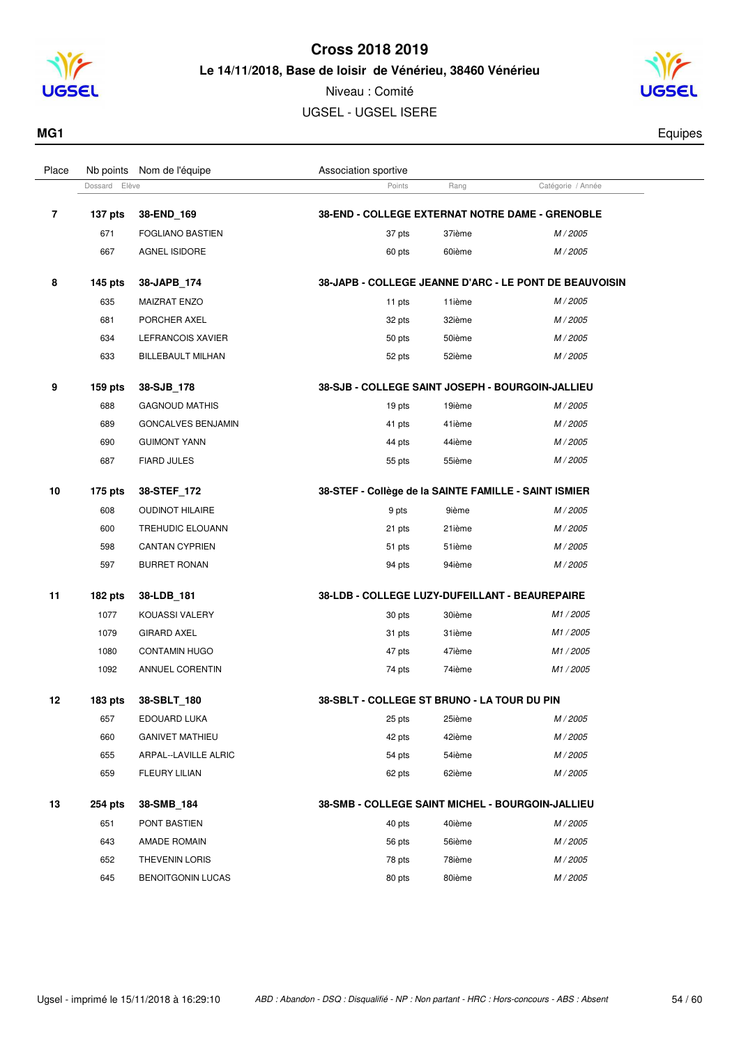# Cross 2018 2019

**Le 14/11/2018, Base de loisir de Vénérieu, 38460 Vénérieu**

Niveau : Comité

UGSEL - UGSEL ISERE

**MG1** Equipes

| Place | Nb points / Dossard | Nom de l'équipe / Elève | Association sportive / Points | Rang | Catégorie / Année |
|---|---|---|---|---|---|
| **7** | **137 pts** | **38-END_169** | **38-END - COLLEGE EXTERNAT NOTRE DAME - GRENOBLE** | | |
| | 671 | FOGLIANO BASTIEN | 37 pts | 37ième | *M / 2005* |
| | 667 | AGNEL ISIDORE | 60 pts | 60ième | *M / 2005* |
| **8** | **145 pts** | **38-JAPB_174** | **38-JAPB - COLLEGE JEANNE D'ARC - LE PONT DE BEAUVOISIN** | | |
| | 635 | MAIZRAT ENZO | 11 pts | 11ième | *M / 2005* |
| | 681 | PORCHER AXEL | 32 pts | 32ième | *M / 2005* |
| | 634 | LEFRANCOIS XAVIER | 50 pts | 50ième | *M / 2005* |
| | 633 | BILLEBAULT MILHAN | 52 pts | 52ième | *M / 2005* |
| **9** | **159 pts** | **38-SJB_178** | **38-SJB - COLLEGE SAINT JOSEPH - BOURGOIN-JALLIEU** | | |
| | 688 | GAGNOUD MATHIS | 19 pts | 19ième | *M / 2005* |
| | 689 | GONCALVES BENJAMIN | 41 pts | 41ième | *M / 2005* |
| | 690 | GUIMONT YANN | 44 pts | 44ième | *M / 2005* |
| | 687 | FIARD JULES | 55 pts | 55ième | *M / 2005* |
| **10** | **175 pts** | **38-STEF_172** | **38-STEF - Collège de la SAINTE FAMILLE - SAINT ISMIER** | | |
| | 608 | OUDINOT HILAIRE | 9 pts | 9ième | *M / 2005* |
| | 600 | TREHUDIC ELOUANN | 21 pts | 21ième | *M / 2005* |
| | 598 | CANTAN CYPRIEN | 51 pts | 51ième | *M / 2005* |
| | 597 | BURRET RONAN | 94 pts | 94ième | *M / 2005* |
| **11** | **182 pts** | **38-LDB_181** | **38-LDB - COLLEGE LUZY-DUFEILLANT - BEAUREPAIRE** | | |
| | 1077 | KOUASSI VALERY | 30 pts | 30ième | *M1 / 2005* |
| | 1079 | GIRARD AXEL | 31 pts | 31ième | *M1 / 2005* |
| | 1080 | CONTAMIN HUGO | 47 pts | 47ième | *M1 / 2005* |
| | 1092 | ANNUEL CORENTIN | 74 pts | 74ième | *M1 / 2005* |
| **12** | **183 pts** | **38-SBLT_180** | **38-SBLT - COLLEGE ST BRUNO - LA TOUR DU PIN** | | |
| | 657 | EDOUARD LUKA | 25 pts | 25ième | *M / 2005* |
| | 660 | GANIVET MATHIEU | 42 pts | 42ième | *M / 2005* |
| | 655 | ARPAL--LAVILLE ALRIC | 54 pts | 54ième | *M / 2005* |
| | 659 | FLEURY LILIAN | 62 pts | 62ième | *M / 2005* |
| **13** | **254 pts** | **38-SMB_184** | **38-SMB - COLLEGE SAINT MICHEL - BOURGOIN-JALLIEU** | | |
| | 651 | PONT BASTIEN | 40 pts | 40ième | *M / 2005* |
| | 643 | AMADE ROMAIN | 56 pts | 56ième | *M / 2005* |
| | 652 | THEVENIN LORIS | 78 pts | 78ième | *M / 2005* |
| | 645 | BENOITGONIN LUCAS | 80 pts | 80ième | *M / 2005* |

Ugsel - imprimé le 15/11/2018 à 16:29:10 — *ABD : Abandon - DSQ : Disqualifié - NP : Non partant - HRC : Hors-concours - ABS : Absent*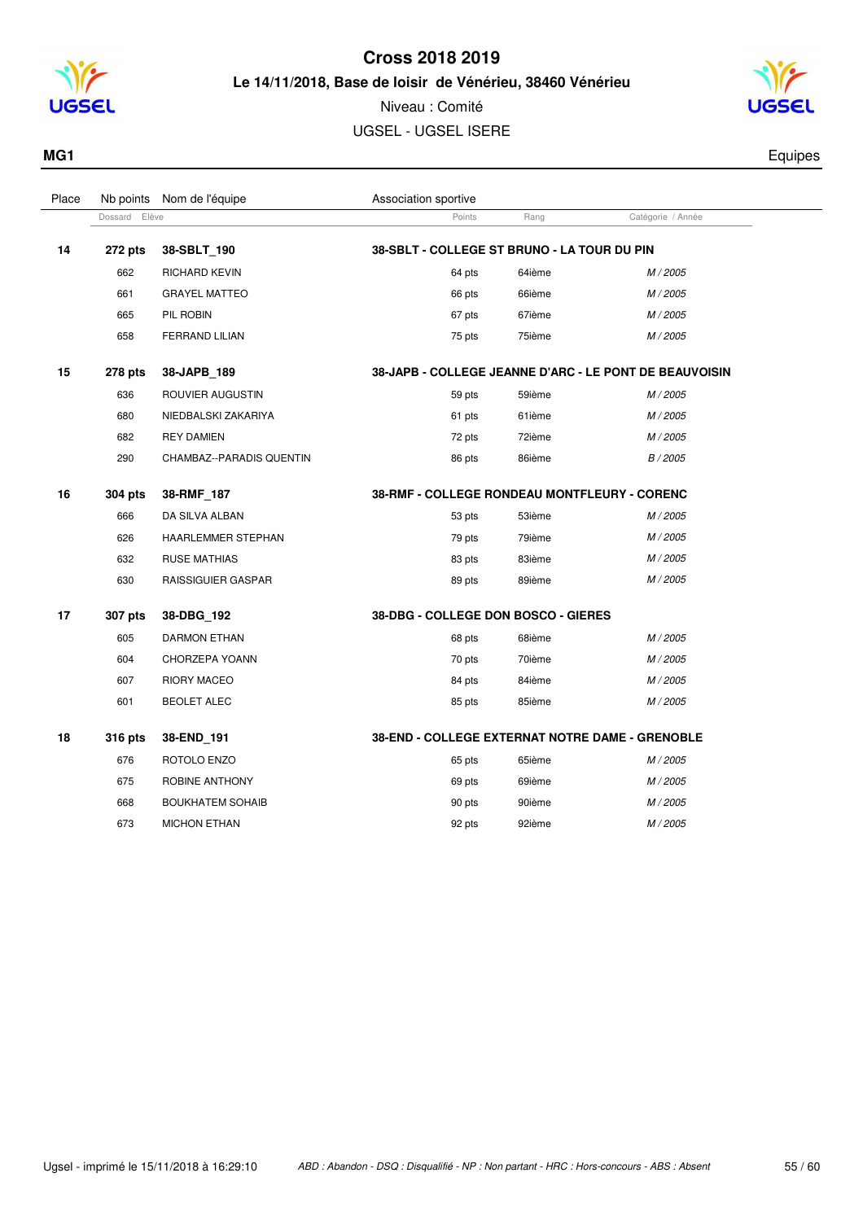# Cross 2018 2019

**Le 14/11/2018, Base de loisir de Vénérieu, 38460 Vénérieu**

Niveau : Comité

UGSEL - UGSEL ISERE

**MG1** — Equipes

| Place | Nb points | Nom de l'équipe | Association sportive | | |
|---|---|---|---|---|---|
| | Dossard | Elève | Points | Rang | Catégorie / Année |
| **14** | **272 pts** | **38-SBLT_190** | **38-SBLT - COLLEGE ST BRUNO - LA TOUR DU PIN** | | |
| | 662 | RICHARD KEVIN | 64 pts | 64ième | *M / 2005* |
| | 661 | GRAYEL MATTEO | 66 pts | 66ième | *M / 2005* |
| | 665 | PIL ROBIN | 67 pts | 67ième | *M / 2005* |
| | 658 | FERRAND LILIAN | 75 pts | 75ième | *M / 2005* |
| **15** | **278 pts** | **38-JAPB_189** | **38-JAPB - COLLEGE JEANNE D'ARC - LE PONT DE BEAUVOISIN** | | |
| | 636 | ROUVIER AUGUSTIN | 59 pts | 59ième | *M / 2005* |
| | 680 | NIEDBALSKI ZAKARIYA | 61 pts | 61ième | *M / 2005* |
| | 682 | REY DAMIEN | 72 pts | 72ième | *M / 2005* |
| | 290 | CHAMBAZ--PARADIS QUENTIN | 86 pts | 86ième | *B / 2005* |
| **16** | **304 pts** | **38-RMF_187** | **38-RMF - COLLEGE RONDEAU MONTFLEURY - CORENC** | | |
| | 666 | DA SILVA ALBAN | 53 pts | 53ième | *M / 2005* |
| | 626 | HAARLEMMER STEPHAN | 79 pts | 79ième | *M / 2005* |
| | 632 | RUSE MATHIAS | 83 pts | 83ième | *M / 2005* |
| | 630 | RAISSIGUIER GASPAR | 89 pts | 89ième | *M / 2005* |
| **17** | **307 pts** | **38-DBG_192** | **38-DBG - COLLEGE DON BOSCO - GIERES** | | |
| | 605 | DARMON ETHAN | 68 pts | 68ième | *M / 2005* |
| | 604 | CHORZEPA YOANN | 70 pts | 70ième | *M / 2005* |
| | 607 | RIORY MACEO | 84 pts | 84ième | *M / 2005* |
| | 601 | BEOLET ALEC | 85 pts | 85ième | *M / 2005* |
| **18** | **316 pts** | **38-END_191** | **38-END - COLLEGE EXTERNAT NOTRE DAME - GRENOBLE** | | |
| | 676 | ROTOLO ENZO | 65 pts | 65ième | *M / 2005* |
| | 675 | ROBINE ANTHONY | 69 pts | 69ième | *M / 2005* |
| | 668 | BOUKHATEM SOHAIB | 90 pts | 90ième | *M / 2005* |
| | 673 | MICHON ETHAN | 92 pts | 92ième | *M / 2005* |

*ABD : Abandon - DSQ : Disqualifié - NP : Non partant - HRC : Hors-concours - ABS : Absent*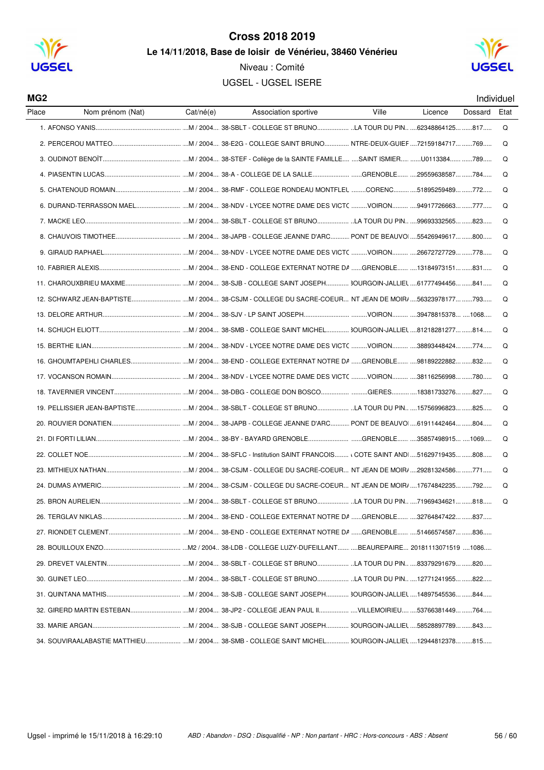# Cross 2018 2019

**Le 14/11/2018, Base de loisir de Vénérieu, 38460 Vénérieu**

Niveau : Comité

UGSEL - UGSEL ISERE

**MG2** Individuel

| Place | Nom prénom (Nat) | Cat/né(e) | Association sportive | Ville | Licence | Dossard | Etat |
|---|---|---|---|---|---|---|---|
| 1. | AFONSO YANIS | M / 2004 | 38-SBLT - COLLEGE ST BRUNO | LA TOUR DU PIN | 62348864125 | 817 | Q |
| 2. | PERCEROU MATTEO | M / 2004 | 38-E2G - COLLEGE SAINT BRUNO | NTRE-DEUX-GUIEF | 72159184717 | 769 | Q |
| 3. | OUDINOT BENOÎT | M / 2004 | 38-STEF - Collège de la SAINTE FAMILLE | SAINT ISMIER | U0113384 | 789 | Q |
| 4. | PIASENTIN LUCAS | M / 2004 | 38-A - COLLEGE DE LA SALLE | GRENOBLE | 29559638587 | 784 | Q |
| 5. | CHATENOUD ROMAIN | M / 2004 | 38-RMF - COLLEGE RONDEAU MONTFLEL | CORENC | 51895259489 | 772 | Q |
| 6. | DURAND-TERRASSON MAEL | M / 2004 | 38-NDV - LYCEE NOTRE DAME DES VICTC | VOIRON | 94917726663 | 777 | Q |
| 7. | MACKE LEO | M / 2004 | 38-SBLT - COLLEGE ST BRUNO | LA TOUR DU PIN | 99693332565 | 823 | Q |
| 8. | CHAUVOIS TIMOTHEE | M / 2004 | 38-JAPB - COLLEGE JEANNE D'ARC | PONT DE BEAUVOI | 55426949617 | 800 | Q |
| 9. | GIRAUD RAPHAEL | M / 2004 | 38-NDV - LYCEE NOTRE DAME DES VICTC | VOIRON | 26672727729 | 778 | Q |
| 10. | FABRIER ALEXIS | M / 2004 | 38-END - COLLEGE EXTERNAT NOTRE DA | GRENOBLE | 13184973151 | 831 | Q |
| 11. | CHAROUXBRIEU MAXIME | M / 2004 | 38-SJB - COLLEGE SAINT JOSEPH | 3OURGOIN-JALLIEU | 61777494456 | 841 | Q |
| 12. | SCHWARZ JEAN-BAPTISTE | M / 2004 | 38-CSJM - COLLEGE DU SACRE-COEUR | NT JEAN DE MOIRA | 56323978177 | 793 | Q |
| 13. | DELORE ARTHUR | M / 2004 | 38-SJV - LP SAINT JOSEPH | VOIRON | 39478815378 | 1068 | Q |
| 14. | SCHUCH ELIOTT | M / 2004 | 38-SMB - COLLEGE SAINT MICHEL | 3OURGOIN-JALLIEU | 81218281277 | 814 | Q |
| 15. | BERTHE ILIAN | M / 2004 | 38-NDV - LYCEE NOTRE DAME DES VICTC | VOIRON | 38893448424 | 774 | Q |
| 16. | GHOUMTAPEHLI CHARLES | M / 2004 | 38-END - COLLEGE EXTERNAT NOTRE DA | GRENOBLE | 98189222882 | 832 | Q |
| 17. | VOCANSON ROMAIN | M / 2004 | 38-NDV - LYCEE NOTRE DAME DES VICTC | VOIRON | 38116256998 | 780 | Q |
| 18. | TAVERNIER VINCENT | M / 2004 | 38-DBG - COLLEGE DON BOSCO | GIERES | 18381733276 | 827 | Q |
| 19. | PELLISSIER JEAN-BAPTISTE | M / 2004 | 38-SBLT - COLLEGE ST BRUNO | LA TOUR DU PIN | 15756996823 | 825 | Q |
| 20. | ROUVIER DONATIEN | M / 2004 | 38-JAPB - COLLEGE JEANNE D'ARC | PONT DE BEAUVOI | 61911442464 | 804 | Q |
| 21. | DI FORTI LILIAN | M / 2004 | 38-BY - BAYARD GRENOBLE | GRENOBLE | 35857498915 | 1069 | Q |
| 22. | COLLET NOE | M / 2004 | 38-SFLC - Institution SAINT FRANCOIS | COTE SAINT ANDI | 51629719435 | 808 | Q |
| 23. | MITHIEUX NATHAN | M / 2004 | 38-CSJM - COLLEGE DU SACRE-COEUR | NT JEAN DE MOIRA | 29281324586 | 771 | Q |
| 24. | DUMAS AYMERIC | M / 2004 | 38-CSJM - COLLEGE DU SACRE-COEUR | NT JEAN DE MOIRA | 17674842235 | 792 | Q |
| 25. | BRON AURELIEN | M / 2004 | 38-SBLT - COLLEGE ST BRUNO | LA TOUR DU PIN | 71969434621 | 818 | Q |
| 26. | TERGLAV NIKLAS | M / 2004 | 38-END - COLLEGE EXTERNAT NOTRE DA | GRENOBLE | 32764847422 | 837 | |
| 27. | RIONDET CLEMENT | M / 2004 | 38-END - COLLEGE EXTERNAT NOTRE DA | GRENOBLE | 51466574587 | 836 | |
| 28. | BOUILLOUX ENZO | M2 / 2004 | 38-LDB - COLLEGE LUZY-DUFEILLANT | BEAUREPAIRE | 20181113071519 | 1086 | |
| 29. | DREVET VALENTIN | M / 2004 | 38-SBLT - COLLEGE ST BRUNO | LA TOUR DU PIN | 83379291679 | 820 | |
| 30. | GUINET LEO | M / 2004 | 38-SBLT - COLLEGE ST BRUNO | LA TOUR DU PIN | 12771241955 | 822 | |
| 31. | QUINTANA MATHIS | M / 2004 | 38-SJB - COLLEGE SAINT JOSEPH | 3OURGOIN-JALLIEU | 14897545536 | 844 | |
| 32. | GIRERD MARTIN ESTEBAN | M / 2004 | 38-JP2 - COLLEGE JEAN PAUL II | VILLEMOIRIEU | 53766381449 | 764 | |
| 33. | MARIE ARGAN | M / 2004 | 38-SJB - COLLEGE SAINT JOSEPH | 3OURGOIN-JALLIEU | 58528897789 | 843 | |
| 34. | SOUVIRAALABASTIE MATTHIEU | M / 2004 | 38-SMB - COLLEGE SAINT MICHEL | 3OURGOIN-JALLIEU | 12944812378 | 815 | |

Ugsel - imprimé le 15/11/2018 à 16:29:10

*ABD : Abandon - DSQ : Disqualifié - NP : Non partant - HRC : Hors-concours - ABS : Absent*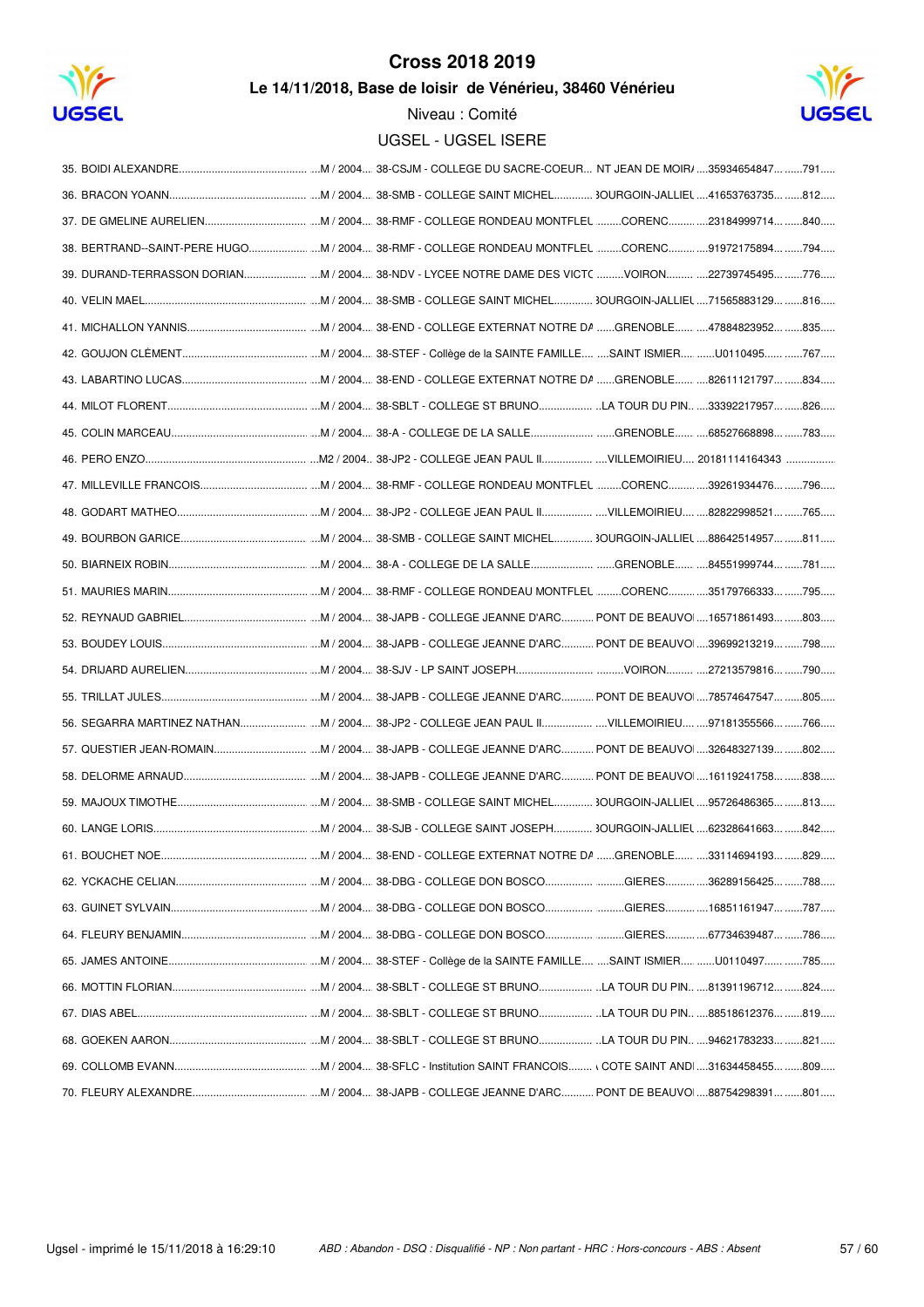# Cross 2018 2019

## Le 14/11/2018, Base de loisir de Vénérieu, 38460 Vénérieu

Niveau : Comité

UGSEL - UGSEL ISERE

| Rang | Nom | Cat. / Année | Établissement | Ville | Licence | Dossard |
|---|---|---|---|---|---|---|
| 35. | BOIDI ALEXANDRE | M / 2004 | 38-CSJM - COLLEGE DU SACRE-COEUR | NT JEAN DE MOIR | 35934654847 | 791 |
| 36. | BRACON YOANN | M / 2004 | 38-SMB - COLLEGE SAINT MICHEL | BOURGOIN-JALLIEU | 41653763735 | 812 |
| 37. | DE GMELINE AURELIEN | M / 2004 | 38-RMF - COLLEGE RONDEAU MONTFLEU | CORENC | 23184999714 | 840 |
| 38. | BERTRAND--SAINT-PERE HUGO | M / 2004 | 38-RMF - COLLEGE RONDEAU MONTFLEU | CORENC | 91972175894 | 794 |
| 39. | DURAND-TERRASSON DORIAN | M / 2004 | 38-NDV - LYCEE NOTRE DAME DES VICTO | VOIRON | 22739745495 | 776 |
| 40. | VELIN MAEL | M / 2004 | 38-SMB - COLLEGE SAINT MICHEL | BOURGOIN-JALLIEU | 71565883129 | 816 |
| 41. | MICHALLON YANNIS | M / 2004 | 38-END - COLLEGE EXTERNAT NOTRE DA | GRENOBLE | 47884823952 | 835 |
| 42. | GOUJON CLÉMENT | M / 2004 | 38-STEF - Collège de la SAINTE FAMILLE | SAINT ISMIER | U0110495 | 767 |
| 43. | LABARTINO LUCAS | M / 2004 | 38-END - COLLEGE EXTERNAT NOTRE DA | GRENOBLE | 82611121797 | 834 |
| 44. | MILOT FLORENT | M / 2004 | 38-SBLT - COLLEGE ST BRUNO | LA TOUR DU PIN | 33392217957 | 826 |
| 45. | COLIN MARCEAU | M / 2004 | 38-A - COLLEGE DE LA SALLE | GRENOBLE | 68527668898 | 783 |
| 46. | PERO ENZO | M2 / 2004 | 38-JP2 - COLLEGE JEAN PAUL II | VILLEMOIRIEU | 20181114164343 | |
| 47. | MILLEVILLE FRANCOIS | M / 2004 | 38-RMF - COLLEGE RONDEAU MONTFLEU | CORENC | 39261934476 | 796 |
| 48. | GODART MATHEO | M / 2004 | 38-JP2 - COLLEGE JEAN PAUL II | VILLEMOIRIEU | 82822998521 | 765 |
| 49. | BOURBON GARICE | M / 2004 | 38-SMB - COLLEGE SAINT MICHEL | BOURGOIN-JALLIEU | 88642514957 | 811 |
| 50. | BIARNEIX ROBIN | M / 2004 | 38-A - COLLEGE DE LA SALLE | GRENOBLE | 84551999744 | 781 |
| 51. | MAURIES MARIN | M / 2004 | 38-RMF - COLLEGE RONDEAU MONTFLEU | CORENC | 35179766333 | 795 |
| 52. | REYNAUD GABRIEL | M / 2004 | 38-JAPB - COLLEGE JEANNE D'ARC | PONT DE BEAUVO | 16571861493 | 803 |
| 53. | BOUDEY LOUIS | M / 2004 | 38-JAPB - COLLEGE JEANNE D'ARC | PONT DE BEAUVO | 39699213219 | 798 |
| 54. | DRIJARD AURELIEN | M / 2004 | 38-SJV - LP SAINT JOSEPH | VOIRON | 27213579816 | 790 |
| 55. | TRILLAT JULES | M / 2004 | 38-JAPB - COLLEGE JEANNE D'ARC | PONT DE BEAUVO | 78574647547 | 805 |
| 56. | SEGARRA MARTINEZ NATHAN | M / 2004 | 38-JP2 - COLLEGE JEAN PAUL II | VILLEMOIRIEU | 97181355566 | 766 |
| 57. | QUESTIER JEAN-ROMAIN | M / 2004 | 38-JAPB - COLLEGE JEANNE D'ARC | PONT DE BEAUVO | 32648327139 | 802 |
| 58. | DELORME ARNAUD | M / 2004 | 38-JAPB - COLLEGE JEANNE D'ARC | PONT DE BEAUVO | 16119241758 | 838 |
| 59. | MAJOUX TIMOTHE | M / 2004 | 38-SMB - COLLEGE SAINT MICHEL | BOURGOIN-JALLIEU | 95726486365 | 813 |
| 60. | LANGE LORIS | M / 2004 | 38-SJB - COLLEGE SAINT JOSEPH | BOURGOIN-JALLIEU | 62328641663 | 842 |
| 61. | BOUCHET NOE | M / 2004 | 38-END - COLLEGE EXTERNAT NOTRE DA | GRENOBLE | 33114694193 | 829 |
| 62. | YCKACHE CELIAN | M / 2004 | 38-DBG - COLLEGE DON BOSCO | GIERES | 36289156425 | 788 |
| 63. | GUINET SYLVAIN | M / 2004 | 38-DBG - COLLEGE DON BOSCO | GIERES | 16851161947 | 787 |
| 64. | FLEURY BENJAMIN | M / 2004 | 38-DBG - COLLEGE DON BOSCO | GIERES | 67734639487 | 786 |
| 65. | JAMES ANTOINE | M / 2004 | 38-STEF - Collège de la SAINTE FAMILLE | SAINT ISMIER | U0110497 | 785 |
| 66. | MOTTIN FLORIAN | M / 2004 | 38-SBLT - COLLEGE ST BRUNO | LA TOUR DU PIN | 81391196712 | 824 |
| 67. | DIAS ABEL | M / 2004 | 38-SBLT - COLLEGE ST BRUNO | LA TOUR DU PIN | 88518612376 | 819 |
| 68. | GOEKEN AARON | M / 2004 | 38-SBLT - COLLEGE ST BRUNO | LA TOUR DU PIN | 94621783233 | 821 |
| 69. | COLLOMB EVANN | M / 2004 | 38-SFLC - Institution SAINT FRANCOIS | COTE SAINT ANDI | 31634458455 | 809 |
| 70. | FLEURY ALEXANDRE | M / 2004 | 38-JAPB - COLLEGE JEANNE D'ARC | PONT DE BEAUVO | 88754298391 | 801 |

Ugsel - imprimé le 15/11/2018 à 16:29:10

*ABD : Abandon - DSQ : Disqualifié - NP : Non partant - HRC : Hors-concours - ABS : Absent*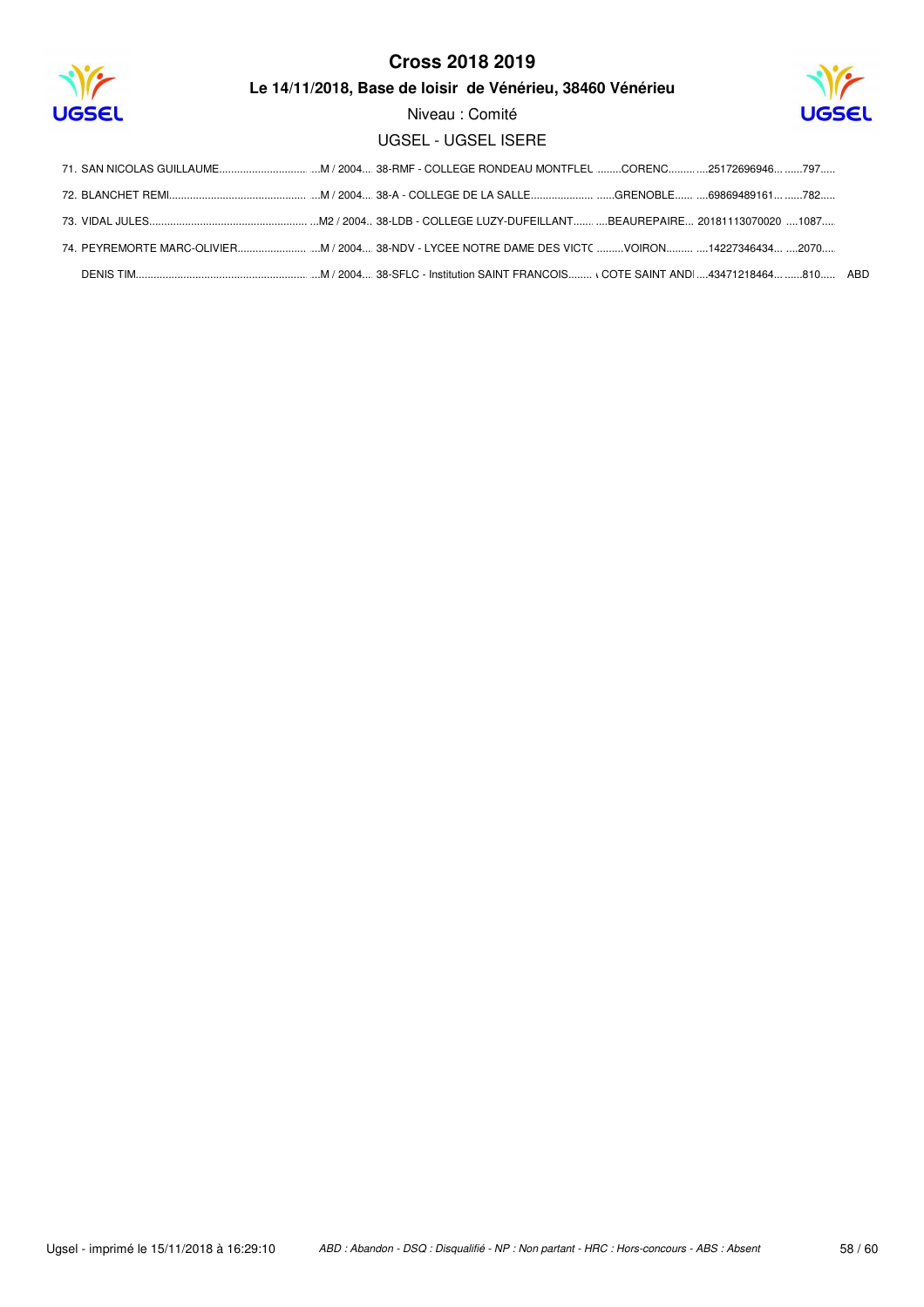# Cross 2018 2019

**Le 14/11/2018, Base de loisir de Vénérieu, 38460 Vénérieu**

Niveau : Comité

UGSEL - UGSEL ISERE

| Rang | Nom | Cat. / Année | Établissement | Ville | N° | Dossard | |
|---|---|---|---|---|---|---|---|
| 71. | SAN NICOLAS GUILLAUME | M / 2004 | 38-RMF - COLLEGE RONDEAU MONTFLEU | CORENC | 25172696946 | 797 | |
| 72. | BLANCHET REMI | M / 2004 | 38-A - COLLEGE DE LA SALLE | GRENOBLE | 69869489161 | 782 | |
| 73. | VIDAL JULES | M2 / 2004 | 38-LDB - COLLEGE LUZY-DUFEILLANT | BEAUREPAIRE | 20181113070020 | 1087 | |
| 74. | PEYREMORTE MARC-OLIVIER | M / 2004 | 38-NDV - LYCEE NOTRE DAME DES VICTO | VOIRON | 14227346434 | 2070 | |
| | DENIS TIM | M / 2004 | 38-SFLC - Institution SAINT FRANCOIS | COTE SAINT ANDI | 43471218464 | 810 | ABD |

*ABD : Abandon - DSQ : Disqualifié - NP : Non partant - HRC : Hors-concours - ABS : Absent*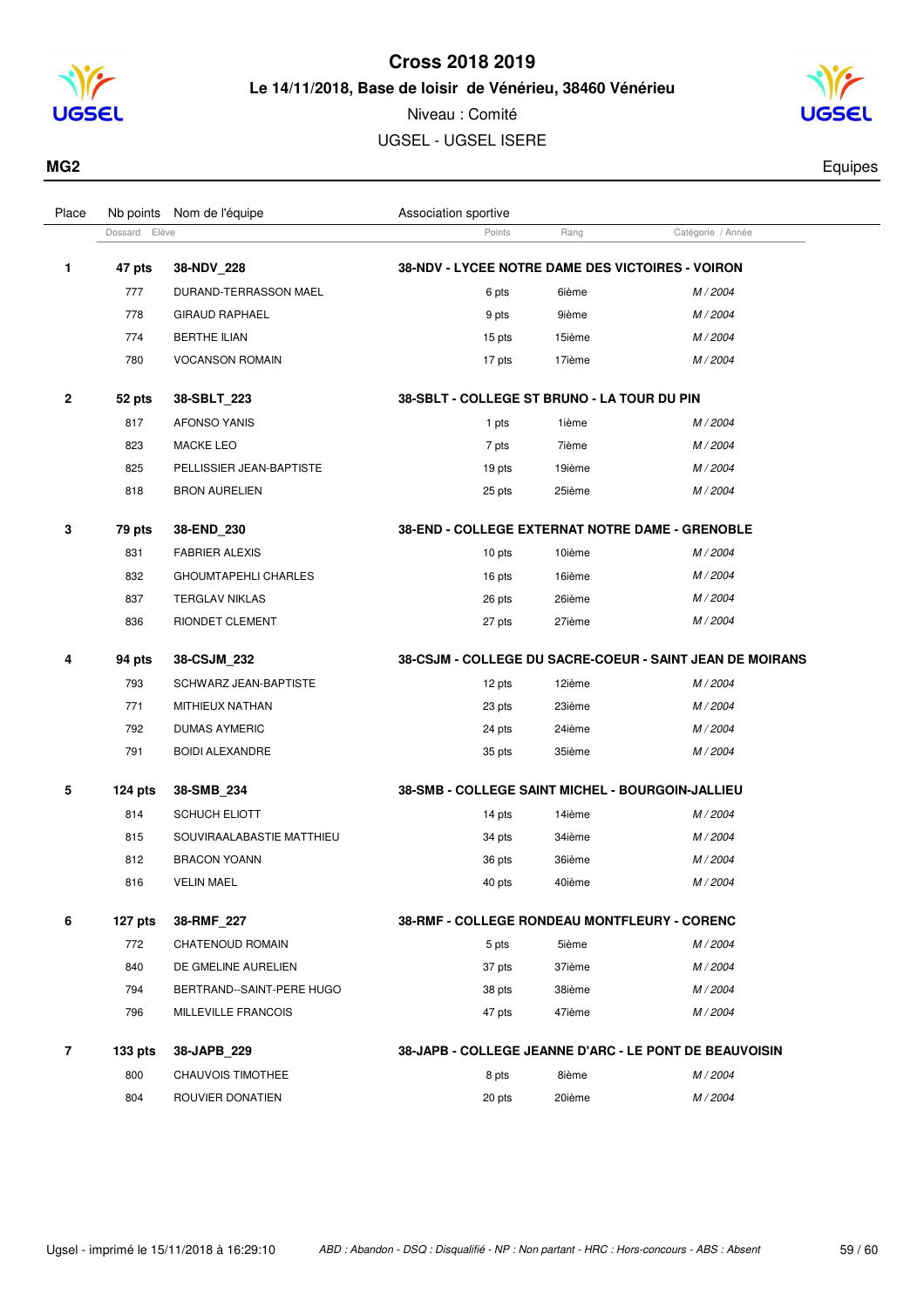# Cross 2018 2019

**Le 14/11/2018, Base de loisir de Vénérieu, 38460 Vénérieu**

Niveau : Comité

UGSEL - UGSEL ISERE

**MG2** Equipes

| Place | Nb points / Dossard | Nom de l'équipe / Elève | Association sportive / Points | Rang | Catégorie / Année |
|---|---|---|---|---|---|
| **1** | **47 pts** | **38-NDV_228** | **38-NDV - LYCEE NOTRE DAME DES VICTOIRES - VOIRON** | | |
| | 777 | DURAND-TERRASSON MAEL | 6 pts | 6ième | *M / 2004* |
| | 778 | GIRAUD RAPHAEL | 9 pts | 9ième | *M / 2004* |
| | 774 | BERTHE ILIAN | 15 pts | 15ième | *M / 2004* |
| | 780 | VOCANSON ROMAIN | 17 pts | 17ième | *M / 2004* |
| **2** | **52 pts** | **38-SBLT_223** | **38-SBLT - COLLEGE ST BRUNO - LA TOUR DU PIN** | | |
| | 817 | AFONSO YANIS | 1 pts | 1ième | *M / 2004* |
| | 823 | MACKE LEO | 7 pts | 7ième | *M / 2004* |
| | 825 | PELLISSIER JEAN-BAPTISTE | 19 pts | 19ième | *M / 2004* |
| | 818 | BRON AURELIEN | 25 pts | 25ième | *M / 2004* |
| **3** | **79 pts** | **38-END_230** | **38-END - COLLEGE EXTERNAT NOTRE DAME - GRENOBLE** | | |
| | 831 | FABRIER ALEXIS | 10 pts | 10ième | *M / 2004* |
| | 832 | GHOUMTAPEHLI CHARLES | 16 pts | 16ième | *M / 2004* |
| | 837 | TERGLAV NIKLAS | 26 pts | 26ième | *M / 2004* |
| | 836 | RIONDET CLEMENT | 27 pts | 27ième | *M / 2004* |
| **4** | **94 pts** | **38-CSJM_232** | **38-CSJM - COLLEGE DU SACRE-COEUR - SAINT JEAN DE MOIRANS** | | |
| | 793 | SCHWARZ JEAN-BAPTISTE | 12 pts | 12ième | *M / 2004* |
| | 771 | MITHIEUX NATHAN | 23 pts | 23ième | *M / 2004* |
| | 792 | DUMAS AYMERIC | 24 pts | 24ième | *M / 2004* |
| | 791 | BOIDI ALEXANDRE | 35 pts | 35ième | *M / 2004* |
| **5** | **124 pts** | **38-SMB_234** | **38-SMB - COLLEGE SAINT MICHEL - BOURGOIN-JALLIEU** | | |
| | 814 | SCHUCH ELIOTT | 14 pts | 14ième | *M / 2004* |
| | 815 | SOUVIRAALABASTIE MATTHIEU | 34 pts | 34ième | *M / 2004* |
| | 812 | BRACON YOANN | 36 pts | 36ième | *M / 2004* |
| | 816 | VELIN MAEL | 40 pts | 40ième | *M / 2004* |
| **6** | **127 pts** | **38-RMF_227** | **38-RMF - COLLEGE RONDEAU MONTFLEURY - CORENC** | | |
| | 772 | CHATENOUD ROMAIN | 5 pts | 5ième | *M / 2004* |
| | 840 | DE GMELINE AURELIEN | 37 pts | 37ième | *M / 2004* |
| | 794 | BERTRAND--SAINT-PERE HUGO | 38 pts | 38ième | *M / 2004* |
| | 796 | MILLEVILLE FRANCOIS | 47 pts | 47ième | *M / 2004* |
| **7** | **133 pts** | **38-JAPB_229** | **38-JAPB - COLLEGE JEANNE D'ARC - LE PONT DE BEAUVOISIN** | | |
| | 800 | CHAUVOIS TIMOTHEE | 8 pts | 8ième | *M / 2004* |
| | 804 | ROUVIER DONATIEN | 20 pts | 20ième | *M / 2004* |

Ugsel - imprimé le 15/11/2018 à 16:29:10 — *ABD : Abandon - DSQ : Disqualifié - NP : Non partant - HRC : Hors-concours - ABS : Absent*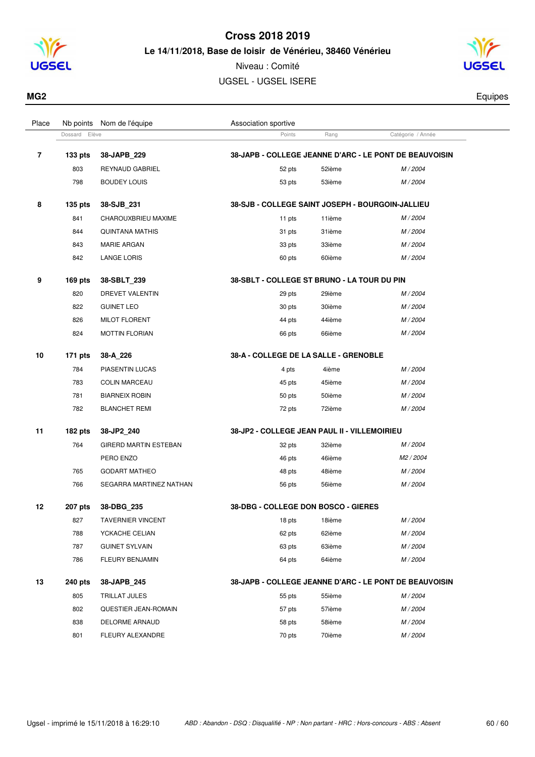# Cross 2018 2019

**Le 14/11/2018, Base de loisir de Vénérieu, 38460 Vénérieu**

Niveau : Comité

UGSEL - UGSEL ISERE

**MG2** Equipes

| Place | Nb points / Dossard | Nom de l'équipe / Elève | Association sportive / Points | Rang | Catégorie / Année |
|---|---|---|---|---|---|
| **7** | **133 pts** | **38-JAPB_229** | **38-JAPB - COLLEGE JEANNE D'ARC - LE PONT DE BEAUVOISIN** | | |
| | 803 | REYNAUD GABRIEL | 52 pts | 52ième | *M / 2004* |
| | 798 | BOUDEY LOUIS | 53 pts | 53ième | *M / 2004* |
| **8** | **135 pts** | **38-SJB_231** | **38-SJB - COLLEGE SAINT JOSEPH - BOURGOIN-JALLIEU** | | |
| | 841 | CHAROUXBRIEU MAXIME | 11 pts | 11ième | *M / 2004* |
| | 844 | QUINTANA MATHIS | 31 pts | 31ième | *M / 2004* |
| | 843 | MARIE ARGAN | 33 pts | 33ième | *M / 2004* |
| | 842 | LANGE LORIS | 60 pts | 60ième | *M / 2004* |
| **9** | **169 pts** | **38-SBLT_239** | **38-SBLT - COLLEGE ST BRUNO - LA TOUR DU PIN** | | |
| | 820 | DREVET VALENTIN | 29 pts | 29ième | *M / 2004* |
| | 822 | GUINET LEO | 30 pts | 30ième | *M / 2004* |
| | 826 | MILOT FLORENT | 44 pts | 44ième | *M / 2004* |
| | 824 | MOTTIN FLORIAN | 66 pts | 66ième | *M / 2004* |
| **10** | **171 pts** | **38-A_226** | **38-A - COLLEGE DE LA SALLE - GRENOBLE** | | |
| | 784 | PIASENTIN LUCAS | 4 pts | 4ième | *M / 2004* |
| | 783 | COLIN MARCEAU | 45 pts | 45ième | *M / 2004* |
| | 781 | BIARNEIX ROBIN | 50 pts | 50ième | *M / 2004* |
| | 782 | BLANCHET REMI | 72 pts | 72ième | *M / 2004* |
| **11** | **182 pts** | **38-JP2_240** | **38-JP2 - COLLEGE JEAN PAUL II - VILLEMOIRIEU** | | |
| | 764 | GIRERD MARTIN ESTEBAN | 32 pts | 32ième | *M / 2004* |
| | | PERO ENZO | 46 pts | 46ième | *M2 / 2004* |
| | 765 | GODART MATHEO | 48 pts | 48ième | *M / 2004* |
| | 766 | SEGARRA MARTINEZ NATHAN | 56 pts | 56ième | *M / 2004* |
| **12** | **207 pts** | **38-DBG_235** | **38-DBG - COLLEGE DON BOSCO - GIERES** | | |
| | 827 | TAVERNIER VINCENT | 18 pts | 18ième | *M / 2004* |
| | 788 | YCKACHE CELIAN | 62 pts | 62ième | *M / 2004* |
| | 787 | GUINET SYLVAIN | 63 pts | 63ième | *M / 2004* |
| | 786 | FLEURY BENJAMIN | 64 pts | 64ième | *M / 2004* |
| **13** | **240 pts** | **38-JAPB_245** | **38-JAPB - COLLEGE JEANNE D'ARC - LE PONT DE BEAUVOISIN** | | |
| | 805 | TRILLAT JULES | 55 pts | 55ième | *M / 2004* |
| | 802 | QUESTIER JEAN-ROMAIN | 57 pts | 57ième | *M / 2004* |
| | 838 | DELORME ARNAUD | 58 pts | 58ième | *M / 2004* |
| | 801 | FLEURY ALEXANDRE | 70 pts | 70ième | *M / 2004* |

Ugsel - imprimé le 15/11/2018 à 16:29:10 — *ABD : Abandon - DSQ : Disqualifié - NP : Non partant - HRC : Hors-concours - ABS : Absent*